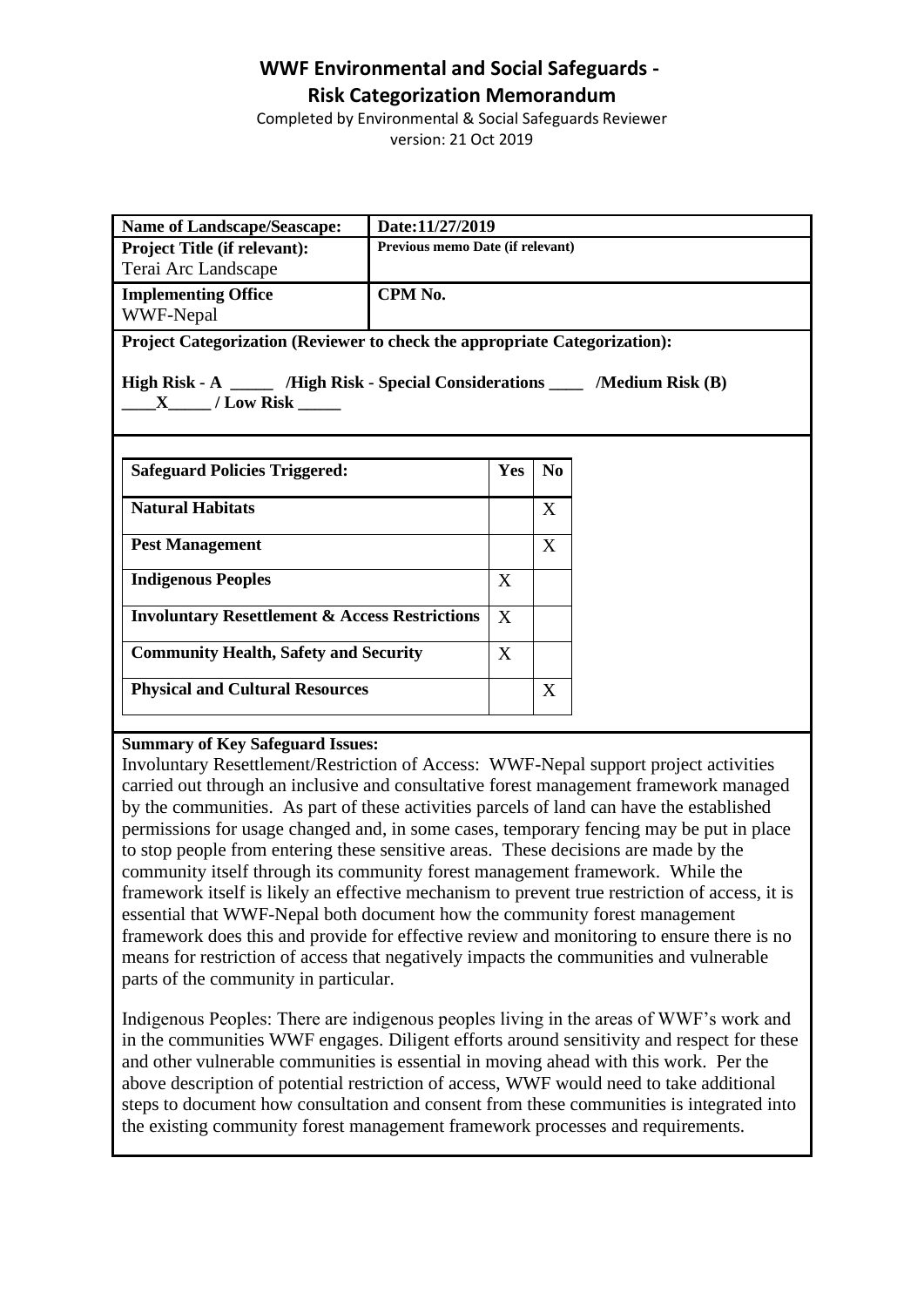# WWF Environmental and Social Safeguards - Risk Categorization Memorandum

Completed by Environmental & Social Safeguards Reviewer
version: 21 Oct 2019

| **Name of Landscape/Seascape:** | **Date:** 11/27/2019 |
|---|---|
| **Project Title (if relevant):** Terai Arc Landscape | **Previous memo Date (if relevant)** |
| **Implementing Office** WWF-Nepal | **CPM No.** |

**Project Categorization (Reviewer to check the appropriate Categorization):**

**High Risk - A \_\_\_\_\_ /High Risk - Special Considerations \_\_\_\_ /Medium Risk (B) \_\_\_\_X\_\_\_\_\_ / Low Risk \_\_\_\_\_**

| **Safeguard Policies Triggered:** | **Yes** | **No** |
|---|---|---|
| **Natural Habitats** | | X |
| **Pest Management** | | X |
| **Indigenous Peoples** | X | |
| **Involuntary Resettlement & Access Restrictions** | X | |
| **Community Health, Safety and Security** | X | |
| **Physical and Cultural Resources** | | X |

**Summary of Key Safeguard Issues:**

Involuntary Resettlement/Restriction of Access: WWF-Nepal support project activities carried out through an inclusive and consultative forest management framework managed by the communities. As part of these activities parcels of land can have the established permissions for usage changed and, in some cases, temporary fencing may be put in place to stop people from entering these sensitive areas. These decisions are made by the community itself through its community forest management framework. While the framework itself is likely an effective mechanism to prevent true restriction of access, it is essential that WWF-Nepal both document how the community forest management framework does this and provide for effective review and monitoring to ensure there is no means for restriction of access that negatively impacts the communities and vulnerable parts of the community in particular.

Indigenous Peoples: There are indigenous peoples living in the areas of WWF's work and in the communities WWF engages. Diligent efforts around sensitivity and respect for these and other vulnerable communities is essential in moving ahead with this work. Per the above description of potential restriction of access, WWF would need to take additional steps to document how consultation and consent from these communities is integrated into the existing community forest management framework processes and requirements.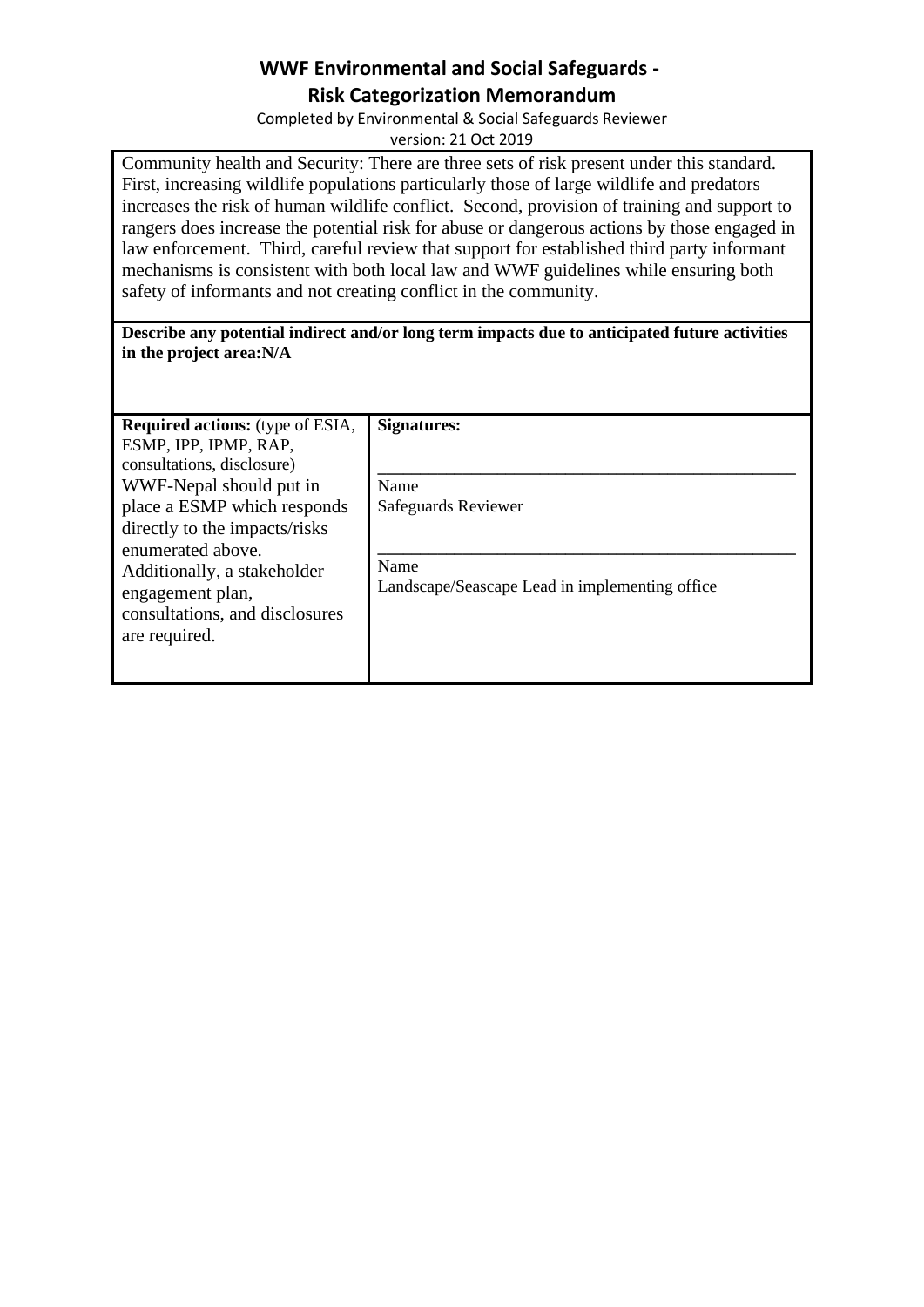# WWF Environmental and Social Safeguards - Risk Categorization Memorandum

Completed by Environmental & Social Safeguards Reviewer

version: 21 Oct 2019

Community health and Security: There are three sets of risk present under this standard. First, increasing wildlife populations particularly those of large wildlife and predators increases the risk of human wildlife conflict. Second, provision of training and support to rangers does increase the potential risk for abuse or dangerous actions by those engaged in law enforcement. Third, careful review that support for established third party informant mechanisms is consistent with both local law and WWF guidelines while ensuring both safety of informants and not creating conflict in the community.

**Describe any potential indirect and/or long term impacts due to anticipated future activities in the project area:N/A**

| **Required actions:** (type of ESIA, ESMP, IPP, IPMP, RAP, consultations, disclosure) | **Signatures:** |
|---|---|
| WWF-Nepal should put in place a ESMP which responds directly to the impacts/risks enumerated above. Additionally, a stakeholder engagement plan, consultations, and disclosures are required. | \_\_\_\_\_\_\_\_\_\_\_\_\_\_\_\_\_\_\_\_\_\_\_\_\_\_\_\_\_\_\_\_\_\_\_\_\_\_\_\_<br>Name<br>Safeguards Reviewer<br><br>\_\_\_\_\_\_\_\_\_\_\_\_\_\_\_\_\_\_\_\_\_\_\_\_\_\_\_\_\_\_\_\_\_\_\_\_\_\_\_\_<br>Name<br>Landscape/Seascape Lead in implementing office |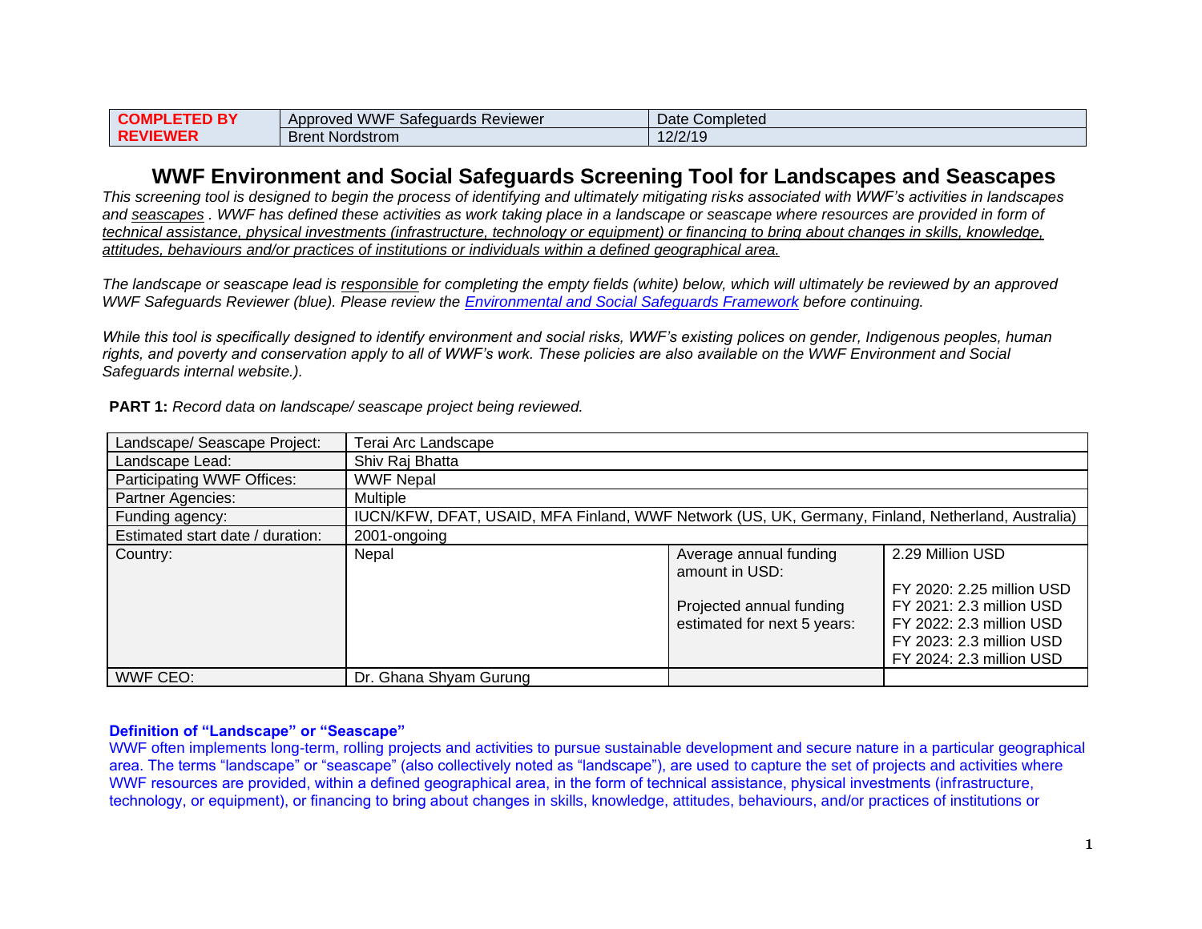| COMPLETED BY REVIEWER | Approved WWF Safeguards Reviewer | Date Completed |
| --- | --- | --- |
| | Brent Nordstrom | 12/2/19 |

# WWF Environment and Social Safeguards Screening Tool for Landscapes and Seascapes

*This screening tool is designed to begin the process of identifying and ultimately mitigating risks associated with WWF's activities in landscapes and seascapes . WWF has defined these activities as work taking place in a landscape or seascape where resources are provided in form of technical assistance, physical investments (infrastructure, technology or equipment) or financing to bring about changes in skills, knowledge, attitudes, behaviours and/or practices of institutions or individuals within a defined geographical area.*

*The landscape or seascape lead is responsible for completing the empty fields (white) below, which will ultimately be reviewed by an approved WWF Safeguards Reviewer (blue). Please review the [Environmental and Social Safeguards Framework]() before continuing.*

*While this tool is specifically designed to identify environment and social risks, WWF's existing polices on gender, Indigenous peoples, human rights, and poverty and conservation apply to all of WWF's work. These policies are also available on the WWF Environment and Social Safeguards internal website.).*

**PART 1:** *Record data on landscape/ seascape project being reviewed.*

| Landscape/ Seascape Project: | Terai Arc Landscape | | |
| --- | --- | --- | --- |
| Landscape Lead: | Shiv Raj Bhatta | | |
| Participating WWF Offices: | WWF Nepal | | |
| Partner Agencies: | Multiple | | |
| Funding agency: | IUCN/KFW, DFAT, USAID, MFA Finland, WWF Network (US, UK, Germany, Finland, Netherland, Australia) | | |
| Estimated start date / duration: | 2001-ongoing | | |
| Country: | Nepal | Average annual funding amount in USD:<br><br>Projected annual funding estimated for next 5 years: | 2.29 Million USD<br><br>FY 2020: 2.25 million USD<br>FY 2021: 2.3 million USD<br>FY 2022: 2.3 million USD<br>FY 2023: 2.3 million USD<br>FY 2024: 2.3 million USD |
| WWF CEO: | Dr. Ghana Shyam Gurung | | |

**Definition of "Landscape" or "Seascape"**

WWF often implements long-term, rolling projects and activities to pursue sustainable development and secure nature in a particular geographical area. The terms "landscape" or "seascape" (also collectively noted as "landscape"), are used to capture the set of projects and activities where WWF resources are provided, within a defined geographical area, in the form of technical assistance, physical investments (infrastructure, technology, or equipment), or financing to bring about changes in skills, knowledge, attitudes, behaviours, and/or practices of institutions or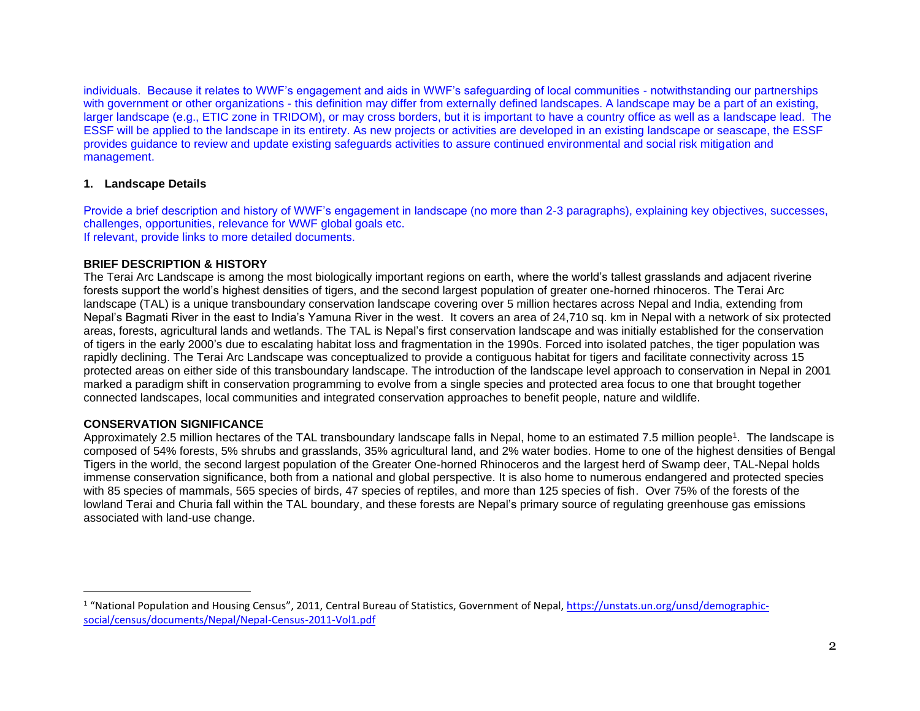individuals. Because it relates to WWF's engagement and aids in WWF's safeguarding of local communities - notwithstanding our partnerships with government or other organizations - this definition may differ from externally defined landscapes. A landscape may be a part of an existing, larger landscape (e.g., ETIC zone in TRIDOM), or may cross borders, but it is important to have a country office as well as a landscape lead. The ESSF will be applied to the landscape in its entirety. As new projects or activities are developed in an existing landscape or seascape, the ESSF provides guidance to review and update existing safeguards activities to assure continued environmental and social risk mitigation and management.

## 1. Landscape Details

Provide a brief description and history of WWF's engagement in landscape (no more than 2-3 paragraphs), explaining key objectives, successes, challenges, opportunities, relevance for WWF global goals etc.
If relevant, provide links to more detailed documents.

**BRIEF DESCRIPTION & HISTORY**

The Terai Arc Landscape is among the most biologically important regions on earth, where the world's tallest grasslands and adjacent riverine forests support the world's highest densities of tigers, and the second largest population of greater one-horned rhinoceros. The Terai Arc landscape (TAL) is a unique transboundary conservation landscape covering over 5 million hectares across Nepal and India, extending from Nepal's Bagmati River in the east to India's Yamuna River in the west. It covers an area of 24,710 sq. km in Nepal with a network of six protected areas, forests, agricultural lands and wetlands. The TAL is Nepal's first conservation landscape and was initially established for the conservation of tigers in the early 2000's due to escalating habitat loss and fragmentation in the 1990s. Forced into isolated patches, the tiger population was rapidly declining. The Terai Arc Landscape was conceptualized to provide a contiguous habitat for tigers and facilitate connectivity across 15 protected areas on either side of this transboundary landscape. The introduction of the landscape level approach to conservation in Nepal in 2001 marked a paradigm shift in conservation programming to evolve from a single species and protected area focus to one that brought together connected landscapes, local communities and integrated conservation approaches to benefit people, nature and wildlife.

**CONSERVATION SIGNIFICANCE**

Approximately 2.5 million hectares of the TAL transboundary landscape falls in Nepal, home to an estimated 7.5 million people[1]. The landscape is composed of 54% forests, 5% shrubs and grasslands, 35% agricultural land, and 2% water bodies. Home to one of the highest densities of Bengal Tigers in the world, the second largest population of the Greater One-horned Rhinoceros and the largest herd of Swamp deer, TAL-Nepal holds immense conservation significance, both from a national and global perspective. It is also home to numerous endangered and protected species with 85 species of mammals, 565 species of birds, 47 species of reptiles, and more than 125 species of fish. Over 75% of the forests of the lowland Terai and Churia fall within the TAL boundary, and these forests are Nepal's primary source of regulating greenhouse gas emissions associated with land-use change.

---

[1] "National Population and Housing Census", 2011, Central Bureau of Statistics, Government of Nepal, https://unstats.un.org/unsd/demographic-social/census/documents/Nepal/Nepal-Census-2011-Vol1.pdf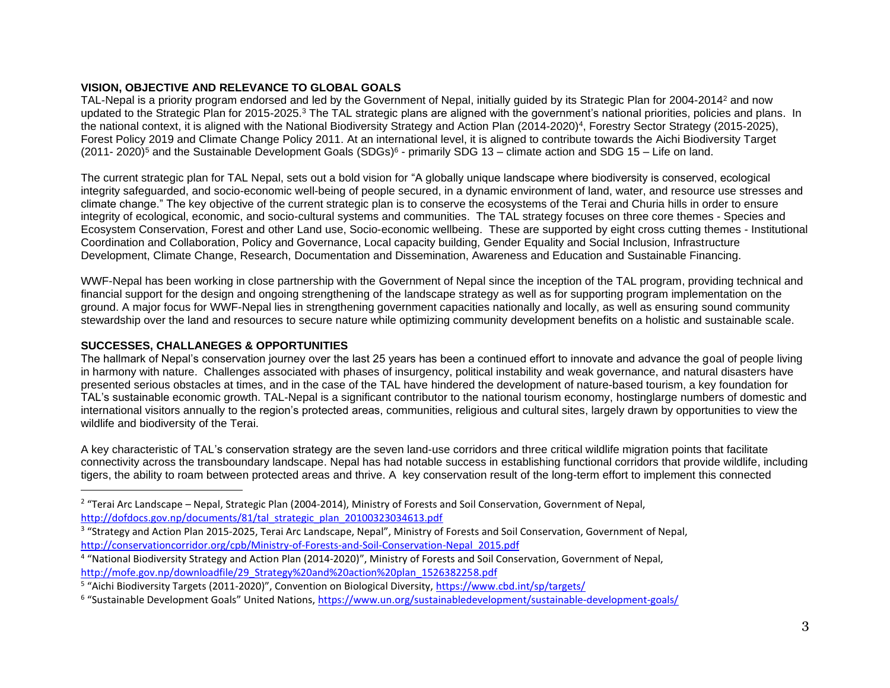## VISION, OBJECTIVE AND RELEVANCE TO GLOBAL GOALS

TAL-Nepal is a priority program endorsed and led by the Government of Nepal, initially guided by its Strategic Plan for 2004-2014[2] and now updated to the Strategic Plan for 2015-2025.[3] The TAL strategic plans are aligned with the government's national priorities, policies and plans. In the national context, it is aligned with the National Biodiversity Strategy and Action Plan (2014-2020)[4], Forestry Sector Strategy (2015-2025), Forest Policy 2019 and Climate Change Policy 2011. At an international level, it is aligned to contribute towards the Aichi Biodiversity Target (2011- 2020)[5] and the Sustainable Development Goals (SDGs)[6] - primarily SDG 13 – climate action and SDG 15 – Life on land.

The current strategic plan for TAL Nepal, sets out a bold vision for "A globally unique landscape where biodiversity is conserved, ecological integrity safeguarded, and socio-economic well-being of people secured, in a dynamic environment of land, water, and resource use stresses and climate change." The key objective of the current strategic plan is to conserve the ecosystems of the Terai and Churia hills in order to ensure integrity of ecological, economic, and socio-cultural systems and communities. The TAL strategy focuses on three core themes - Species and Ecosystem Conservation, Forest and other Land use, Socio-economic wellbeing. These are supported by eight cross cutting themes - Institutional Coordination and Collaboration, Policy and Governance, Local capacity building, Gender Equality and Social Inclusion, Infrastructure Development, Climate Change, Research, Documentation and Dissemination, Awareness and Education and Sustainable Financing.

WWF-Nepal has been working in close partnership with the Government of Nepal since the inception of the TAL program, providing technical and financial support for the design and ongoing strengthening of the landscape strategy as well as for supporting program implementation on the ground. A major focus for WWF-Nepal lies in strengthening government capacities nationally and locally, as well as ensuring sound community stewardship over the land and resources to secure nature while optimizing community development benefits on a holistic and sustainable scale.

## SUCCESSES, CHALLANEGES & OPPORTUNITIES

The hallmark of Nepal's conservation journey over the last 25 years has been a continued effort to innovate and advance the goal of people living in harmony with nature. Challenges associated with phases of insurgency, political instability and weak governance, and natural disasters have presented serious obstacles at times, and in the case of the TAL have hindered the development of nature-based tourism, a key foundation for TAL's sustainable economic growth. TAL-Nepal is a significant contributor to the national tourism economy, hostinglarge numbers of domestic and international visitors annually to the region's protected areas, communities, religious and cultural sites, largely drawn by opportunities to view the wildlife and biodiversity of the Terai.

A key characteristic of TAL's conservation strategy are the seven land-use corridors and three critical wildlife migration points that facilitate connectivity across the transboundary landscape. Nepal has had notable success in establishing functional corridors that provide wildlife, including tigers, the ability to roam between protected areas and thrive. A key conservation result of the long-term effort to implement this connected

---

[2] "Terai Arc Landscape – Nepal, Strategic Plan (2004-2014), Ministry of Forests and Soil Conservation, Government of Nepal, http://dofdocs.gov.np/documents/81/tal_strategic_plan_20100323034613.pdf

[3] "Strategy and Action Plan 2015-2025, Terai Arc Landscape, Nepal", Ministry of Forests and Soil Conservation, Government of Nepal, http://conservationcorridor.org/cpb/Ministry-of-Forests-and-Soil-Conservation-Nepal_2015.pdf

[4] "National Biodiversity Strategy and Action Plan (2014-2020)", Ministry of Forests and Soil Conservation, Government of Nepal, http://mofe.gov.np/downloadfile/29_Strategy%20and%20action%20plan_1526382258.pdf

[5] "Aichi Biodiversity Targets (2011-2020)", Convention on Biological Diversity, https://www.cbd.int/sp/targets/

[6] "Sustainable Development Goals" United Nations, https://www.un.org/sustainabledevelopment/sustainable-development-goals/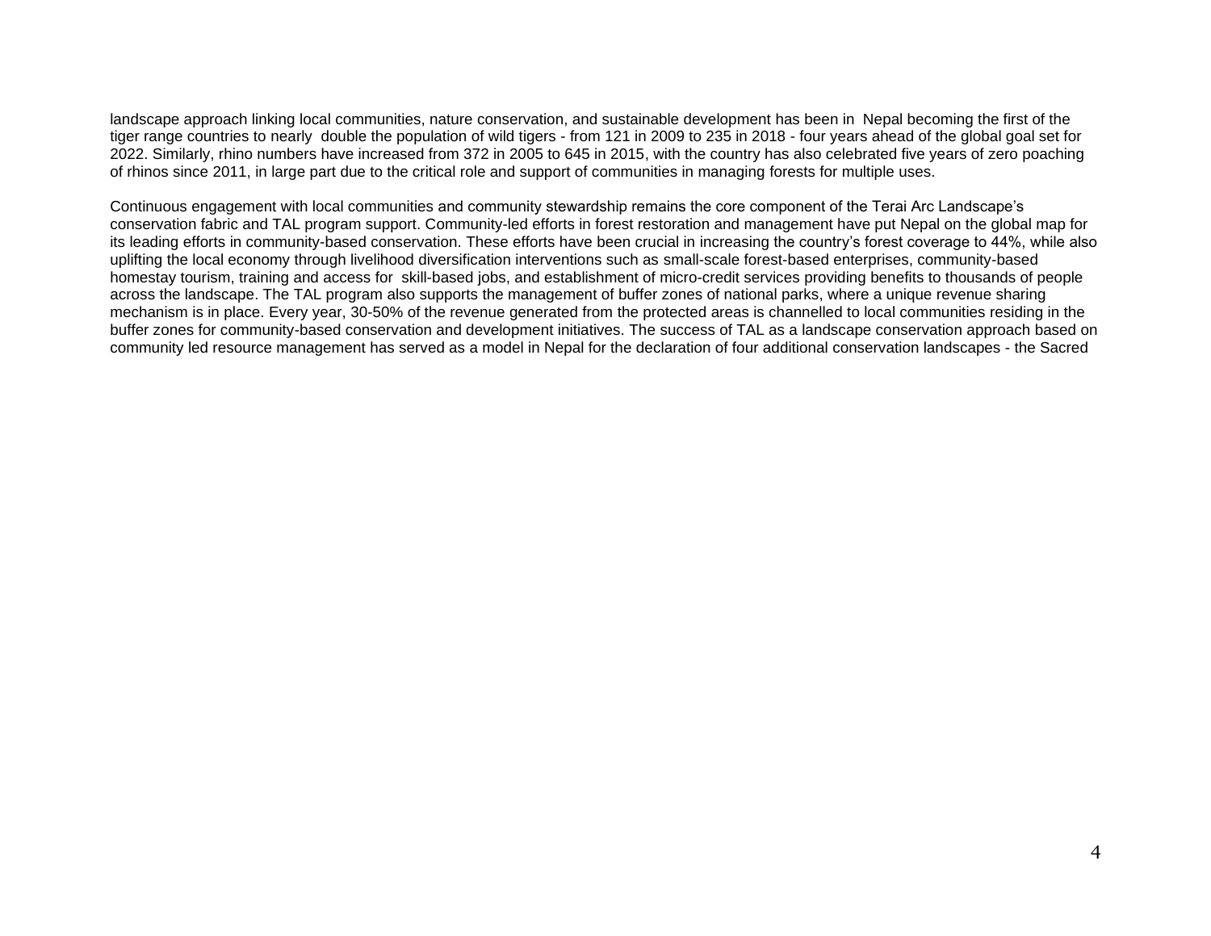landscape approach linking local communities, nature conservation, and sustainable development has been in Nepal becoming the first of the tiger range countries to nearly double the population of wild tigers - from 121 in 2009 to 235 in 2018 - four years ahead of the global goal set for 2022. Similarly, rhino numbers have increased from 372 in 2005 to 645 in 2015, with the country has also celebrated five years of zero poaching of rhinos since 2011, in large part due to the critical role and support of communities in managing forests for multiple uses.

Continuous engagement with local communities and community stewardship remains the core component of the Terai Arc Landscape's conservation fabric and TAL program support. Community-led efforts in forest restoration and management have put Nepal on the global map for its leading efforts in community-based conservation. These efforts have been crucial in increasing the country's forest coverage to 44%, while also uplifting the local economy through livelihood diversification interventions such as small-scale forest-based enterprises, community-based homestay tourism, training and access for skill-based jobs, and establishment of micro-credit services providing benefits to thousands of people across the landscape. The TAL program also supports the management of buffer zones of national parks, where a unique revenue sharing mechanism is in place. Every year, 30-50% of the revenue generated from the protected areas is channelled to local communities residing in the buffer zones for community-based conservation and development initiatives. The success of TAL as a landscape conservation approach based on community led resource management has served as a model in Nepal for the declaration of four additional conservation landscapes - the Sacred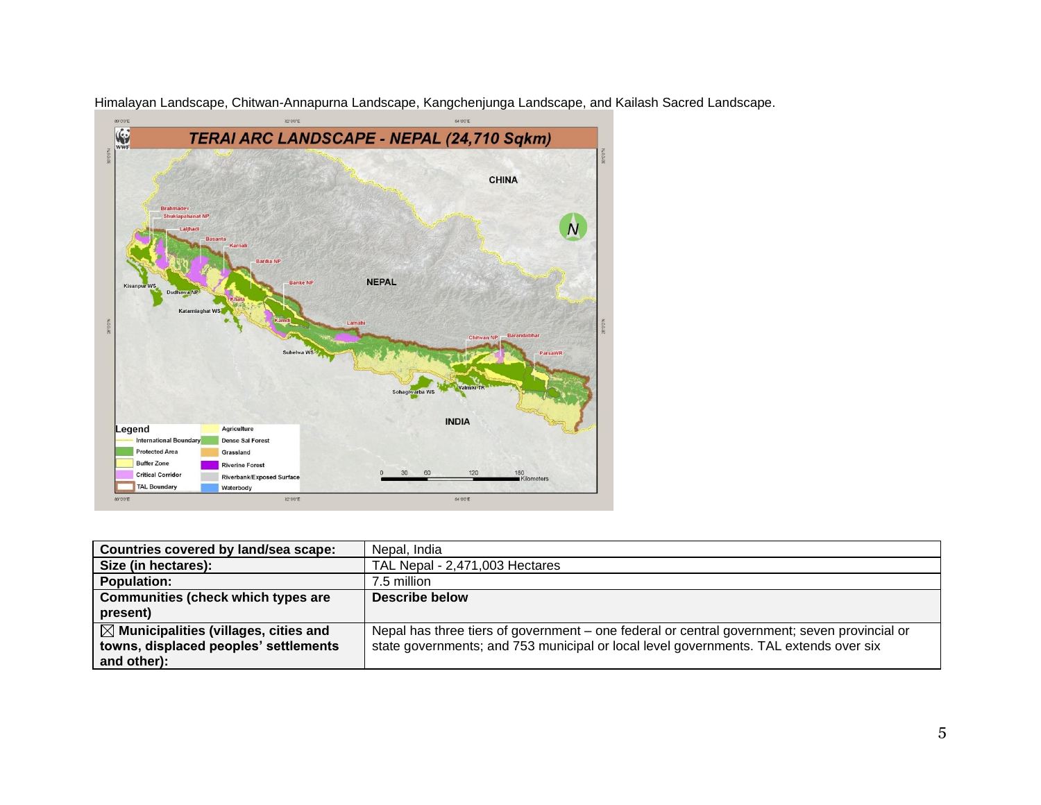Himalayan Landscape, Chitwan-Annapurna Landscape, Kangchenjunga Landscape, and Kailash Sacred Landscape.

| Countries covered by land/sea scape: | Nepal, India |
| --- | --- |
| Size (in hectares): | TAL Nepal - 2,471,003 Hectares |
| Population: | 7.5 million |
| Communities (check which types are present) | Describe below |
| ☒ Municipalities (villages, cities and towns, displaced peoples' settlements and other): | Nepal has three tiers of government – one federal or central government; seven provincial or state governments; and 753 municipal or local level governments. TAL extends over six |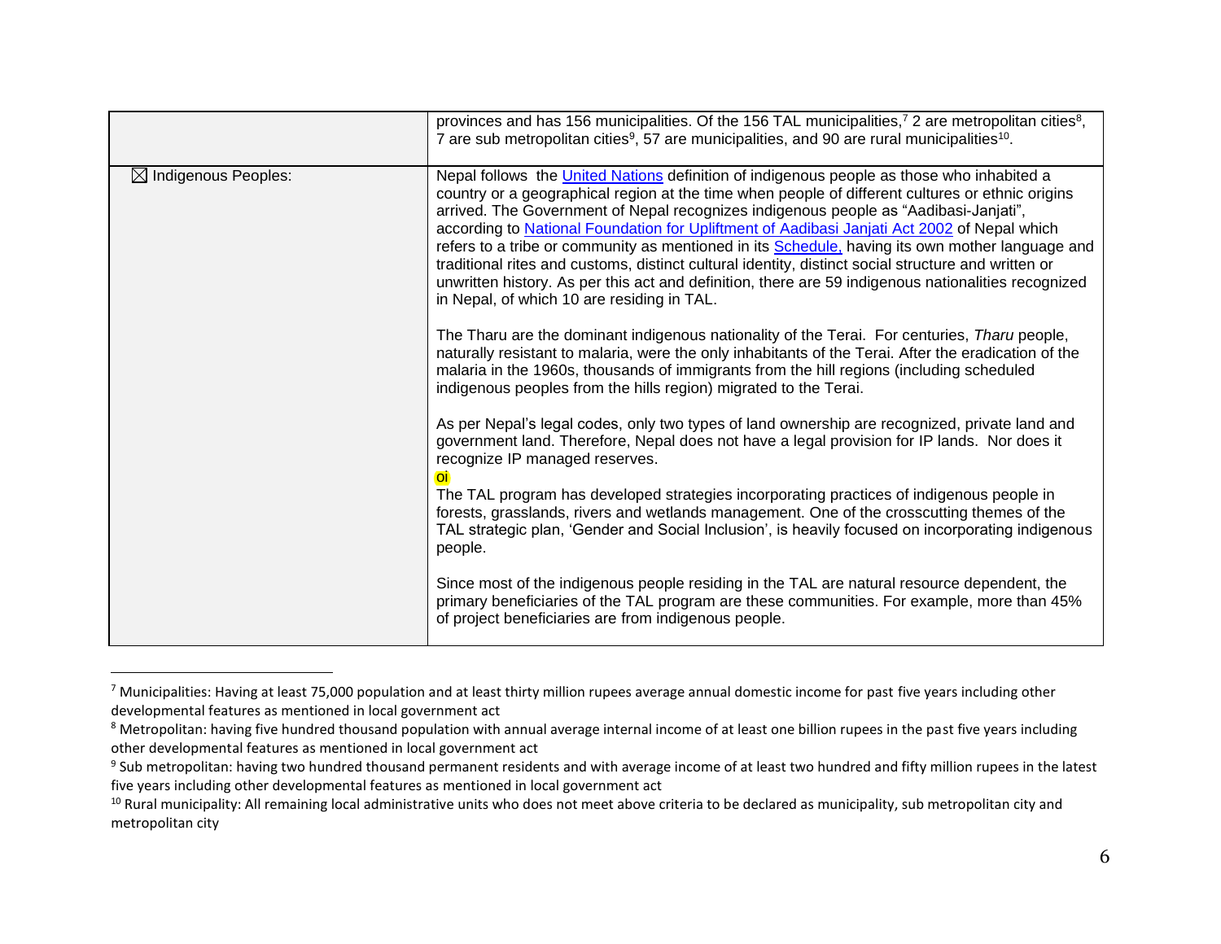|  |  |
| --- | --- |
|  | provinces and has 156 municipalities. Of the 156 TAL municipalities,[7] 2 are metropolitan cities[8], 7 are sub metropolitan cities[9], 57 are municipalities, and 90 are rural municipalities[10]. |
| ☒ Indigenous Peoples: | Nepal follows the [United Nations](#) definition of indigenous people as those who inhabited a country or a geographical region at the time when people of different cultures or ethnic origins arrived. The Government of Nepal recognizes indigenous people as "Aadibasi-Janjati", according to [National Foundation for Upliftment of Aadibasi Janjati Act 2002](#) of Nepal which refers to a tribe or community as mentioned in its [Schedule,](#) having its own mother language and traditional rites and customs, distinct cultural identity, distinct social structure and written or unwritten history. As per this act and definition, there are 59 indigenous nationalities recognized in Nepal, of which 10 are residing in TAL.<br><br>The Tharu are the dominant indigenous nationality of the Terai. For centuries, *Tharu* people, naturally resistant to malaria, were the only inhabitants of the Terai. After the eradication of the malaria in the 1960s, thousands of immigrants from the hill regions (including scheduled indigenous peoples from the hills region) migrated to the Terai.<br><br>As per Nepal's legal codes, only two types of land ownership are recognized, private land and government land. Therefore, Nepal does not have a legal provision for IP lands. Nor does it recognize IP managed reserves.<br>oi<br>The TAL program has developed strategies incorporating practices of indigenous people in forests, grasslands, rivers and wetlands management. One of the crosscutting themes of the TAL strategic plan, 'Gender and Social Inclusion', is heavily focused on incorporating indigenous people.<br><br>Since most of the indigenous people residing in the TAL are natural resource dependent, the primary beneficiaries of the TAL program are these communities. For example, more than 45% of project beneficiaries are from indigenous people. |

[7] Municipalities: Having at least 75,000 population and at least thirty million rupees average annual domestic income for past five years including other developmental features as mentioned in local government act

[8] Metropolitan: having five hundred thousand population with annual average internal income of at least one billion rupees in the past five years including other developmental features as mentioned in local government act

[9] Sub metropolitan: having two hundred thousand permanent residents and with average income of at least two hundred and fifty million rupees in the latest five years including other developmental features as mentioned in local government act

[10] Rural municipality: All remaining local administrative units who does not meet above criteria to be declared as municipality, sub metropolitan city and metropolitan city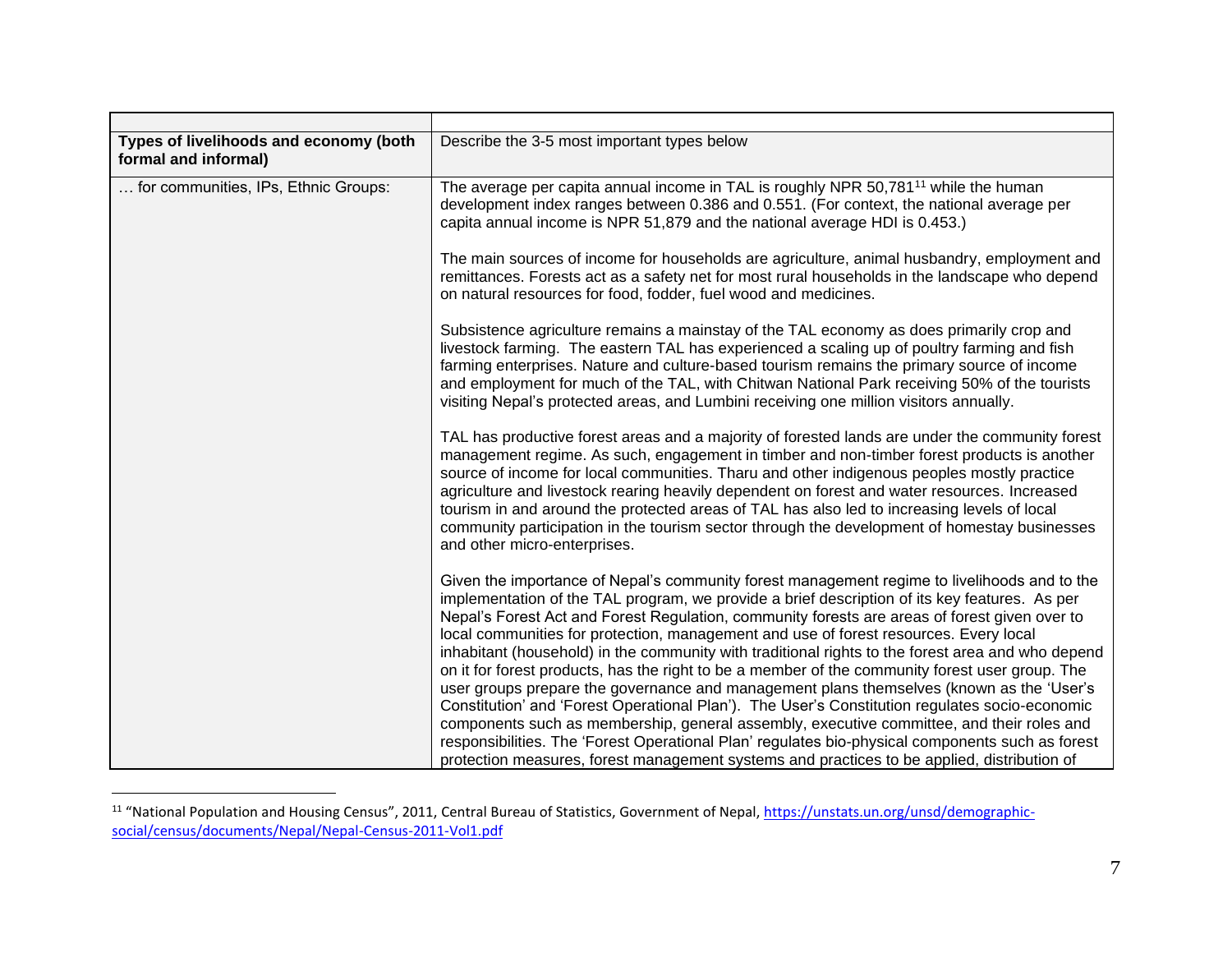| | |
|---|---|
| **Types of livelihoods and economy (both formal and informal)** | Describe the 3-5 most important types below |
| … for communities, IPs, Ethnic Groups: | The average per capita annual income in TAL is roughly NPR 50,781[11] while the human development index ranges between 0.386 and 0.551. (For context, the national average per capita annual income is NPR 51,879 and the national average HDI is 0.453.)<br><br>The main sources of income for households are agriculture, animal husbandry, employment and remittances. Forests act as a safety net for most rural households in the landscape who depend on natural resources for food, fodder, fuel wood and medicines.<br><br>Subsistence agriculture remains a mainstay of the TAL economy as does primarily crop and livestock farming. The eastern TAL has experienced a scaling up of poultry farming and fish farming enterprises. Nature and culture-based tourism remains the primary source of income and employment for much of the TAL, with Chitwan National Park receiving 50% of the tourists visiting Nepal's protected areas, and Lumbini receiving one million visitors annually.<br><br>TAL has productive forest areas and a majority of forested lands are under the community forest management regime. As such, engagement in timber and non-timber forest products is another source of income for local communities. Tharu and other indigenous peoples mostly practice agriculture and livestock rearing heavily dependent on forest and water resources. Increased tourism in and around the protected areas of TAL has also led to increasing levels of local community participation in the tourism sector through the development of homestay businesses and other micro-enterprises.<br><br>Given the importance of Nepal's community forest management regime to livelihoods and to the implementation of the TAL program, we provide a brief description of its key features. As per Nepal's Forest Act and Forest Regulation, community forests are areas of forest given over to local communities for protection, management and use of forest resources. Every local inhabitant (household) in the community with traditional rights to the forest area and who depend on it for forest products, has the right to be a member of the community forest user group. The user groups prepare the governance and management plans themselves (known as the 'User's Constitution' and 'Forest Operational Plan'). The User's Constitution regulates socio-economic components such as membership, general assembly, executive committee, and their roles and responsibilities. The 'Forest Operational Plan' regulates bio-physical components such as forest protection measures, forest management systems and practices to be applied, distribution of |

[11] "National Population and Housing Census", 2011, Central Bureau of Statistics, Government of Nepal, https://unstats.un.org/unsd/demographic-social/census/documents/Nepal/Nepal-Census-2011-Vol1.pdf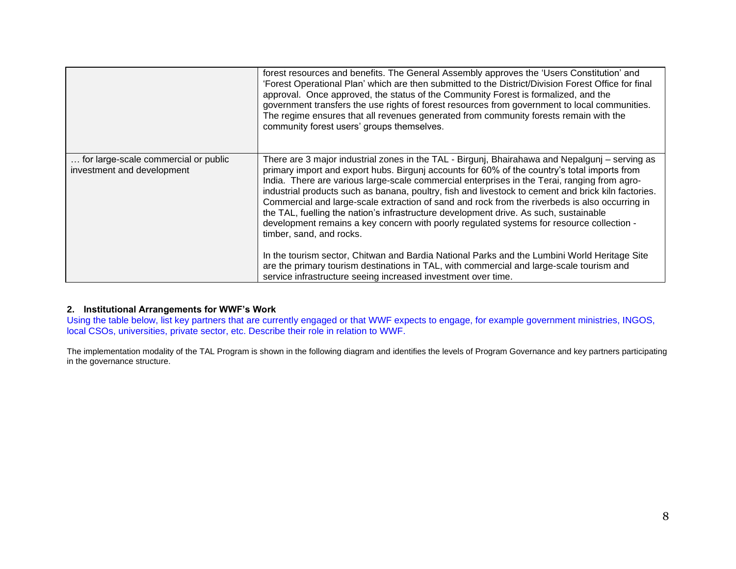|  |  |
| --- | --- |
|  | forest resources and benefits. The General Assembly approves the 'Users Constitution' and 'Forest Operational Plan' which are then submitted to the District/Division Forest Office for final approval. Once approved, the status of the Community Forest is formalized, and the government transfers the use rights of forest resources from government to local communities. The regime ensures that all revenues generated from community forests remain with the community forest users' groups themselves. |
| … for large-scale commercial or public investment and development | There are 3 major industrial zones in the TAL - Birgunj, Bhairahawa and Nepalgunj – serving as primary import and export hubs. Birgunj accounts for 60% of the country's total imports from India. There are various large-scale commercial enterprises in the Terai, ranging from agro-industrial products such as banana, poultry, fish and livestock to cement and brick kiln factories. Commercial and large-scale extraction of sand and rock from the riverbeds is also occurring in the TAL, fuelling the nation's infrastructure development drive. As such, sustainable development remains a key concern with poorly regulated systems for resource collection - timber, sand, and rocks.<br><br>In the tourism sector, Chitwan and Bardia National Parks and the Lumbini World Heritage Site are the primary tourism destinations in TAL, with commercial and large-scale tourism and service infrastructure seeing increased investment over time. |

## 2. Institutional Arrangements for WWF's Work

Using the table below, list key partners that are currently engaged or that WWF expects to engage, for example government ministries, INGOS, local CSOs, universities, private sector, etc. Describe their role in relation to WWF.

The implementation modality of the TAL Program is shown in the following diagram and identifies the levels of Program Governance and key partners participating in the governance structure.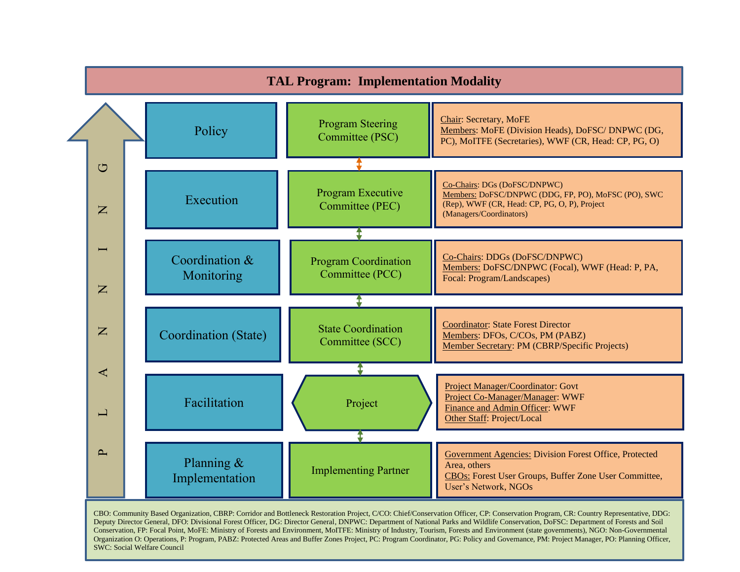# TAL Program: Implementation Modality

PLANNING

| Level | Body | Composition |
|---|---|---|
| Policy | Program Steering Committee (PSC) | Chair: Secretary, MoFE<br>Members: MoFE (Division Heads), DoFSC/ DNPWC (DG, PC), MoITFE (Secretaries), WWF (CR, Head: CP, PG, O) |
| Execution | Program Executive Committee (PEC) | Co-Chairs: DGs (DoFSC/DNPWC)<br>Members: DoFSC/DNPWC (DDG, FP, PO), MoFSC (PO), SWC (Rep), WWF (CR, Head: CP, PG, O, P), Project (Managers/Coordinators) |
| Coordination & Monitoring | Program Coordination Committee (PCC) | Co-Chairs: DDGs (DoFSC/DNPWC)<br>Members: DoFSC/DNPWC (Focal), WWF (Head: P, PA, Focal: Program/Landscapes) |
| Coordination (State) | State Coordination Committee (SCC) | Coordinator: State Forest Director<br>Members: DFOs, C/COs, PM (PABZ)<br>Member Secretary: PM (CBRP/Specific Projects) |
| Facilitation | Project | Project Manager/Coordinator: Govt<br>Project Co-Manager/Manager: WWF<br>Finance and Admin Officer: WWF<br>Other Staff: Project/Local |
| Planning & Implementation | Implementing Partner | Government Agencies: Division Forest Office, Protected Area, others<br>CBOs: Forest User Groups, Buffer Zone User Committee, User's Network, NGOs |

CBO: Community Based Organization, CBRP: Corridor and Bottleneck Restoration Project, C/CO: Chief/Conservation Officer, CP: Conservation Program, CR: Country Representative, DDG: Deputy Director General, DFO: Divisional Forest Officer, DG: Director General, DNPWC: Department of National Parks and Wildlife Conservation, DoFSC: Department of Forests and Soil Conservation, FP: Focal Point, MoFE: Ministry of Forests and Environment, MoITFE: Ministry of Industry, Tourism, Forests and Environment (state governments), NGO: Non-Governmental Organization O: Operations, P: Program, PABZ: Protected Areas and Buffer Zones Project, PC: Program Coordinator, PG: Policy and Governance, PM: Project Manager, PO: Planning Officer, SWC: Social Welfare Council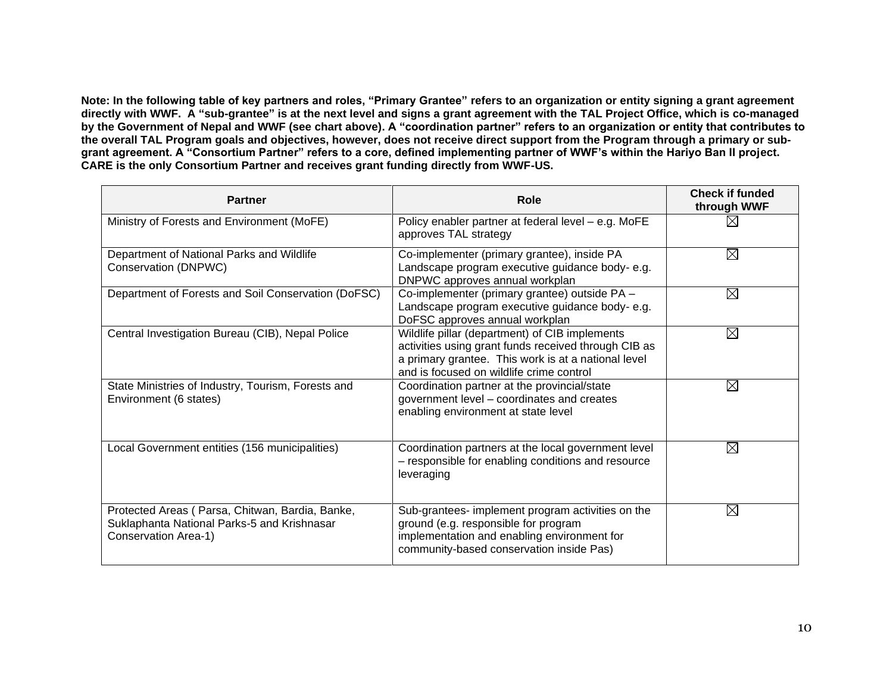**Note: In the following table of key partners and roles, "Primary Grantee" refers to an organization or entity signing a grant agreement directly with WWF. A "sub-grantee" is at the next level and signs a grant agreement with the TAL Project Office, which is co-managed by the Government of Nepal and WWF (see chart above). A "coordination partner" refers to an organization or entity that contributes to the overall TAL Program goals and objectives, however, does not receive direct support from the Program through a primary or sub-grant agreement. A "Consortium Partner" refers to a core, defined implementing partner of WWF's within the Hariyo Ban II project. CARE is the only Consortium Partner and receives grant funding directly from WWF-US.**

| Partner | Role | Check if funded through WWF |
|---|---|---|
| Ministry of Forests and Environment (MoFE) | Policy enabler partner at federal level – e.g. MoFE approves TAL strategy | ☒ |
| Department of National Parks and Wildlife Conservation (DNPWC) | Co-implementer (primary grantee), inside PA Landscape program executive guidance body- e.g. DNPWC approves annual workplan | ☒ |
| Department of Forests and Soil Conservation (DoFSC) | Co-implementer (primary grantee) outside PA – Landscape program executive guidance body- e.g. DoFSC approves annual workplan | ☒ |
| Central Investigation Bureau (CIB), Nepal Police | Wildlife pillar (department) of CIB implements activities using grant funds received through CIB as a primary grantee. This work is at a national level and is focused on wildlife crime control | ☒ |
| State Ministries of Industry, Tourism, Forests and Environment (6 states) | Coordination partner at the provincial/state government level – coordinates and creates enabling environment at state level | ☒ |
| Local Government entities (156 municipalities) | Coordination partners at the local government level – responsible for enabling conditions and resource leveraging | ☒ |
| Protected Areas ( Parsa, Chitwan, Bardia, Banke, Suklaphanta National Parks-5 and Krishnasar Conservation Area-1) | Sub-grantees- implement program activities on the ground (e.g. responsible for program implementation and enabling environment for community-based conservation inside Pas) | ☒ |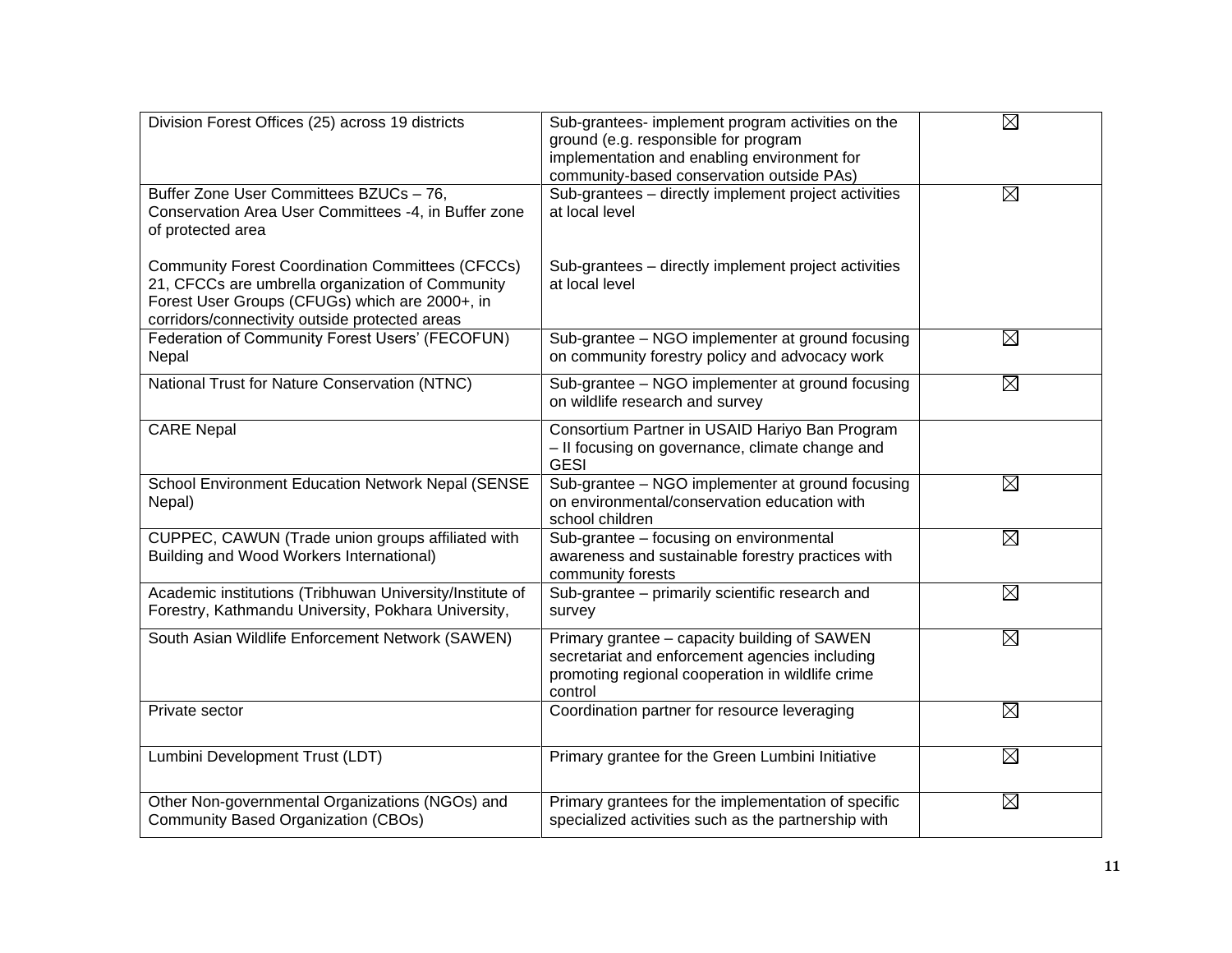| | | |
|---|---|---|
| Division Forest Offices (25) across 19 districts | Sub-grantees- implement program activities on the ground (e.g. responsible for program implementation and enabling environment for community-based conservation outside PAs) | ☒ |
| Buffer Zone User Committees BZUCs – 76, Conservation Area User Committees -4, in Buffer zone of protected area<br><br>Community Forest Coordination Committees (CFCCs) 21, CFCCs are umbrella organization of Community Forest User Groups (CFUGs) which are 2000+, in corridors/connectivity outside protected areas | Sub-grantees – directly implement project activities at local level<br><br>Sub-grantees – directly implement project activities at local level | ☒ |
| Federation of Community Forest Users' (FECOFUN) Nepal | Sub-grantee – NGO implementer at ground focusing on community forestry policy and advocacy work | ☒ |
| National Trust for Nature Conservation (NTNC) | Sub-grantee – NGO implementer at ground focusing on wildlife research and survey | ☒ |
| CARE Nepal | Consortium Partner in USAID Hariyo Ban Program – II focusing on governance, climate change and GESI | |
| School Environment Education Network Nepal (SENSE Nepal) | Sub-grantee – NGO implementer at ground focusing on environmental/conservation education with school children | ☒ |
| CUPPEC, CAWUN (Trade union groups affiliated with Building and Wood Workers International) | Sub-grantee – focusing on environmental awareness and sustainable forestry practices with community forests | ☒ |
| Academic institutions (Tribhuwan University/Institute of Forestry, Kathmandu University, Pokhara University, | Sub-grantee – primarily scientific research and survey | ☒ |
| South Asian Wildlife Enforcement Network (SAWEN) | Primary grantee – capacity building of SAWEN secretariat and enforcement agencies including promoting regional cooperation in wildlife crime control | ☒ |
| Private sector | Coordination partner for resource leveraging | ☒ |
| Lumbini Development Trust (LDT) | Primary grantee for the Green Lumbini Initiative | ☒ |
| Other Non-governmental Organizations (NGOs) and Community Based Organization (CBOs) | Primary grantees for the implementation of specific specialized activities such as the partnership with | ☒ |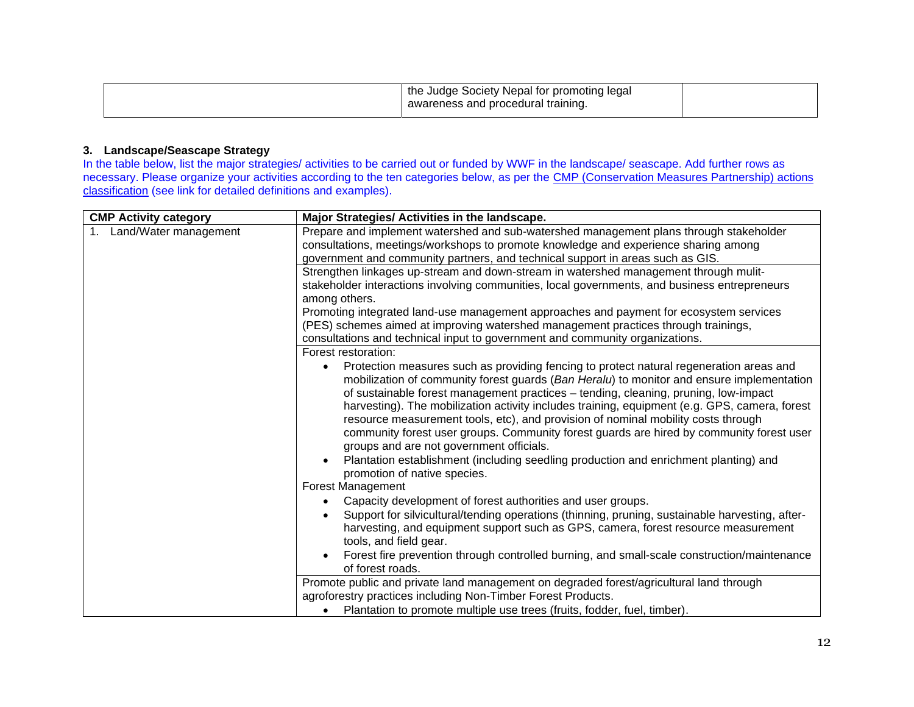| | the Judge Society Nepal for promoting legal awareness and procedural training. | |
|---|---|---|

### 3. Landscape/Seascape Strategy

In the table below, list the major strategies/ activities to be carried out or funded by WWF in the landscape/ seascape. Add further rows as necessary. Please organize your activities according to the ten categories below, as per the CMP (Conservation Measures Partnership) actions classification (see link for detailed definitions and examples).

| CMP Activity category | Major Strategies/ Activities in the landscape. |
|---|---|
| 1. Land/Water management | Prepare and implement watershed and sub-watershed management plans through stakeholder consultations, meetings/workshops to promote knowledge and experience sharing among government and community partners, and technical support in areas such as GIS. |
| | Strengthen linkages up-stream and down-stream in watershed management through mulit-stakeholder interactions involving communities, local governments, and business entrepreneurs among others.<br>Promoting integrated land-use management approaches and payment for ecosystem services (PES) schemes aimed at improving watershed management practices through trainings, consultations and technical input to government and community organizations. |
| | Forest restoration:<br>• Protection measures such as providing fencing to protect natural regeneration areas and mobilization of community forest guards (*Ban Heralu*) to monitor and ensure implementation of sustainable forest management practices – tending, cleaning, pruning, low-impact harvesting). The mobilization activity includes training, equipment (e.g. GPS, camera, forest resource measurement tools, etc), and provision of nominal mobility costs through community forest user groups. Community forest guards are hired by community forest user groups and are not government officials.<br>• Plantation establishment (including seedling production and enrichment planting) and promotion of native species.<br>Forest Management<br>• Capacity development of forest authorities and user groups.<br>• Support for silvicultural/tending operations (thinning, pruning, sustainable harvesting, after-harvesting, and equipment support such as GPS, camera, forest resource measurement tools, and field gear.<br>• Forest fire prevention through controlled burning, and small-scale construction/maintenance of forest roads. |
| | Promote public and private land management on degraded forest/agricultural land through agroforestry practices including Non-Timber Forest Products.<br>• Plantation to promote multiple use trees (fruits, fodder, fuel, timber). |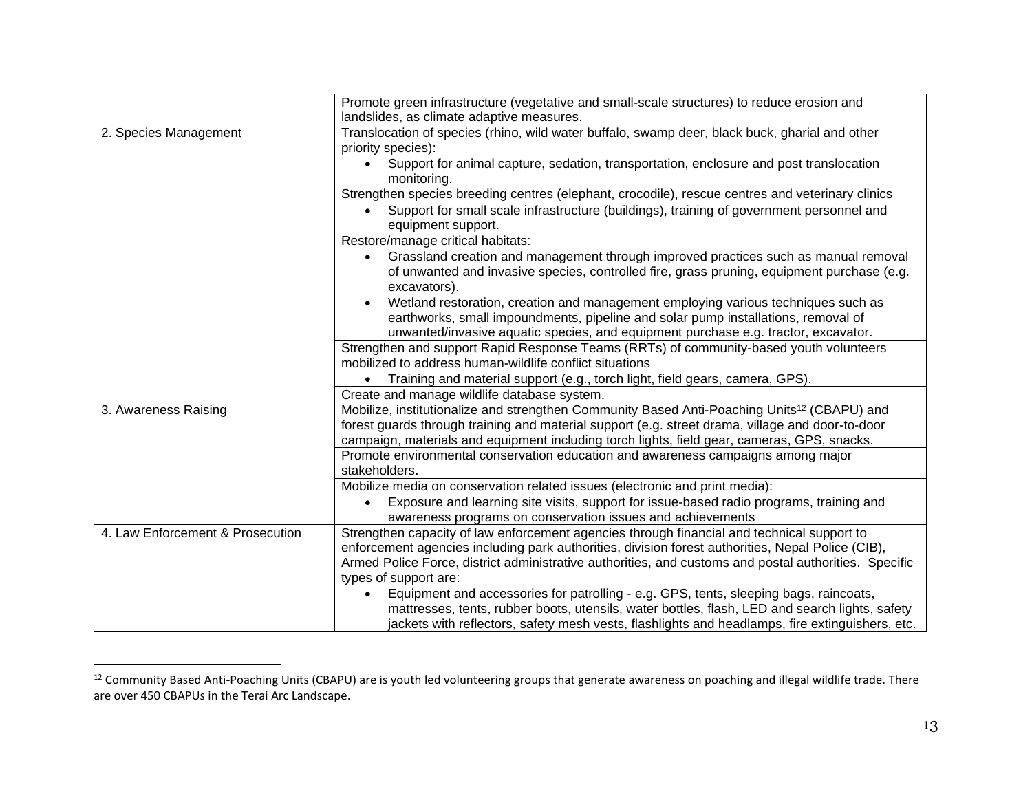| | |
|---|---|
| | Promote green infrastructure (vegetative and small-scale structures) to reduce erosion and landslides, as climate adaptive measures. |
| 2. Species Management | Translocation of species (rhino, wild water buffalo, swamp deer, black buck, gharial and other priority species):<br>• Support for animal capture, sedation, transportation, enclosure and post translocation monitoring. |
| | Strengthen species breeding centres (elephant, crocodile), rescue centres and veterinary clinics<br>• Support for small scale infrastructure (buildings), training of government personnel and equipment support. |
| | Restore/manage critical habitats:<br>• Grassland creation and management through improved practices such as manual removal of unwanted and invasive species, controlled fire, grass pruning, equipment purchase (e.g. excavators).<br>• Wetland restoration, creation and management employing various techniques such as earthworks, small impoundments, pipeline and solar pump installations, removal of unwanted/invasive aquatic species, and equipment purchase e.g. tractor, excavator. |
| | Strengthen and support Rapid Response Teams (RRTs) of community-based youth volunteers mobilized to address human-wildlife conflict situations<br>• Training and material support (e.g., torch light, field gears, camera, GPS). |
| | Create and manage wildlife database system. |
| 3. Awareness Raising | Mobilize, institutionalize and strengthen Community Based Anti-Poaching Units[12] (CBAPU) and forest guards through training and material support (e.g. street drama, village and door-to-door campaign, materials and equipment including torch lights, field gear, cameras, GPS, snacks. |
| | Promote environmental conservation education and awareness campaigns among major stakeholders. |
| | Mobilize media on conservation related issues (electronic and print media):<br>• Exposure and learning site visits, support for issue-based radio programs, training and awareness programs on conservation issues and achievements |
| 4. Law Enforcement & Prosecution | Strengthen capacity of law enforcement agencies through financial and technical support to enforcement agencies including park authorities, division forest authorities, Nepal Police (CIB), Armed Police Force, district administrative authorities, and customs and postal authorities. Specific types of support are:<br>• Equipment and accessories for patrolling - e.g. GPS, tents, sleeping bags, raincoats, mattresses, tents, rubber boots, utensils, water bottles, flash, LED and search lights, safety jackets with reflectors, safety mesh vests, flashlights and headlamps, fire extinguishers, etc. |

[12] Community Based Anti-Poaching Units (CBAPU) are is youth led volunteering groups that generate awareness on poaching and illegal wildlife trade. There are over 450 CBAPUs in the Terai Arc Landscape.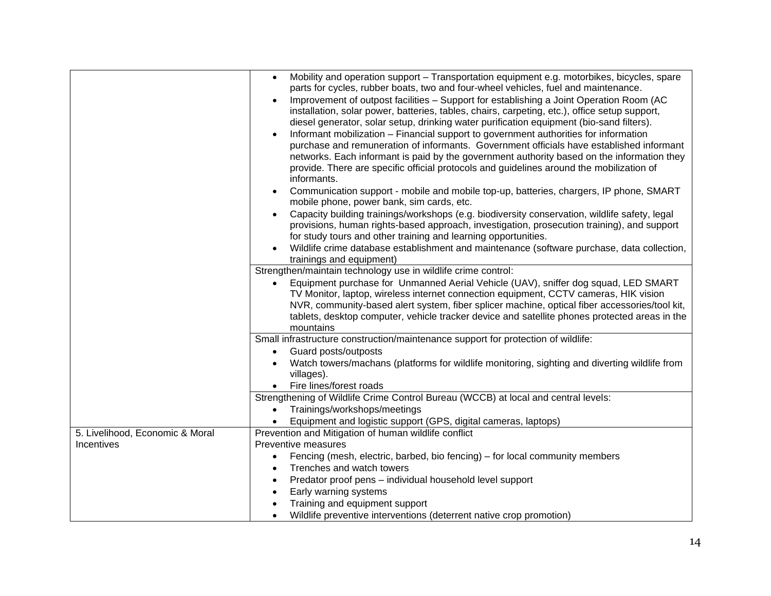| | |
|---|---|
| | • Mobility and operation support – Transportation equipment e.g. motorbikes, bicycles, spare parts for cycles, rubber boats, two and four-wheel vehicles, fuel and maintenance.<br>• Improvement of outpost facilities – Support for establishing a Joint Operation Room (AC installation, solar power, batteries, tables, chairs, carpeting, etc.), office setup support, diesel generator, solar setup, drinking water purification equipment (bio-sand filters).<br>• Informant mobilization – Financial support to government authorities for information purchase and remuneration of informants. Government officials have established informant networks. Each informant is paid by the government authority based on the information they provide. There are specific official protocols and guidelines around the mobilization of informants.<br>• Communication support - mobile and mobile top-up, batteries, chargers, IP phone, SMART mobile phone, power bank, sim cards, etc.<br>• Capacity building trainings/workshops (e.g. biodiversity conservation, wildlife safety, legal provisions, human rights-based approach, investigation, prosecution training), and support for study tours and other training and learning opportunities.<br>• Wildlife crime database establishment and maintenance (software purchase, data collection, trainings and equipment) |
| | Strengthen/maintain technology use in wildlife crime control:<br>• Equipment purchase for Unmanned Aerial Vehicle (UAV), sniffer dog squad, LED SMART TV Monitor, laptop, wireless internet connection equipment, CCTV cameras, HIK vision NVR, community-based alert system, fiber splicer machine, optical fiber accessories/tool kit, tablets, desktop computer, vehicle tracker device and satellite phones protected areas in the mountains |
| | Small infrastructure construction/maintenance support for protection of wildlife:<br>• Guard posts/outposts<br>• Watch towers/machans (platforms for wildlife monitoring, sighting and diverting wildlife from villages).<br>• Fire lines/forest roads |
| | Strengthening of Wildlife Crime Control Bureau (WCCB) at local and central levels:<br>• Trainings/workshops/meetings<br>• Equipment and logistic support (GPS, digital cameras, laptops) |
| 5. Livelihood, Economic & Moral Incentives | Prevention and Mitigation of human wildlife conflict<br>Preventive measures<br>• Fencing (mesh, electric, barbed, bio fencing) – for local community members<br>• Trenches and watch towers<br>• Predator proof pens – individual household level support<br>• Early warning systems<br>• Training and equipment support<br>• Wildlife preventive interventions (deterrent native crop promotion) |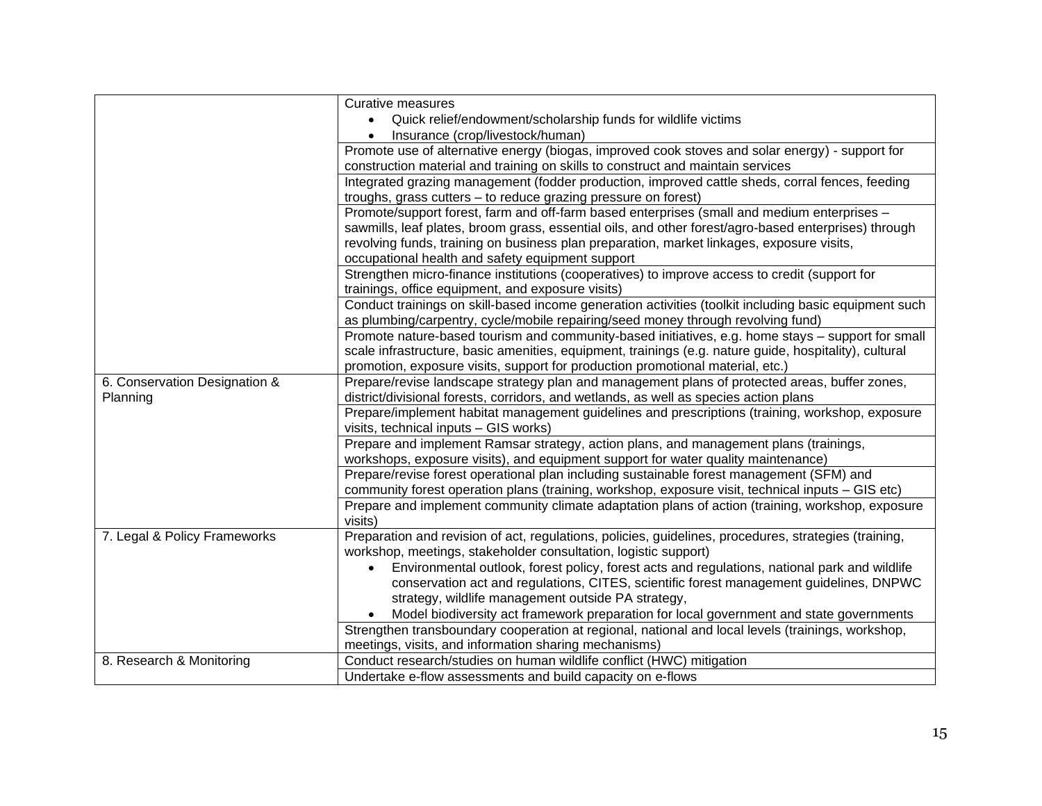| | |
|---|---|
| | Curative measures<br>• Quick relief/endowment/scholarship funds for wildlife victims<br>• Insurance (crop/livestock/human) |
| | Promote use of alternative energy (biogas, improved cook stoves and solar energy) - support for construction material and training on skills to construct and maintain services |
| | Integrated grazing management (fodder production, improved cattle sheds, corral fences, feeding troughs, grass cutters – to reduce grazing pressure on forest) |
| | Promote/support forest, farm and off-farm based enterprises (small and medium enterprises – sawmills, leaf plates, broom grass, essential oils, and other forest/agro-based enterprises) through revolving funds, training on business plan preparation, market linkages, exposure visits, occupational health and safety equipment support |
| | Strengthen micro-finance institutions (cooperatives) to improve access to credit (support for trainings, office equipment, and exposure visits) |
| | Conduct trainings on skill-based income generation activities (toolkit including basic equipment such as plumbing/carpentry, cycle/mobile repairing/seed money through revolving fund) |
| | Promote nature-based tourism and community-based initiatives, e.g. home stays – support for small scale infrastructure, basic amenities, equipment, trainings (e.g. nature guide, hospitality), cultural promotion, exposure visits, support for production promotional material, etc.) |
| 6. Conservation Designation & Planning | Prepare/revise landscape strategy plan and management plans of protected areas, buffer zones, district/divisional forests, corridors, and wetlands, as well as species action plans |
| | Prepare/implement habitat management guidelines and prescriptions (training, workshop, exposure visits, technical inputs – GIS works) |
| | Prepare and implement Ramsar strategy, action plans, and management plans (trainings, workshops, exposure visits), and equipment support for water quality maintenance) |
| | Prepare/revise forest operational plan including sustainable forest management (SFM) and community forest operation plans (training, workshop, exposure visit, technical inputs – GIS etc) |
| | Prepare and implement community climate adaptation plans of action (training, workshop, exposure visits) |
| 7. Legal & Policy Frameworks | Preparation and revision of act, regulations, policies, guidelines, procedures, strategies (training, workshop, meetings, stakeholder consultation, logistic support)<br>• Environmental outlook, forest policy, forest acts and regulations, national park and wildlife conservation act and regulations, CITES, scientific forest management guidelines, DNPWC strategy, wildlife management outside PA strategy,<br>• Model biodiversity act framework preparation for local government and state governments |
| | Strengthen transboundary cooperation at regional, national and local levels (trainings, workshop, meetings, visits, and information sharing mechanisms) |
| 8. Research & Monitoring | Conduct research/studies on human wildlife conflict (HWC) mitigation |
| | Undertake e-flow assessments and build capacity on e-flows |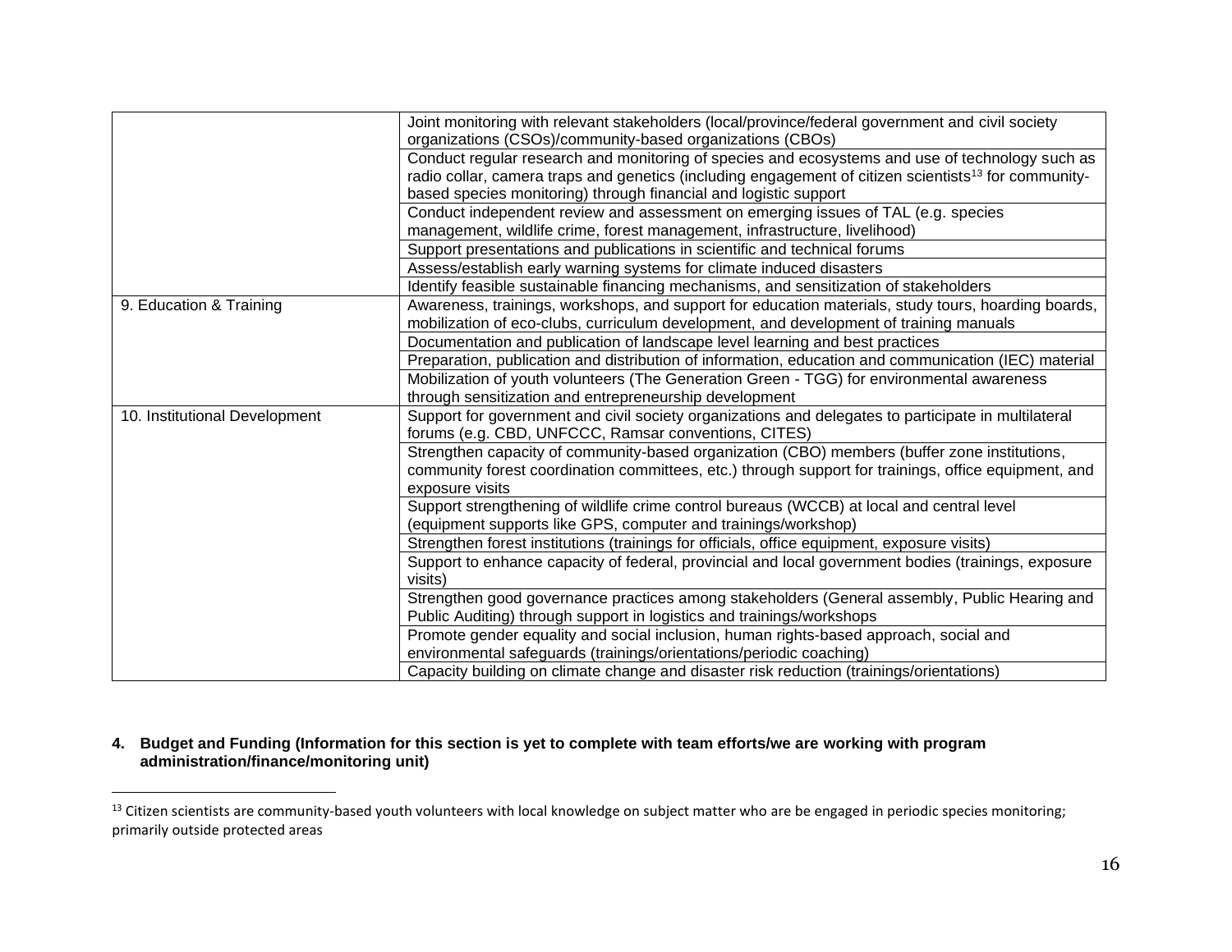| | |
|---|---|
| | Joint monitoring with relevant stakeholders (local/province/federal government and civil society organizations (CSOs)/community-based organizations (CBOs) |
| | Conduct regular research and monitoring of species and ecosystems and use of technology such as radio collar, camera traps and genetics (including engagement of citizen scientists[13] for community-based species monitoring) through financial and logistic support |
| | Conduct independent review and assessment on emerging issues of TAL (e.g. species management, wildlife crime, forest management, infrastructure, livelihood) |
| | Support presentations and publications in scientific and technical forums |
| | Assess/establish early warning systems for climate induced disasters |
| | Identify feasible sustainable financing mechanisms, and sensitization of stakeholders |
| 9. Education & Training | Awareness, trainings, workshops, and support for education materials, study tours, hoarding boards, mobilization of eco-clubs, curriculum development, and development of training manuals |
| | Documentation and publication of landscape level learning and best practices |
| | Preparation, publication and distribution of information, education and communication (IEC) material |
| | Mobilization of youth volunteers (The Generation Green - TGG) for environmental awareness through sensitization and entrepreneurship development |
| 10. Institutional Development | Support for government and civil society organizations and delegates to participate in multilateral forums (e.g. CBD, UNFCCC, Ramsar conventions, CITES) |
| | Strengthen capacity of community-based organization (CBO) members (buffer zone institutions, community forest coordination committees, etc.) through support for trainings, office equipment, and exposure visits |
| | Support strengthening of wildlife crime control bureaus (WCCB) at local and central level (equipment supports like GPS, computer and trainings/workshop) |
| | Strengthen forest institutions (trainings for officials, office equipment, exposure visits) |
| | Support to enhance capacity of federal, provincial and local government bodies (trainings, exposure visits) |
| | Strengthen good governance practices among stakeholders (General assembly, Public Hearing and Public Auditing) through support in logistics and trainings/workshops |
| | Promote gender equality and social inclusion, human rights-based approach, social and environmental safeguards (trainings/orientations/periodic coaching) |
| | Capacity building on climate change and disaster risk reduction (trainings/orientations) |

**4. Budget and Funding (Information for this section is yet to complete with team efforts/we are working with program administration/finance/monitoring unit)**

[13] Citizen scientists are community-based youth volunteers with local knowledge on subject matter who are be engaged in periodic species monitoring; primarily outside protected areas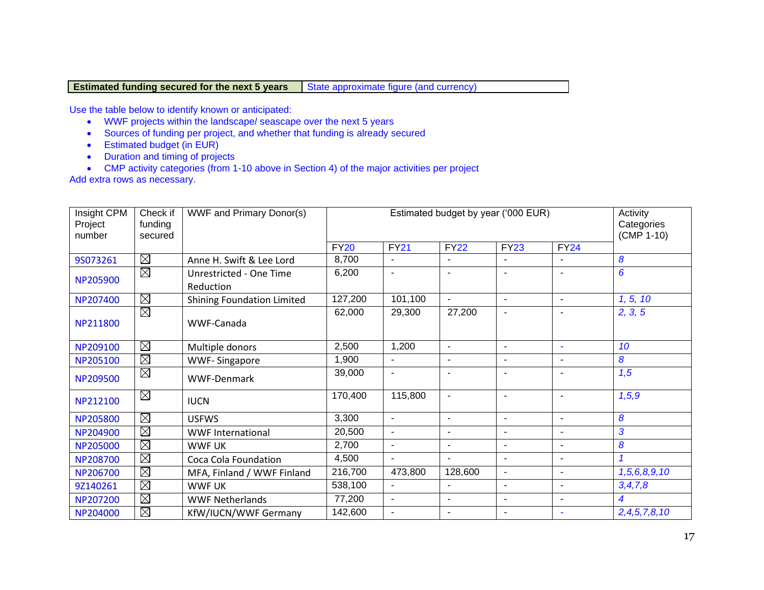| **Estimated funding secured for the next 5 years** | State approximate figure (and currency) |
|---|---|

Use the table below to identify known or anticipated:

- WWF projects within the landscape/ seascape over the next 5 years
- Sources of funding per project, and whether that funding is already secured
- Estimated budget (in EUR)
- Duration and timing of projects
- CMP activity categories (from 1-10 above in Section 4) of the major activities per project

Add extra rows as necessary.

| Insight CPM Project number | Check if funding secured | WWF and Primary Donor(s) | Estimated budget by year ('000 EUR) | | | | | Activity Categories (CMP 1-10) |
|---|---|---|---|---|---|---|---|---|
| | | | FY20 | FY21 | FY22 | FY23 | FY24 | |
| 9S073261 | ☒ | Anne H. Swift & Lee Lord | 8,700 | - | - | - | - | *8* |
| NP205900 | ☒ | Unrestricted - One Time Reduction | 6,200 | - | - | - | - | *6* |
| NP207400 | ☒ | Shining Foundation Limited | 127,200 | 101,100 | - | - | - | *1, 5, 10* |
| NP211800 | ☒ | WWF-Canada | 62,000 | 29,300 | 27,200 | - | - | *2, 3, 5* |
| NP209100 | ☒ | Multiple donors | 2,500 | 1,200 | - | - | - | *10* |
| NP205100 | ☒ | WWF- Singapore | 1,900 | - | - | - | - | *8* |
| NP209500 | ☒ | WWF-Denmark | 39,000 | - | - | - | - | *1,5* |
| NP212100 | ☒ | IUCN | 170,400 | 115,800 | - | - | - | *1,5,9* |
| NP205800 | ☒ | USFWS | 3,300 | - | - | - | - | *8* |
| NP204900 | ☒ | WWF International | 20,500 | - | - | - | - | *3* |
| NP205000 | ☒ | WWF UK | 2,700 | - | - | - | - | *8* |
| NP208700 | ☒ | Coca Cola Foundation | 4,500 | - | - | - | - | *1* |
| NP206700 | ☒ | MFA, Finland / WWF Finland | 216,700 | 473,800 | 128,600 | - | - | *1,5,6,8,9,10* |
| 9Z140261 | ☒ | WWF UK | 538,100 | - | - | - | - | *3,4,7,8* |
| NP207200 | ☒ | WWF Netherlands | 77,200 | - | - | - | - | *4* |
| NP204000 | ☒ | KfW/IUCN/WWF Germany | 142,600 | - | - | - | - | *2,4,5,7,8,10* |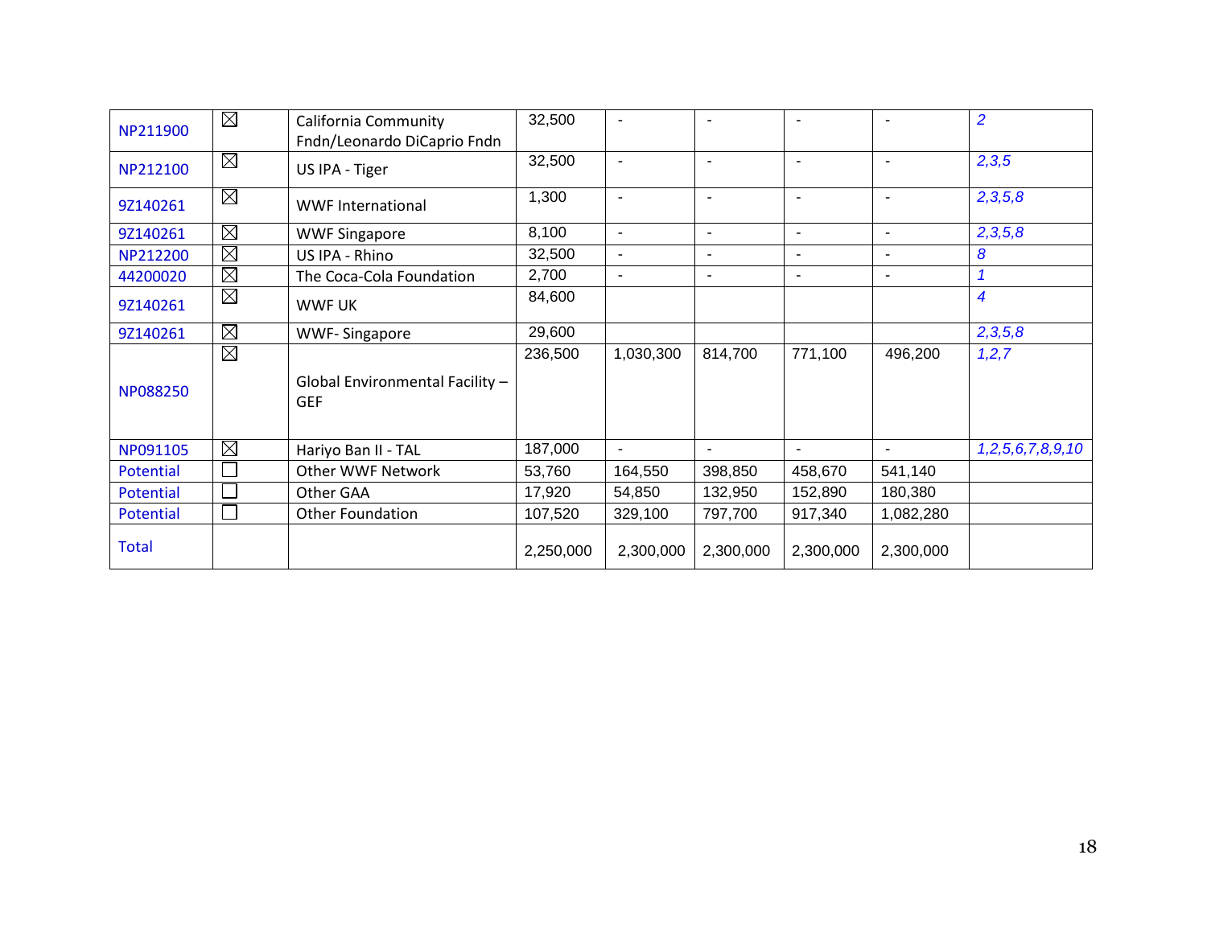| NP211900 | ☒ | California Community Fndn/Leonardo DiCaprio Fndn | 32,500 | - | - | - | - | *2* |
|---|---|---|---|---|---|---|---|---|
| NP212100 | ☒ | US IPA - Tiger | 32,500 | - | - | - | - | *2,3,5* |
| 9Z140261 | ☒ | WWF International | 1,300 | - | - | - | - | *2,3,5,8* |
| 9Z140261 | ☒ | WWF Singapore | 8,100 | - | - | - | - | *2,3,5,8* |
| NP212200 | ☒ | US IPA - Rhino | 32,500 | - | - | - | - | *8* |
| 44200020 | ☒ | The Coca-Cola Foundation | 2,700 | - | - | - | - | *1* |
| 9Z140261 | ☒ | WWF UK | 84,600 | | | | | *4* |
| 9Z140261 | ☒ | WWF- Singapore | 29,600 | | | | | *2,3,5,8* |
| NP088250 | ☒ | Global Environmental Facility – GEF | 236,500 | 1,030,300 | 814,700 | 771,100 | 496,200 | *1,2,7* |
| NP091105 | ☒ | Hariyo Ban II - TAL | 187,000 | - | - | - | - | *1,2,5,6,7,8,9,10* |
| Potential | ☐ | Other WWF Network | 53,760 | 164,550 | 398,850 | 458,670 | 541,140 | |
| Potential | ☐ | Other GAA | 17,920 | 54,850 | 132,950 | 152,890 | 180,380 | |
| Potential | ☐ | Other Foundation | 107,520 | 329,100 | 797,700 | 917,340 | 1,082,280 | |
| Total | | | 2,250,000 | 2,300,000 | 2,300,000 | 2,300,000 | 2,300,000 | |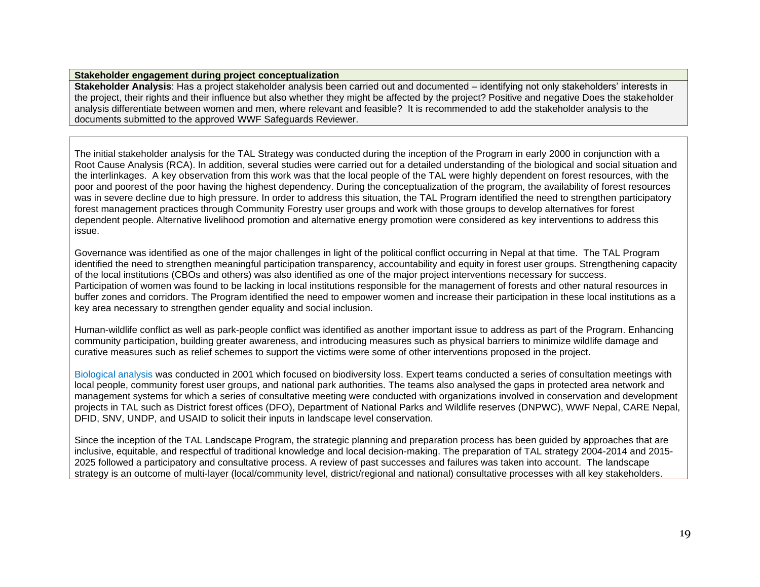**Stakeholder engagement during project conceptualization**

**Stakeholder Analysis**: Has a project stakeholder analysis been carried out and documented – identifying not only stakeholders' interests in the project, their rights and their influence but also whether they might be affected by the project? Positive and negative Does the stakeholder analysis differentiate between women and men, where relevant and feasible? It is recommended to add the stakeholder analysis to the documents submitted to the approved WWF Safeguards Reviewer.

The initial stakeholder analysis for the TAL Strategy was conducted during the inception of the Program in early 2000 in conjunction with a Root Cause Analysis (RCA). In addition, several studies were carried out for a detailed understanding of the biological and social situation and the interlinkages. A key observation from this work was that the local people of the TAL were highly dependent on forest resources, with the poor and poorest of the poor having the highest dependency. During the conceptualization of the program, the availability of forest resources was in severe decline due to high pressure. In order to address this situation, the TAL Program identified the need to strengthen participatory forest management practices through Community Forestry user groups and work with those groups to develop alternatives for forest dependent people. Alternative livelihood promotion and alternative energy promotion were considered as key interventions to address this issue.

Governance was identified as one of the major challenges in light of the political conflict occurring in Nepal at that time. The TAL Program identified the need to strengthen meaningful participation transparency, accountability and equity in forest user groups. Strengthening capacity of the local institutions (CBOs and others) was also identified as one of the major project interventions necessary for success. Participation of women was found to be lacking in local institutions responsible for the management of forests and other natural resources in buffer zones and corridors. The Program identified the need to empower women and increase their participation in these local institutions as a key area necessary to strengthen gender equality and social inclusion.

Human-wildlife conflict as well as park-people conflict was identified as another important issue to address as part of the Program. Enhancing community participation, building greater awareness, and introducing measures such as physical barriers to minimize wildlife damage and curative measures such as relief schemes to support the victims were some of other interventions proposed in the project.

Biological analysis was conducted in 2001 which focused on biodiversity loss. Expert teams conducted a series of consultation meetings with local people, community forest user groups, and national park authorities. The teams also analysed the gaps in protected area network and management systems for which a series of consultative meeting were conducted with organizations involved in conservation and development projects in TAL such as District forest offices (DFO), Department of National Parks and Wildlife reserves (DNPWC), WWF Nepal, CARE Nepal, DFID, SNV, UNDP, and USAID to solicit their inputs in landscape level conservation.

Since the inception of the TAL Landscape Program, the strategic planning and preparation process has been guided by approaches that are inclusive, equitable, and respectful of traditional knowledge and local decision-making. The preparation of TAL strategy 2004-2014 and 2015-2025 followed a participatory and consultative process. A review of past successes and failures was taken into account. The landscape strategy is an outcome of multi-layer (local/community level, district/regional and national) consultative processes with all key stakeholders.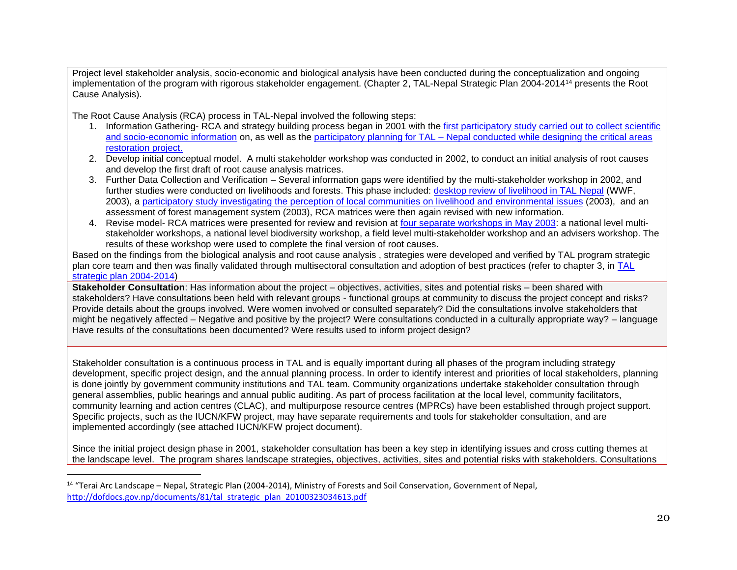Project level stakeholder analysis, socio-economic and biological analysis have been conducted during the conceptualization and ongoing implementation of the program with rigorous stakeholder engagement. (Chapter 2, TAL-Nepal Strategic Plan 2004-2014[14] presents the Root Cause Analysis).

The Root Cause Analysis (RCA) process in TAL-Nepal involved the following steps:

1. Information Gathering- RCA and strategy building process began in 2001 with the first participatory study carried out to collect scientific and socio-economic information on, as well as the participatory planning for TAL – Nepal conducted while designing the critical areas restoration project.
2. Develop initial conceptual model. A multi stakeholder workshop was conducted in 2002, to conduct an initial analysis of root causes and develop the first draft of root cause analysis matrices.
3. Further Data Collection and Verification – Several information gaps were identified by the multi-stakeholder workshop in 2002, and further studies were conducted on livelihoods and forests. This phase included: desktop review of livelihood in TAL Nepal (WWF, 2003), a participatory study investigating the perception of local communities on livelihood and environmental issues (2003), and an assessment of forest management system (2003), RCA matrices were then again revised with new information.
4. Revise model- RCA matrices were presented for review and revision at four separate workshops in May 2003: a national level multi-stakeholder workshops, a national level biodiversity workshop, a field level multi-stakeholder workshop and an advisers workshop. The results of these workshop were used to complete the final version of root causes.

Based on the findings from the biological analysis and root cause analysis , strategies were developed and verified by TAL program strategic plan core team and then was finally validated through multisectoral consultation and adoption of best practices (refer to chapter 3, in TAL strategic plan 2004-2014)

**Stakeholder Consultation**: Has information about the project – objectives, activities, sites and potential risks – been shared with stakeholders? Have consultations been held with relevant groups - functional groups at community to discuss the project concept and risks? Provide details about the groups involved. Were women involved or consulted separately? Did the consultations involve stakeholders that might be negatively affected – Negative and positive by the project? Were consultations conducted in a culturally appropriate way? – language Have results of the consultations been documented? Were results used to inform project design?

Stakeholder consultation is a continuous process in TAL and is equally important during all phases of the program including strategy development, specific project design, and the annual planning process. In order to identify interest and priorities of local stakeholders, planning is done jointly by government community institutions and TAL team. Community organizations undertake stakeholder consultation through general assemblies, public hearings and annual public auditing. As part of process facilitation at the local level, community facilitators, community learning and action centres (CLAC), and multipurpose resource centres (MPRCs) have been established through project support. Specific projects, such as the IUCN/KFW project, may have separate requirements and tools for stakeholder consultation, and are implemented accordingly (see attached IUCN/KFW project document).

Since the initial project design phase in 2001, stakeholder consultation has been a key step in identifying issues and cross cutting themes at the landscape level. The program shares landscape strategies, objectives, activities, sites and potential risks with stakeholders. Consultations

---

[14] "Terai Arc Landscape – Nepal, Strategic Plan (2004-2014), Ministry of Forests and Soil Conservation, Government of Nepal, http://dofdocs.gov.np/documents/81/tal_strategic_plan_20100323034613.pdf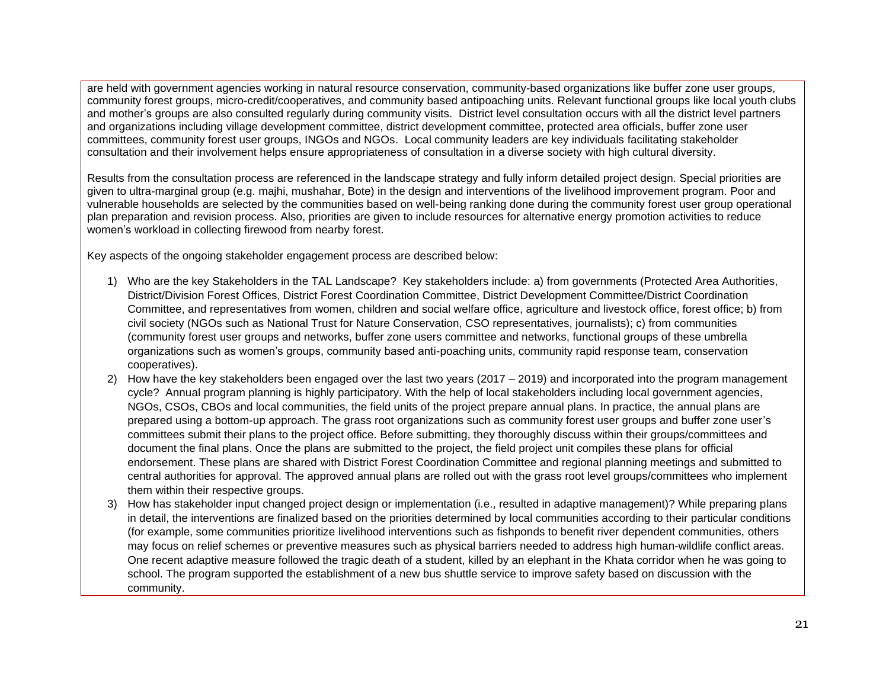are held with government agencies working in natural resource conservation, community-based organizations like buffer zone user groups, community forest groups, micro-credit/cooperatives, and community based antipoaching units. Relevant functional groups like local youth clubs and mother's groups are also consulted regularly during community visits. District level consultation occurs with all the district level partners and organizations including village development committee, district development committee, protected area officials, buffer zone user committees, community forest user groups, INGOs and NGOs. Local community leaders are key individuals facilitating stakeholder consultation and their involvement helps ensure appropriateness of consultation in a diverse society with high cultural diversity.

Results from the consultation process are referenced in the landscape strategy and fully inform detailed project design. Special priorities are given to ultra-marginal group (e.g. majhi, mushahar, Bote) in the design and interventions of the livelihood improvement program. Poor and vulnerable households are selected by the communities based on well-being ranking done during the community forest user group operational plan preparation and revision process. Also, priorities are given to include resources for alternative energy promotion activities to reduce women's workload in collecting firewood from nearby forest.

Key aspects of the ongoing stakeholder engagement process are described below:

1) Who are the key Stakeholders in the TAL Landscape? Key stakeholders include: a) from governments (Protected Area Authorities, District/Division Forest Offices, District Forest Coordination Committee, District Development Committee/District Coordination Committee, and representatives from women, children and social welfare office, agriculture and livestock office, forest office; b) from civil society (NGOs such as National Trust for Nature Conservation, CSO representatives, journalists); c) from communities (community forest user groups and networks, buffer zone users committee and networks, functional groups of these umbrella organizations such as women's groups, community based anti-poaching units, community rapid response team, conservation cooperatives).
2) How have the key stakeholders been engaged over the last two years (2017 – 2019) and incorporated into the program management cycle? Annual program planning is highly participatory. With the help of local stakeholders including local government agencies, NGOs, CSOs, CBOs and local communities, the field units of the project prepare annual plans. In practice, the annual plans are prepared using a bottom-up approach. The grass root organizations such as community forest user groups and buffer zone user's committees submit their plans to the project office. Before submitting, they thoroughly discuss within their groups/committees and document the final plans. Once the plans are submitted to the project, the field project unit compiles these plans for official endorsement. These plans are shared with District Forest Coordination Committee and regional planning meetings and submitted to central authorities for approval. The approved annual plans are rolled out with the grass root level groups/committees who implement them within their respective groups.
3) How has stakeholder input changed project design or implementation (i.e., resulted in adaptive management)? While preparing plans in detail, the interventions are finalized based on the priorities determined by local communities according to their particular conditions (for example, some communities prioritize livelihood interventions such as fishponds to benefit river dependent communities, others may focus on relief schemes or preventive measures such as physical barriers needed to address high human-wildlife conflict areas. One recent adaptive measure followed the tragic death of a student, killed by an elephant in the Khata corridor when he was going to school. The program supported the establishment of a new bus shuttle service to improve safety based on discussion with the community.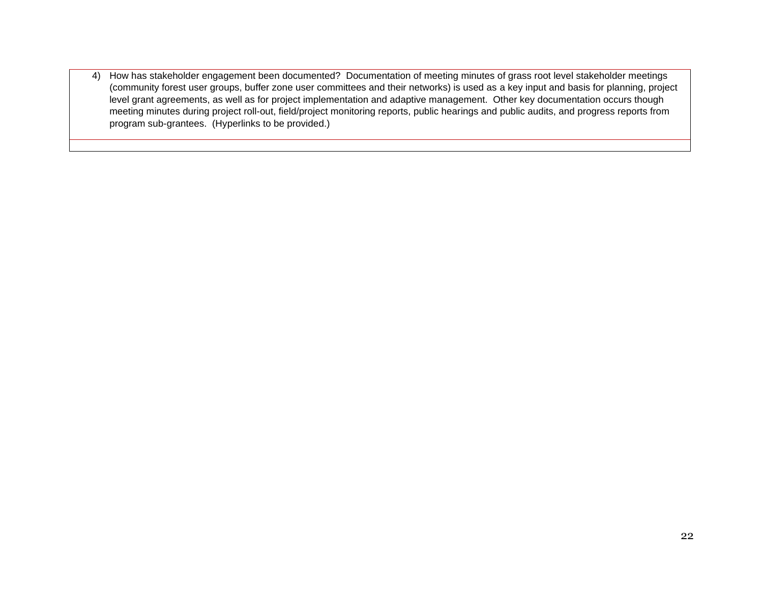4) How has stakeholder engagement been documented? Documentation of meeting minutes of grass root level stakeholder meetings (community forest user groups, buffer zone user committees and their networks) is used as a key input and basis for planning, project level grant agreements, as well as for project implementation and adaptive management. Other key documentation occurs though meeting minutes during project roll-out, field/project monitoring reports, public hearings and public audits, and progress reports from program sub-grantees. (Hyperlinks to be provided.)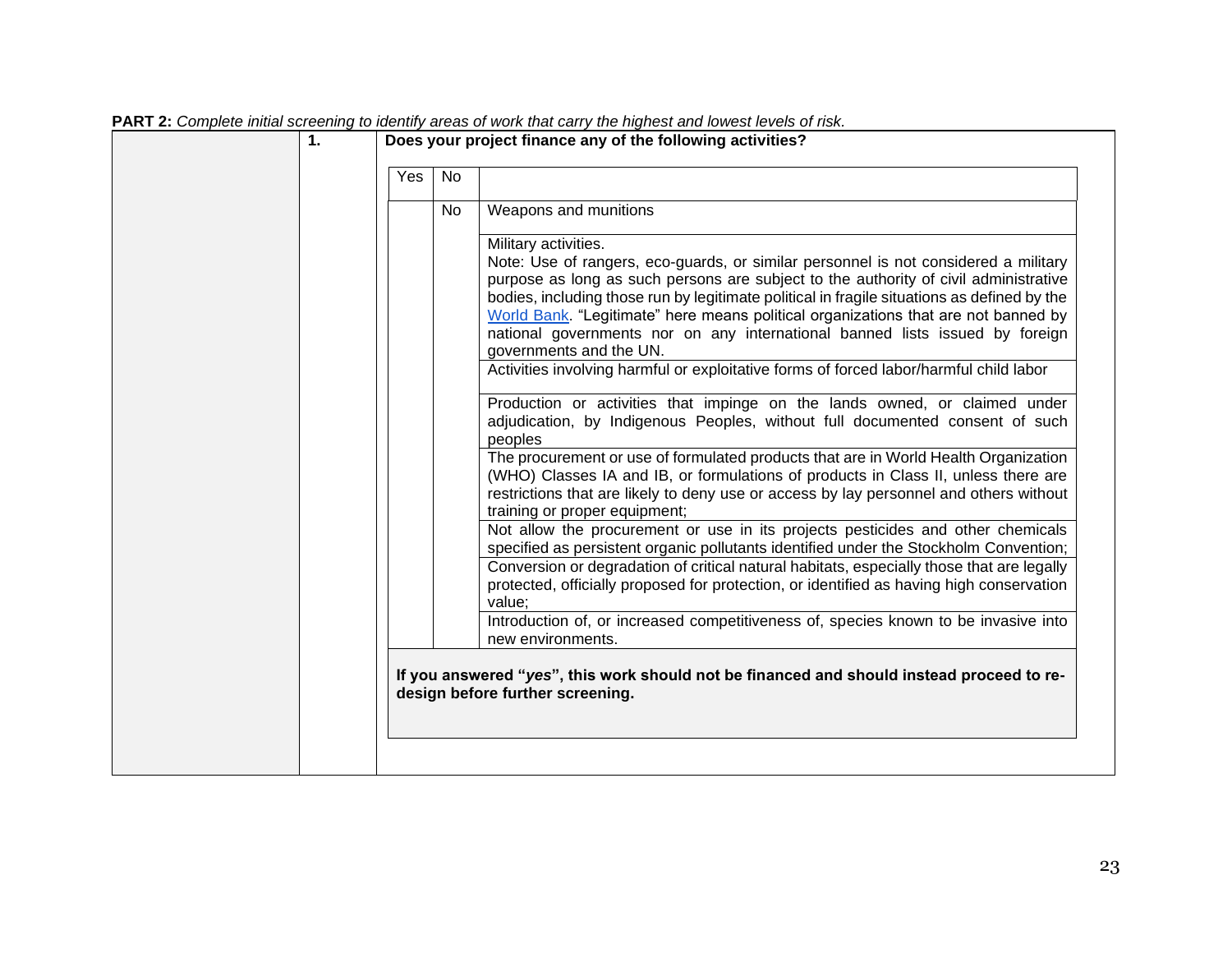**PART 2:** *Complete initial screening to identify areas of work that carry the highest and lowest levels of risk.*

| | 1. | Does your project finance any of the following activities? |
|---|---|---|

| Yes | No | |
|---|---|---|
| | No | Weapons and munitions |
| | | Military activities.<br>Note: Use of rangers, eco-guards, or similar personnel is not considered a military purpose as long as such persons are subject to the authority of civil administrative bodies, including those run by legitimate political in fragile situations as defined by the World Bank. "Legitimate" here means political organizations that are not banned by national governments nor on any international banned lists issued by foreign governments and the UN. |
| | | Activities involving harmful or exploitative forms of forced labor/harmful child labor |
| | | Production or activities that impinge on the lands owned, or claimed under adjudication, by Indigenous Peoples, without full documented consent of such peoples |
| | | The procurement or use of formulated products that are in World Health Organization (WHO) Classes IA and IB, or formulations of products in Class II, unless there are restrictions that are likely to deny use or access by lay personnel and others without training or proper equipment; |
| | | Not allow the procurement or use in its projects pesticides and other chemicals specified as persistent organic pollutants identified under the Stockholm Convention; |
| | | Conversion or degradation of critical natural habitats, especially those that are legally protected, officially proposed for protection, or identified as having high conservation value; |
| | | Introduction of, or increased competitiveness of, species known to be invasive into new environments. |

**If you answered "*yes*", this work should not be financed and should instead proceed to re-design before further screening.**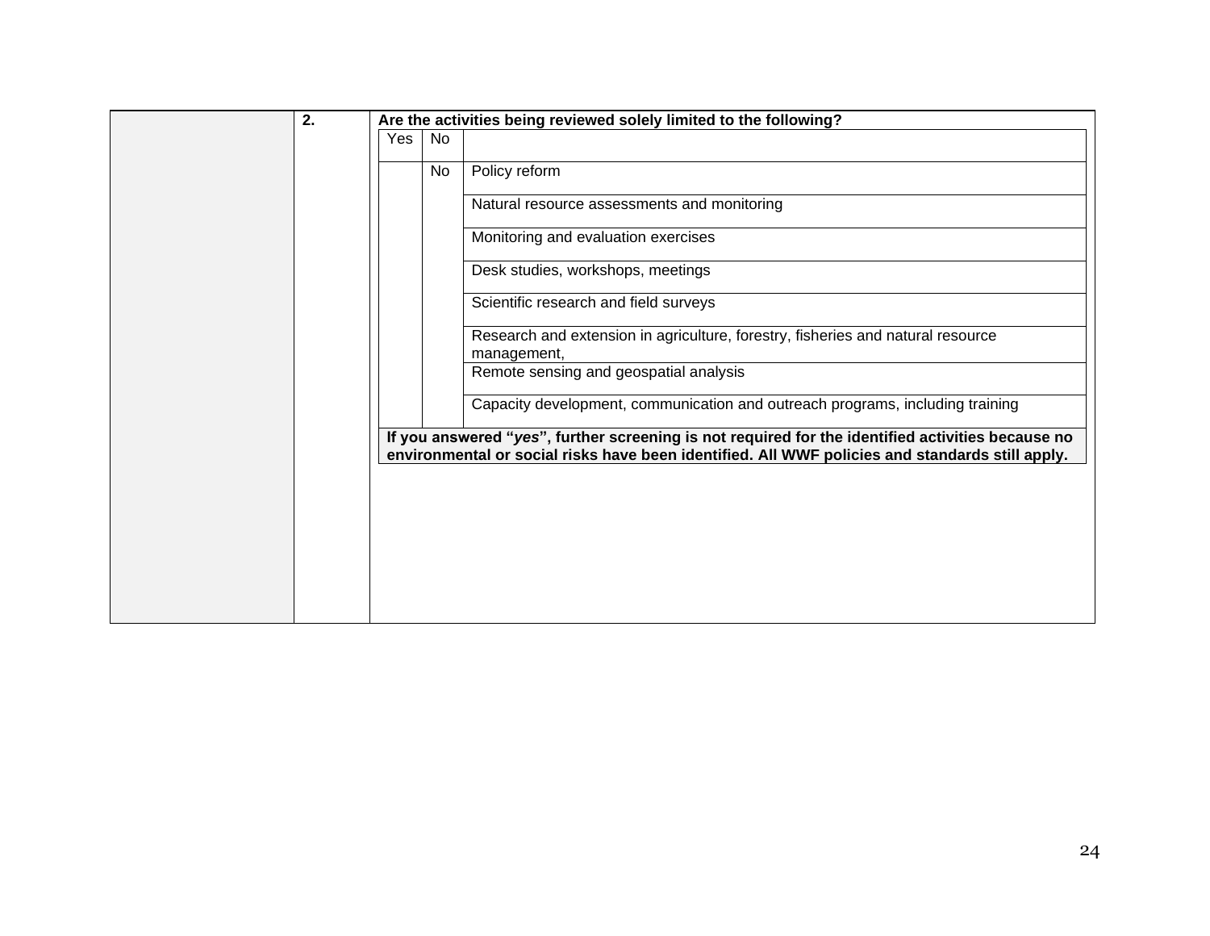| | 2. | Are the activities being reviewed solely limited to the following? | | |
|---|---|---|---|---|
| | | Yes | No | |
| | | | No | Policy reform |
| | | | | Natural resource assessments and monitoring |
| | | | | Monitoring and evaluation exercises |
| | | | | Desk studies, workshops, meetings |
| | | | | Scientific research and field surveys |
| | | | | Research and extension in agriculture, forestry, fisheries and natural resource management, |
| | | | | Remote sensing and geospatial analysis |
| | | | | Capacity development, communication and outreach programs, including training |
| | | **If you answered "*yes*", further screening is not required for the identified activities because no environmental or social risks have been identified. All WWF policies and standards still apply.** | | |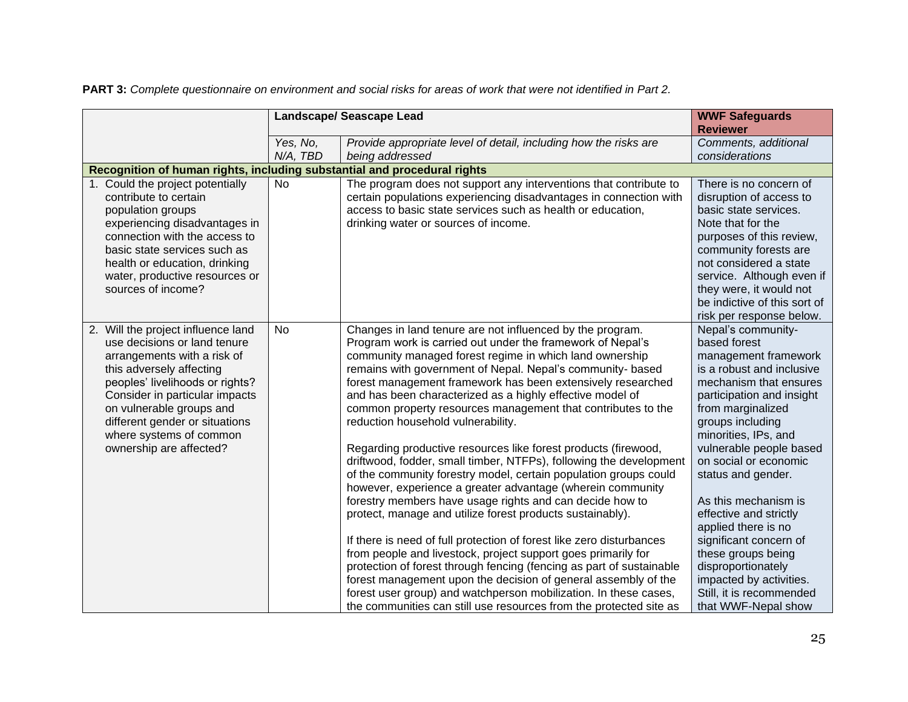**PART 3:** *Complete questionnaire on environment and social risks for areas of work that were not identified in Part 2.*

| | **Landscape/ Seascape Lead** | | **WWF Safeguards Reviewer** |
|---|---|---|---|
| | *Yes, No, N/A, TBD* | *Provide appropriate level of detail, including how the risks are being addressed* | *Comments, additional considerations* |
| **Recognition of human rights, including substantial and procedural rights** | | | |
| 1. Could the project potentially contribute to certain population groups experiencing disadvantages in connection with the access to basic state services such as health or education, drinking water, productive resources or sources of income? | No | The program does not support any interventions that contribute to certain populations experiencing disadvantages in connection with access to basic state services such as health or education, drinking water or sources of income. | There is no concern of disruption of access to basic state services. Note that for the purposes of this review, community forests are not considered a state service. Although even if they were, it would not be indictive of this sort of risk per response below. |
| 2. Will the project influence land use decisions or land tenure arrangements with a risk of this adversely affecting peoples' livelihoods or rights? Consider in particular impacts on vulnerable groups and different gender or situations where systems of common ownership are affected? | No | Changes in land tenure are not influenced by the program. Program work is carried out under the framework of Nepal's community managed forest regime in which land ownership remains with government of Nepal. Nepal's community- based forest management framework has been extensively researched and has been characterized as a highly effective model of common property resources management that contributes to the reduction household vulnerability.<br><br>Regarding productive resources like forest products (firewood, driftwood, fodder, small timber, NTFPs), following the development of the community forestry model, certain population groups could however, experience a greater advantage (wherein community forestry members have usage rights and can decide how to protect, manage and utilize forest products sustainably).<br><br>If there is need of full protection of forest like zero disturbances from people and livestock, project support goes primarily for protection of forest through fencing (fencing as part of sustainable forest management upon the decision of general assembly of the forest user group) and watchperson mobilization. In these cases, the communities can still use resources from the protected site as | Nepal's community-based forest management framework is a robust and inclusive mechanism that ensures participation and insight from marginalized groups including minorities, IPs, and vulnerable people based on social or economic status and gender.<br><br>As this mechanism is effective and strictly applied there is no significant concern of these groups being disproportionately impacted by activities. Still, it is recommended that WWF-Nepal show |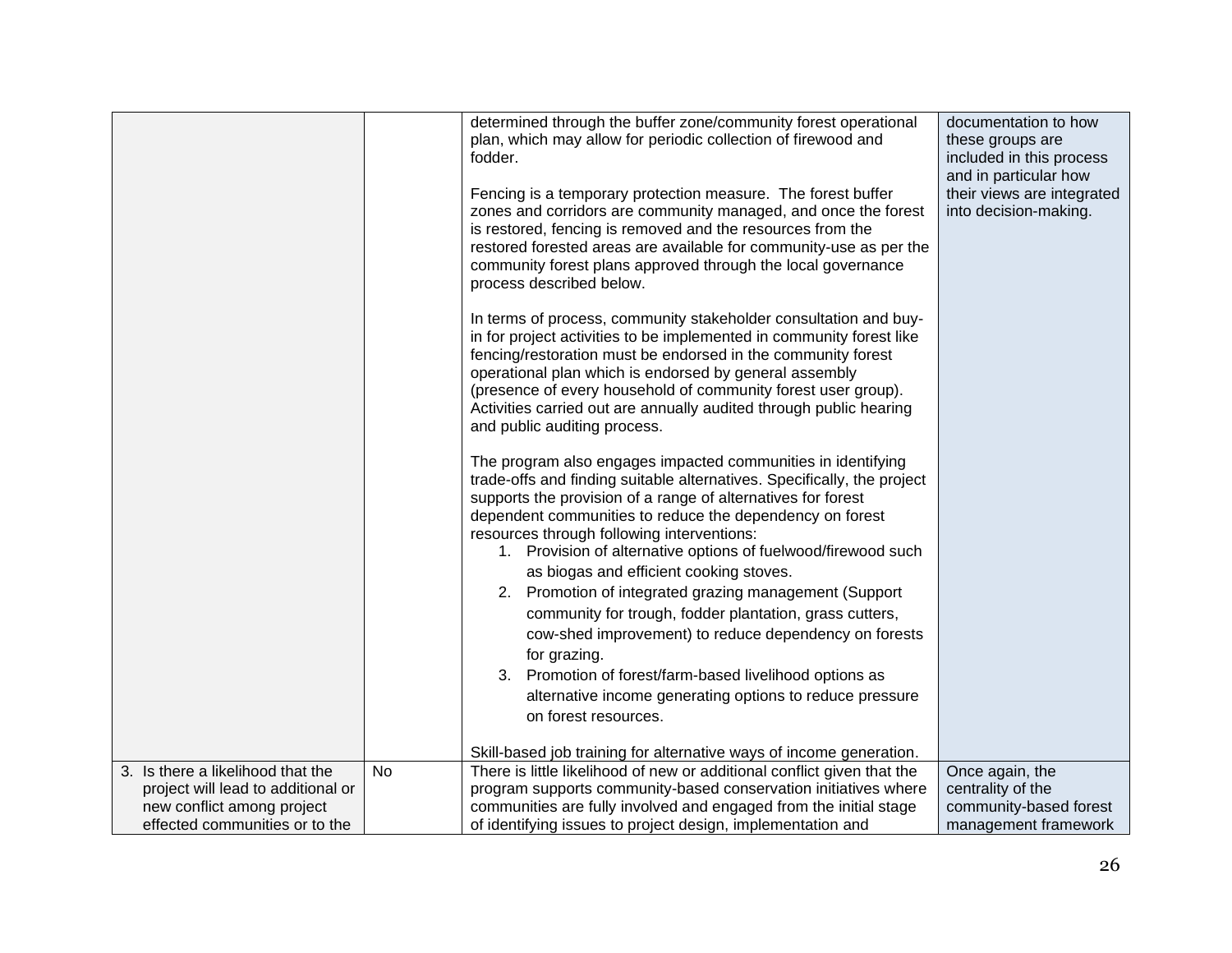| | | | |
|---|---|---|---|
| | | determined through the buffer zone/community forest operational plan, which may allow for periodic collection of firewood and fodder.<br><br>Fencing is a temporary protection measure. The forest buffer zones and corridors are community managed, and once the forest is restored, fencing is removed and the resources from the restored forested areas are available for community-use as per the community forest plans approved through the local governance process described below.<br><br>In terms of process, community stakeholder consultation and buy-in for project activities to be implemented in community forest like fencing/restoration must be endorsed in the community forest operational plan which is endorsed by general assembly (presence of every household of community forest user group). Activities carried out are annually audited through public hearing and public auditing process.<br><br>The program also engages impacted communities in identifying trade-offs and finding suitable alternatives. Specifically, the project supports the provision of a range of alternatives for forest dependent communities to reduce the dependency on forest resources through following interventions:<br>1. Provision of alternative options of fuelwood/firewood such as biogas and efficient cooking stoves.<br>2. Promotion of integrated grazing management (Support community for trough, fodder plantation, grass cutters, cow-shed improvement) to reduce dependency on forests for grazing.<br>3. Promotion of forest/farm-based livelihood options as alternative income generating options to reduce pressure on forest resources.<br><br>Skill-based job training for alternative ways of income generation. | documentation to how these groups are included in this process and in particular how their views are integrated into decision-making. |
| 3. Is there a likelihood that the project will lead to additional or new conflict among project effected communities or to the | No | There is little likelihood of new or additional conflict given that the program supports community-based conservation initiatives where communities are fully involved and engaged from the initial stage of identifying issues to project design, implementation and | Once again, the centrality of the community-based forest management framework |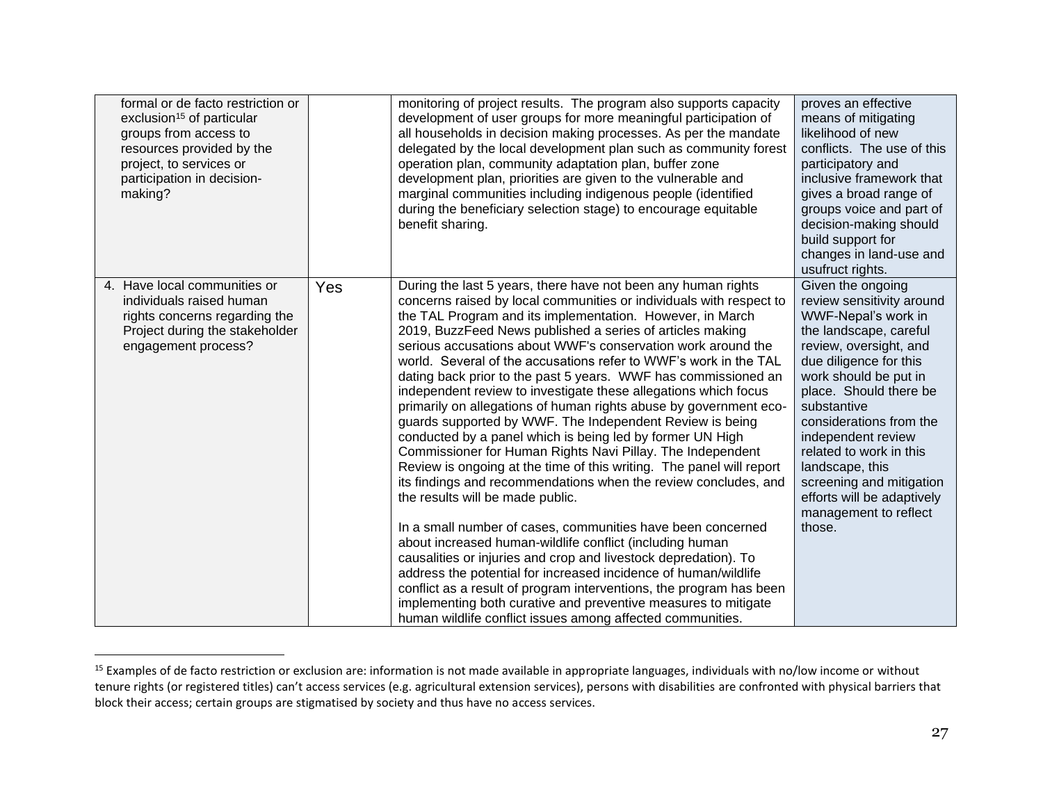| | | | |
|---|---|---|---|
| formal or de facto restriction or exclusion[15] of particular groups from access to resources provided by the project, to services or participation in decision-making? | | monitoring of project results. The program also supports capacity development of user groups for more meaningful participation of all households in decision making processes. As per the mandate delegated by the local development plan such as community forest operation plan, community adaptation plan, buffer zone development plan, priorities are given to the vulnerable and marginal communities including indigenous people (identified during the beneficiary selection stage) to encourage equitable benefit sharing. | proves an effective means of mitigating likelihood of new conflicts. The use of this participatory and inclusive framework that gives a broad range of groups voice and part of decision-making should build support for changes in land-use and usufruct rights. |
| 4. Have local communities or individuals raised human rights concerns regarding the Project during the stakeholder engagement process? | Yes | During the last 5 years, there have not been any human rights concerns raised by local communities or individuals with respect to the TAL Program and its implementation. However, in March 2019, BuzzFeed News published a series of articles making serious accusations about WWF's conservation work around the world. Several of the accusations refer to WWF's work in the TAL dating back prior to the past 5 years. WWF has commissioned an independent review to investigate these allegations which focus primarily on allegations of human rights abuse by government eco-guards supported by WWF. The Independent Review is being conducted by a panel which is being led by former UN High Commissioner for Human Rights Navi Pillay. The Independent Review is ongoing at the time of this writing. The panel will report its findings and recommendations when the review concludes, and the results will be made public.<br><br>In a small number of cases, communities have been concerned about increased human-wildlife conflict (including human causalities or injuries and crop and livestock depredation). To address the potential for increased incidence of human/wildlife conflict as a result of program interventions, the program has been implementing both curative and preventive measures to mitigate human wildlife conflict issues among affected communities. | Given the ongoing review sensitivity around WWF-Nepal's work in the landscape, careful review, oversight, and due diligence for this work should be put in place. Should there be substantive considerations from the independent review related to work in this landscape, this screening and mitigation efforts will be adaptively management to reflect those. |

[15] Examples of de facto restriction or exclusion are: information is not made available in appropriate languages, individuals with no/low income or without tenure rights (or registered titles) can't access services (e.g. agricultural extension services), persons with disabilities are confronted with physical barriers that block their access; certain groups are stigmatised by society and thus have no access services.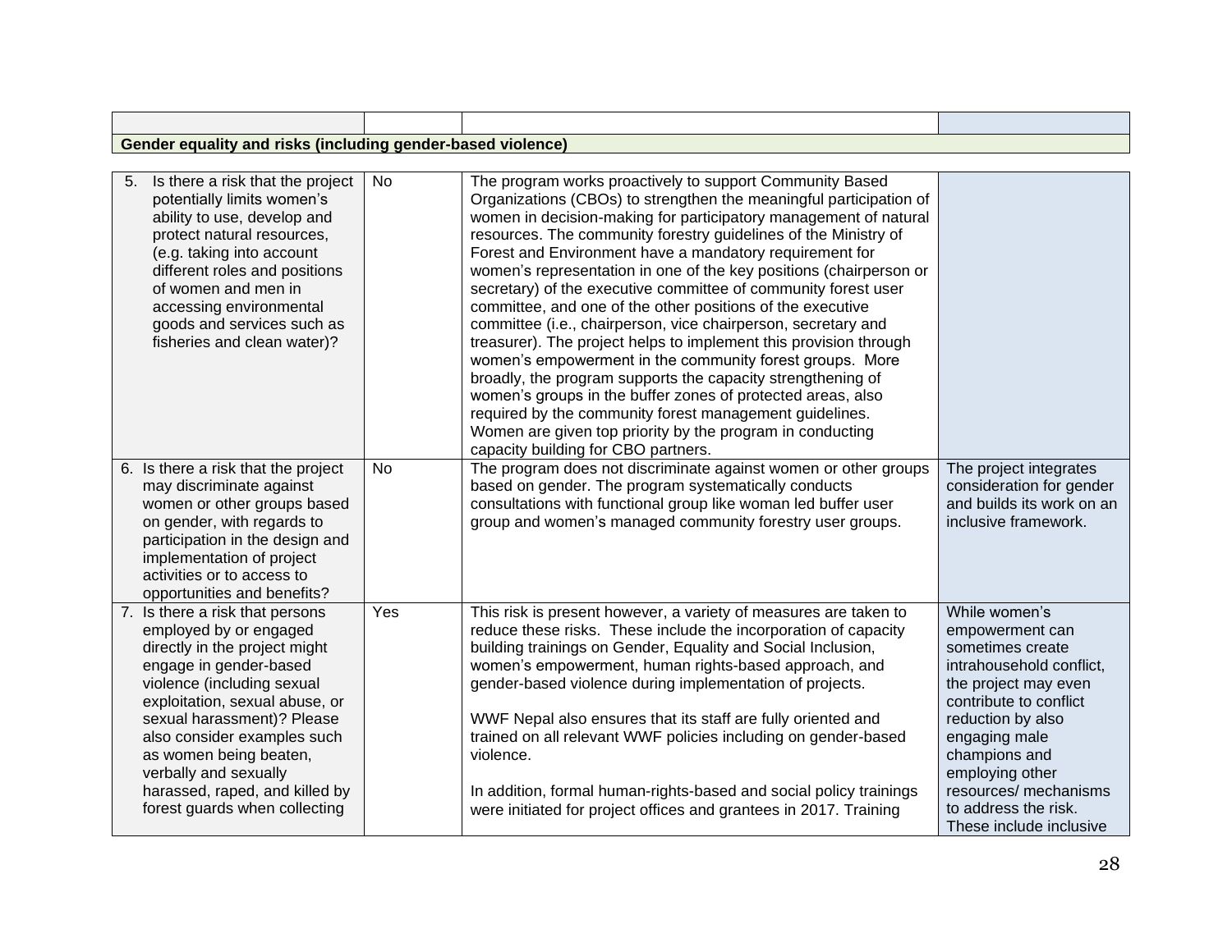| | | | |
|---|---|---|---|
| **Gender equality and risks (including gender-based violence)** | | | |
| 5. Is there a risk that the project potentially limits women's ability to use, develop and protect natural resources, (e.g. taking into account different roles and positions of women and men in accessing environmental goods and services such as fisheries and clean water)? | No | The program works proactively to support Community Based Organizations (CBOs) to strengthen the meaningful participation of women in decision-making for participatory management of natural resources. The community forestry guidelines of the Ministry of Forest and Environment have a mandatory requirement for women's representation in one of the key positions (chairperson or secretary) of the executive committee of community forest user committee, and one of the other positions of the executive committee (i.e., chairperson, vice chairperson, secretary and treasurer). The project helps to implement this provision through women's empowerment in the community forest groups. More broadly, the program supports the capacity strengthening of women's groups in the buffer zones of protected areas, also required by the community forest management guidelines. Women are given top priority by the program in conducting capacity building for CBO partners. | |
| 6. Is there a risk that the project may discriminate against women or other groups based on gender, with regards to participation in the design and implementation of project activities or to access to opportunities and benefits? | No | The program does not discriminate against women or other groups based on gender. The program systematically conducts consultations with functional group like woman led buffer user group and women's managed community forestry user groups. | The project integrates consideration for gender and builds its work on an inclusive framework. |
| 7. Is there a risk that persons employed by or engaged directly in the project might engage in gender-based violence (including sexual exploitation, sexual abuse, or sexual harassment)? Please also consider examples such as women being beaten, verbally and sexually harassed, raped, and killed by forest guards when collecting | Yes | This risk is present however, a variety of measures are taken to reduce these risks. These include the incorporation of capacity building trainings on Gender, Equality and Social Inclusion, women's empowerment, human rights-based approach, and gender-based violence during implementation of projects.<br><br>WWF Nepal also ensures that its staff are fully oriented and trained on all relevant WWF policies including on gender-based violence.<br><br>In addition, formal human-rights-based and social policy trainings were initiated for project offices and grantees in 2017. Training | While women's empowerment can sometimes create intrahousehold conflict, the project may even contribute to conflict reduction by also engaging male champions and employing other resources/ mechanisms to address the risk. These include inclusive |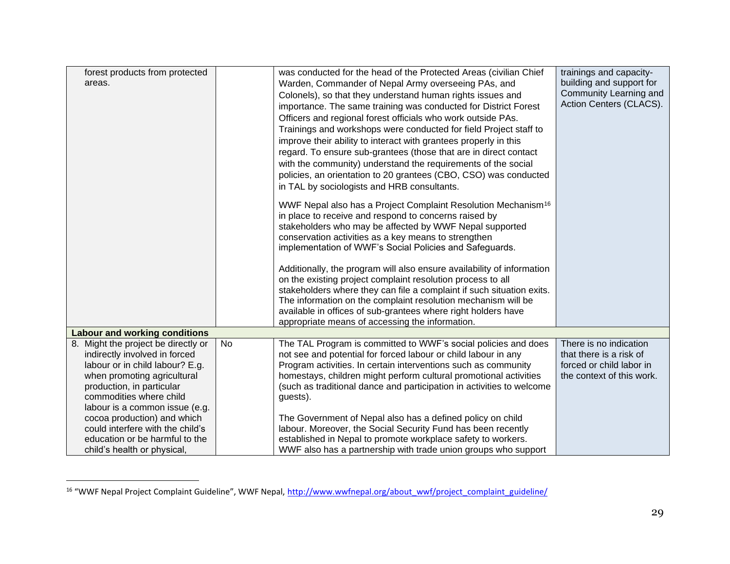| | | | |
|---|---|---|---|
| forest products from protected areas. | | was conducted for the head of the Protected Areas (civilian Chief Warden, Commander of Nepal Army overseeing PAs, and Colonels), so that they understand human rights issues and importance. The same training was conducted for District Forest Officers and regional forest officials who work outside PAs. Trainings and workshops were conducted for field Project staff to improve their ability to interact with grantees properly in this regard. To ensure sub-grantees (those that are in direct contact with the community) understand the requirements of the social policies, an orientation to 20 grantees (CBO, CSO) was conducted in TAL by sociologists and HRB consultants.<br><br>WWF Nepal also has a Project Complaint Resolution Mechanism[16] in place to receive and respond to concerns raised by stakeholders who may be affected by WWF Nepal supported conservation activities as a key means to strengthen implementation of WWF's Social Policies and Safeguards.<br><br>Additionally, the program will also ensure availability of information on the existing project complaint resolution process to all stakeholders where they can file a complaint if such situation exits. The information on the complaint resolution mechanism will be available in offices of sub-grantees where right holders have appropriate means of accessing the information. | trainings and capacity-building and support for Community Learning and Action Centers (CLACS). |
| **Labour and working conditions** | | | |
| 8. Might the project be directly or indirectly involved in forced labour or in child labour? E.g. when promoting agricultural production, in particular commodities where child labour is a common issue (e.g. cocoa production) and which could interfere with the child's education or be harmful to the child's health or physical, | No | The TAL Program is committed to WWF's social policies and does not see and potential for forced labour or child labour in any Program activities. In certain interventions such as community homestays, children might perform cultural promotional activities (such as traditional dance and participation in activities to welcome guests).<br><br>The Government of Nepal also has a defined policy on child labour. Moreover, the Social Security Fund has been recently established in Nepal to promote workplace safety to workers. WWF also has a partnership with trade union groups who support | There is no indication that there is a risk of forced or child labor in the context of this work. |

[16] "WWF Nepal Project Complaint Guideline", WWF Nepal, http://www.wwfnepal.org/about_wwf/project_complaint_guideline/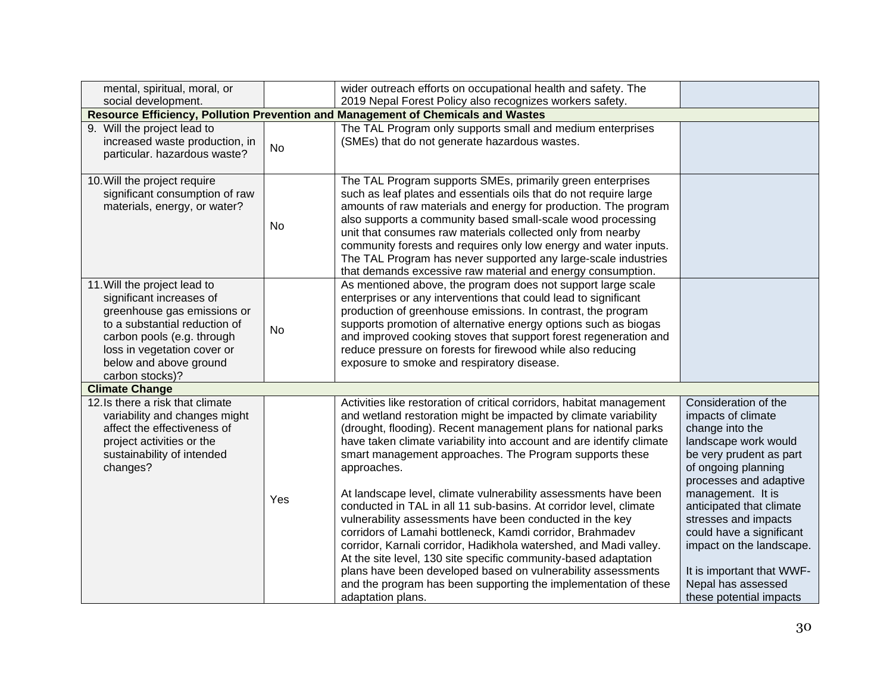| | | | |
|---|---|---|---|
| mental, spiritual, moral, or social development. | | wider outreach efforts on occupational health and safety. The 2019 Nepal Forest Policy also recognizes workers safety. | |
| **Resource Efficiency, Pollution Prevention and Management of Chemicals and Wastes** | | | |
| 9. Will the project lead to increased waste production, in particular. hazardous waste? | No | The TAL Program only supports small and medium enterprises (SMEs) that do not generate hazardous wastes. | |
| 10. Will the project require significant consumption of raw materials, energy, or water? | No | The TAL Program supports SMEs, primarily green enterprises such as leaf plates and essentials oils that do not require large amounts of raw materials and energy for production. The program also supports a community based small-scale wood processing unit that consumes raw materials collected only from nearby community forests and requires only low energy and water inputs. The TAL Program has never supported any large-scale industries that demands excessive raw material and energy consumption. | |
| 11. Will the project lead to significant increases of greenhouse gas emissions or to a substantial reduction of carbon pools (e.g. through loss in vegetation cover or below and above ground carbon stocks)? | No | As mentioned above, the program does not support large scale enterprises or any interventions that could lead to significant production of greenhouse emissions. In contrast, the program supports promotion of alternative energy options such as biogas and improved cooking stoves that support forest regeneration and reduce pressure on forests for firewood while also reducing exposure to smoke and respiratory disease. | |
| **Climate Change** | | | |
| 12. Is there a risk that climate variability and changes might affect the effectiveness of project activities or the sustainability of intended changes? | Yes | Activities like restoration of critical corridors, habitat management and wetland restoration might be impacted by climate variability (drought, flooding). Recent management plans for national parks have taken climate variability into account and are identify climate smart management approaches. The Program supports these approaches.<br><br>At landscape level, climate vulnerability assessments have been conducted in TAL in all 11 sub-basins. At corridor level, climate vulnerability assessments have been conducted in the key corridors of Lamahi bottleneck, Kamdi corridor, Brahmadev corridor, Karnali corridor, Hadikhola watershed, and Madi valley. At the site level, 130 site specific community-based adaptation plans have been developed based on vulnerability assessments and the program has been supporting the implementation of these adaptation plans. | Consideration of the impacts of climate change into the landscape work would be very prudent as part of ongoing planning processes and adaptive management. It is anticipated that climate stresses and impacts could have a significant impact on the landscape.<br><br>It is important that WWF-Nepal has assessed these potential impacts |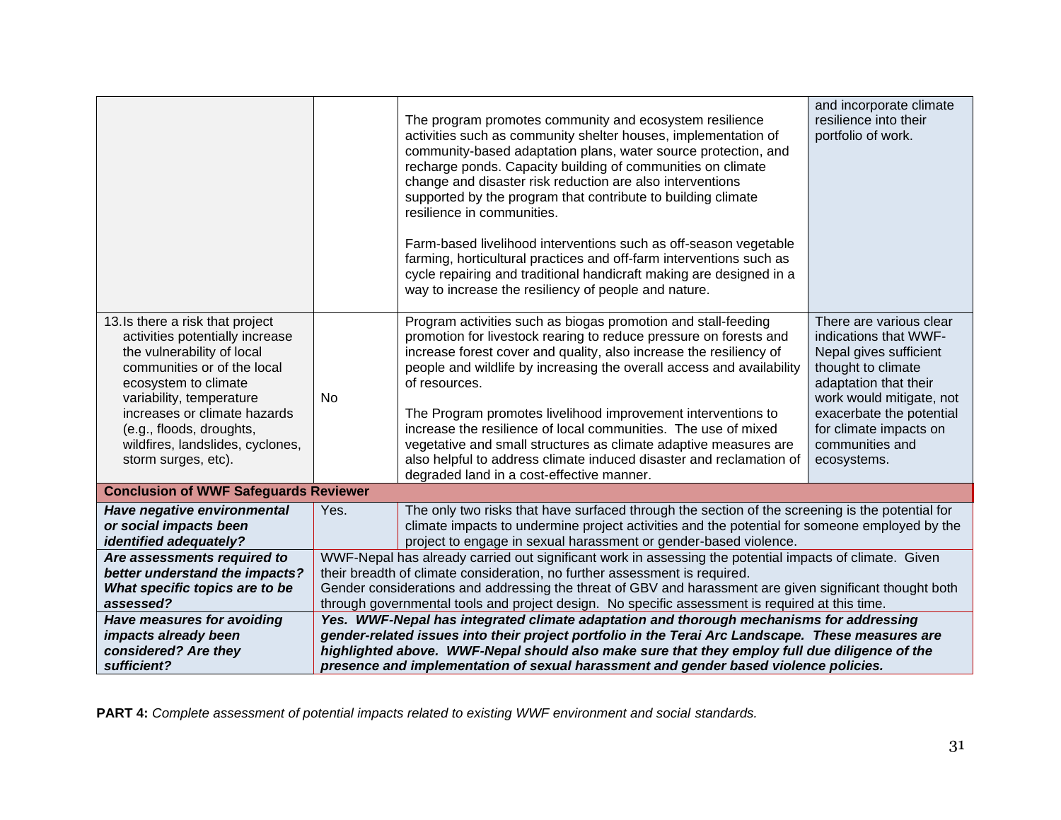| | | | |
|---|---|---|---|
| | | The program promotes community and ecosystem resilience activities such as community shelter houses, implementation of community-based adaptation plans, water source protection, and recharge ponds. Capacity building of communities on climate change and disaster risk reduction are also interventions supported by the program that contribute to building climate resilience in communities.<br><br>Farm-based livelihood interventions such as off-season vegetable farming, horticultural practices and off-farm interventions such as cycle repairing and traditional handicraft making are designed in a way to increase the resiliency of people and nature. | and incorporate climate resilience into their portfolio of work. |
| 13. Is there a risk that project activities potentially increase the vulnerability of local communities or of the local ecosystem to climate variability, temperature increases or climate hazards (e.g., floods, droughts, wildfires, landslides, cyclones, storm surges, etc). | No | Program activities such as biogas promotion and stall-feeding promotion for livestock rearing to reduce pressure on forests and increase forest cover and quality, also increase the resiliency of people and wildlife by increasing the overall access and availability of resources.<br><br>The Program promotes livelihood improvement interventions to increase the resilience of local communities. The use of mixed vegetative and small structures as climate adaptive measures are also helpful to address climate induced disaster and reclamation of degraded land in a cost-effective manner. | There are various clear indications that WWF-Nepal gives sufficient thought to climate adaptation and their work would mitigate, not exacerbate the potential for climate impacts on communities and ecosystems. |
| **Conclusion of WWF Safeguards Reviewer** | | | |
| ***Have negative environmental or social impacts been identified adequately?*** | Yes. | The only two risks that have surfaced through the section of the screening is the potential for climate impacts to undermine project activities and the potential for someone employed by the project to engage in sexual harassment or gender-based violence. | |
| ***Are assessments required to better understand the impacts? What specific topics are to be assessed?*** | WWF-Nepal has already carried out significant work in assessing the potential impacts of climate. Given their breadth of climate consideration, no further assessment is required.<br>Gender considerations and addressing the threat of GBV and harassment are given significant thought both through governmental tools and project design. No specific assessment is required at this time. | | |
| ***Have measures for avoiding impacts already been considered? Are they sufficient?*** | ***Yes. WWF-Nepal has integrated climate adaptation and thorough mechanisms for addressing gender-related issues into their project portfolio in the Terai Arc Landscape. These measures are highlighted above. WWF-Nepal should also make sure that they employ full due diligence of the presence and implementation of sexual harassment and gender based violence policies.*** | | |

**PART 4:** *Complete assessment of potential impacts related to existing WWF environment and social standards.*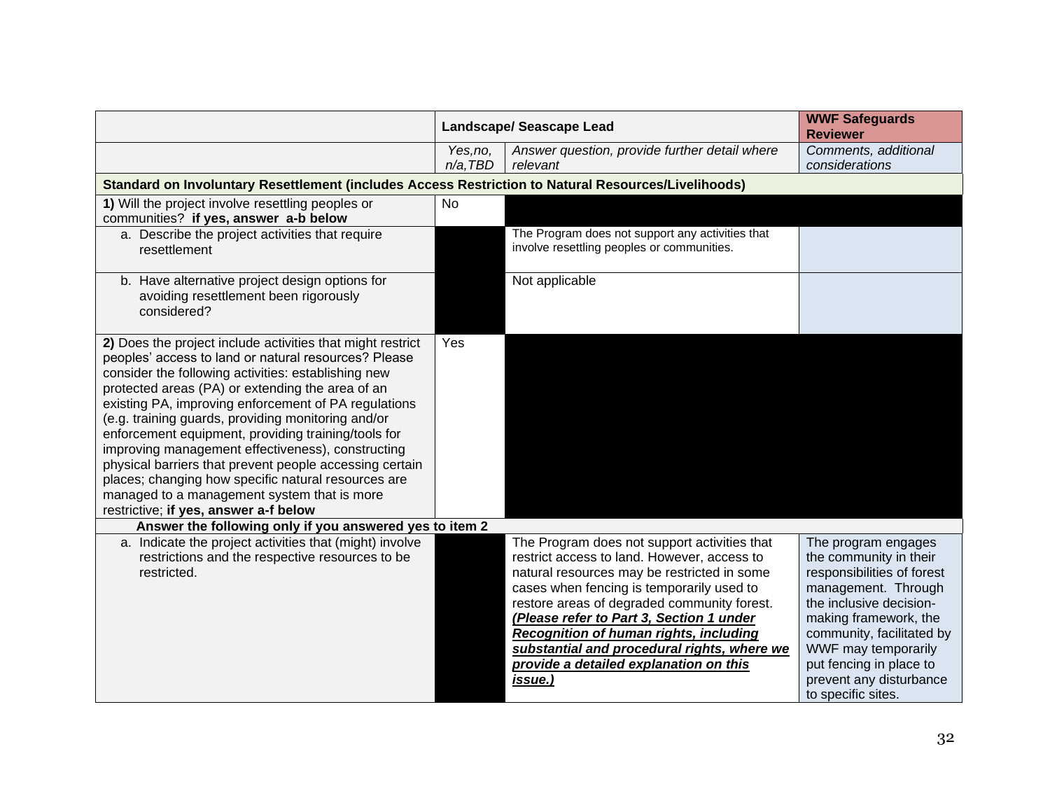| | Landscape/ Seascape Lead | | WWF Safeguards Reviewer |
|---|---|---|---|
| | *Yes,no, n/a,TBD* | *Answer question, provide further detail where relevant* | *Comments, additional considerations* |
| **Standard on Involuntary Resettlement (includes Access Restriction to Natural Resources/Livelihoods)** | | | |
| **1)** Will the project involve resettling peoples or communities? **if yes, answer a-b below** | No | | |
| a. Describe the project activities that require resettlement | | The Program does not support any activities that involve resettling peoples or communities. | |
| b. Have alternative project design options for avoiding resettlement been rigorously considered? | | Not applicable | |
| **2)** Does the project include activities that might restrict peoples' access to land or natural resources? Please consider the following activities: establishing new protected areas (PA) or extending the area of an existing PA, improving enforcement of PA regulations (e.g. training guards, providing monitoring and/or enforcement equipment, providing training/tools for improving management effectiveness), constructing physical barriers that prevent people accessing certain places; changing how specific natural resources are managed to a management system that is more restrictive; **if yes, answer a-f below** | Yes | | |
| **Answer the following only if you answered yes to item 2** | | | |
| a. Indicate the project activities that (might) involve restrictions and the respective resources to be restricted. | | The Program does not support activities that restrict access to land. However, access to natural resources may be restricted in some cases when fencing is temporarily used to restore areas of degraded community forest. ***(Please refer to Part 3, Section 1 under Recognition of human rights, including substantial and procedural rights, where we provide a detailed explanation on this issue.)*** | The program engages the community in their responsibilities of forest management. Through the inclusive decision-making framework, the community, facilitated by WWF may temporarily put fencing in place to prevent any disturbance to specific sites. |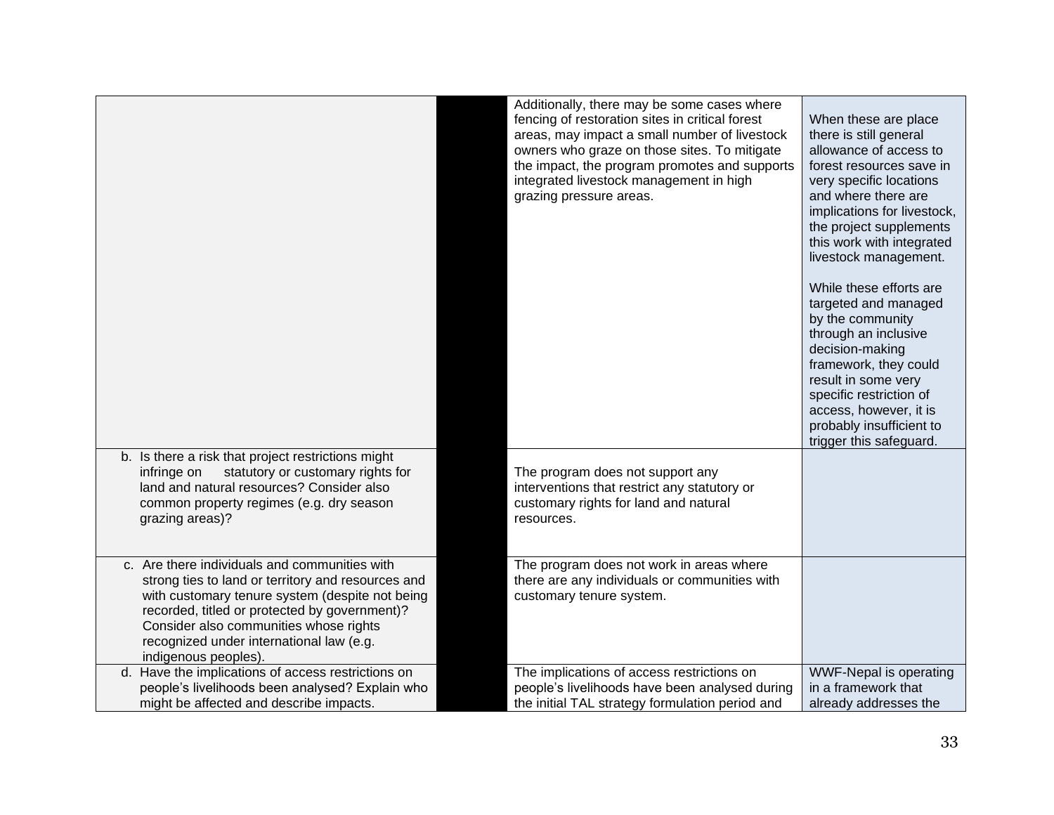| | | | |
|---|---|---|---|
| | | Additionally, there may be some cases where fencing of restoration sites in critical forest areas, may impact a small number of livestock owners who graze on those sites. To mitigate the impact, the program promotes and supports integrated livestock management in high grazing pressure areas. | When these are place there is still general allowance of access to forest resources save in very specific locations and where there are implications for livestock, the project supplements this work with integrated livestock management.<br><br>While these efforts are targeted and managed by the community through an inclusive decision-making framework, they could result in some very specific restriction of access, however, it is probably insufficient to trigger this safeguard. |
| b. Is there a risk that project restrictions might infringe on statutory or customary rights for land and natural resources? Consider also common property regimes (e.g. dry season grazing areas)? | | The program does not support any interventions that restrict any statutory or customary rights for land and natural resources. | |
| c. Are there individuals and communities with strong ties to land or territory and resources and with customary tenure system (despite not being recorded, titled or protected by government)? Consider also communities whose rights recognized under international law (e.g. indigenous peoples). | | The program does not work in areas where there are any individuals or communities with customary tenure system. | |
| d. Have the implications of access restrictions on people's livelihoods been analysed? Explain who might be affected and describe impacts. | | The implications of access restrictions on people's livelihoods have been analysed during the initial TAL strategy formulation period and | WWF-Nepal is operating in a framework that already addresses the |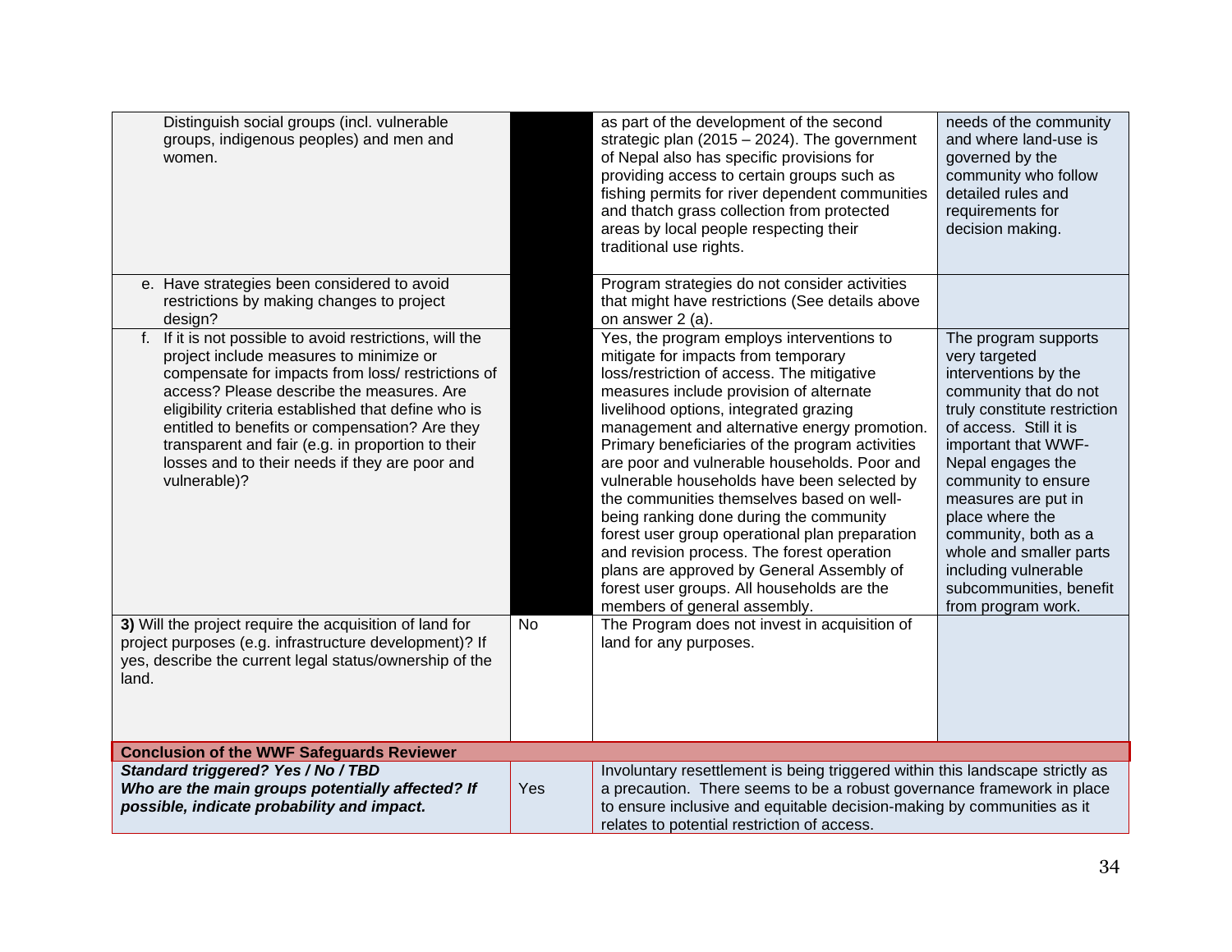| | | | |
|---|---|---|---|
| Distinguish social groups (incl. vulnerable groups, indigenous peoples) and men and women. | | as part of the development of the second strategic plan (2015 – 2024). The government of Nepal also has specific provisions for providing access to certain groups such as fishing permits for river dependent communities and thatch grass collection from protected areas by local people respecting their traditional use rights. | needs of the community and where land-use is governed by the community who follow detailed rules and requirements for decision making. |
| e. Have strategies been considered to avoid restrictions by making changes to project design? | | Program strategies do not consider activities that might have restrictions (See details above on answer 2 (a). | |
| f. If it is not possible to avoid restrictions, will the project include measures to minimize or compensate for impacts from loss/ restrictions of access? Please describe the measures. Are eligibility criteria established that define who is entitled to benefits or compensation? Are they transparent and fair (e.g. in proportion to their losses and to their needs if they are poor and vulnerable)? | | Yes, the program employs interventions to mitigate for impacts from temporary loss/restriction of access. The mitigative measures include provision of alternate livelihood options, integrated grazing management and alternative energy promotion. Primary beneficiaries of the program activities are poor and vulnerable households. Poor and vulnerable households have been selected by the communities themselves based on well-being ranking done during the community forest user group operational plan preparation and revision process. The forest operation plans are approved by General Assembly of forest user groups. All households are the members of general assembly. | The program supports very targeted interventions by the community that do not truly constitute restriction of access. Still it is important that WWF-Nepal engages the community to ensure measures are put in place where the community, both as a whole and smaller parts including vulnerable subcommunities, benefit from program work. |
| **3)** Will the project require the acquisition of land for project purposes (e.g. infrastructure development)? If yes, describe the current legal status/ownership of the land. | No | The Program does not invest in acquisition of land for any purposes. | |
| **Conclusion of the WWF Safeguards Reviewer** | | | |
| ***Standard triggered? Yes / No / TBD*** ***Who are the main groups potentially affected? If possible, indicate probability and impact.*** | Yes | Involuntary resettlement is being triggered within this landscape strictly as a precaution. There seems to be a robust governance framework in place to ensure inclusive and equitable decision-making by communities as it relates to potential restriction of access. | |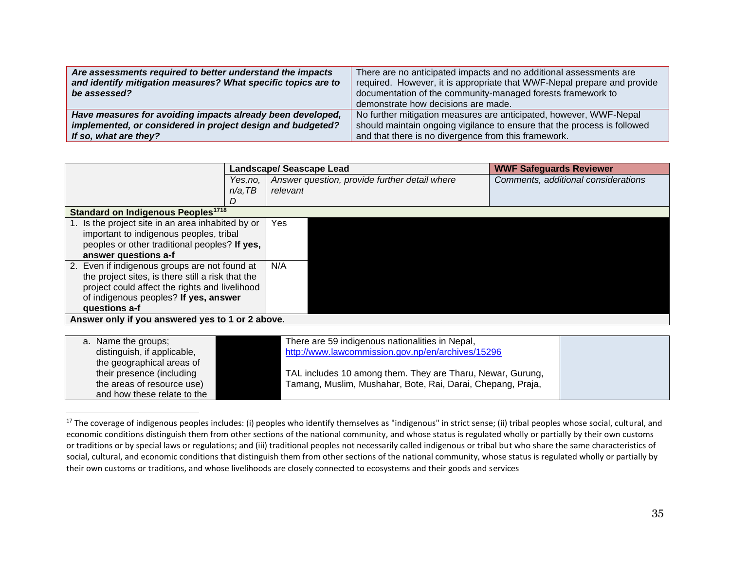| *Are assessments required to better understand the impacts and identify mitigation measures? What specific topics are to be assessed?* | There are no anticipated impacts and no additional assessments are required. However, it is appropriate that WWF-Nepal prepare and provide documentation of the community-managed forests framework to demonstrate how decisions are made. |
|---|---|
| ***Have measures for avoiding impacts already been developed, implemented, or considered in project design and budgeted? If so, what are they?*** | No further mitigation measures are anticipated, however, WWF-Nepal should maintain ongoing vigilance to ensure that the process is followed and that there is no divergence from this framework. |

| | **Landscape/ Seascape Lead** | | **WWF Safeguards Reviewer** |
|---|---|---|---|
| | *Yes,no, n/a,TBD* | *Answer question, provide further detail where relevant* | *Comments, additional considerations* |
| **Standard on Indigenous Peoples[17][18]** | | | |
| 1. Is the project site in an area inhabited by or important to indigenous peoples, tribal peoples or other traditional peoples? **If yes, answer questions a-f** | Yes | | |
| 2. Even if indigenous groups are not found at the project sites, is there still a risk that the project could affect the rights and livelihood of indigenous peoples? **If yes, answer questions a-f** | N/A | | |
| **Answer only if you answered yes to 1 or 2 above.** | | | |

| | | | |
|---|---|---|---|
| a. Name the groups; distinguish, if applicable, the geographical areas of their presence (including the areas of resource use) and how these relate to the | | There are 59 indigenous nationalities in Nepal, http://www.lawcommission.gov.np/en/archives/15296<br><br>TAL includes 10 among them. They are Tharu, Newar, Gurung, Tamang, Muslim, Mushahar, Bote, Rai, Darai, Chepang, Praja, | |

[17] The coverage of indigenous peoples includes: (i) peoples who identify themselves as "indigenous" in strict sense; (ii) tribal peoples whose social, cultural, and economic conditions distinguish them from other sections of the national community, and whose status is regulated wholly or partially by their own customs or traditions or by special laws or regulations; and (iii) traditional peoples not necessarily called indigenous or tribal but who share the same characteristics of social, cultural, and economic conditions that distinguish them from other sections of the national community, whose status is regulated wholly or partially by their own customs or traditions, and whose livelihoods are closely connected to ecosystems and their goods and services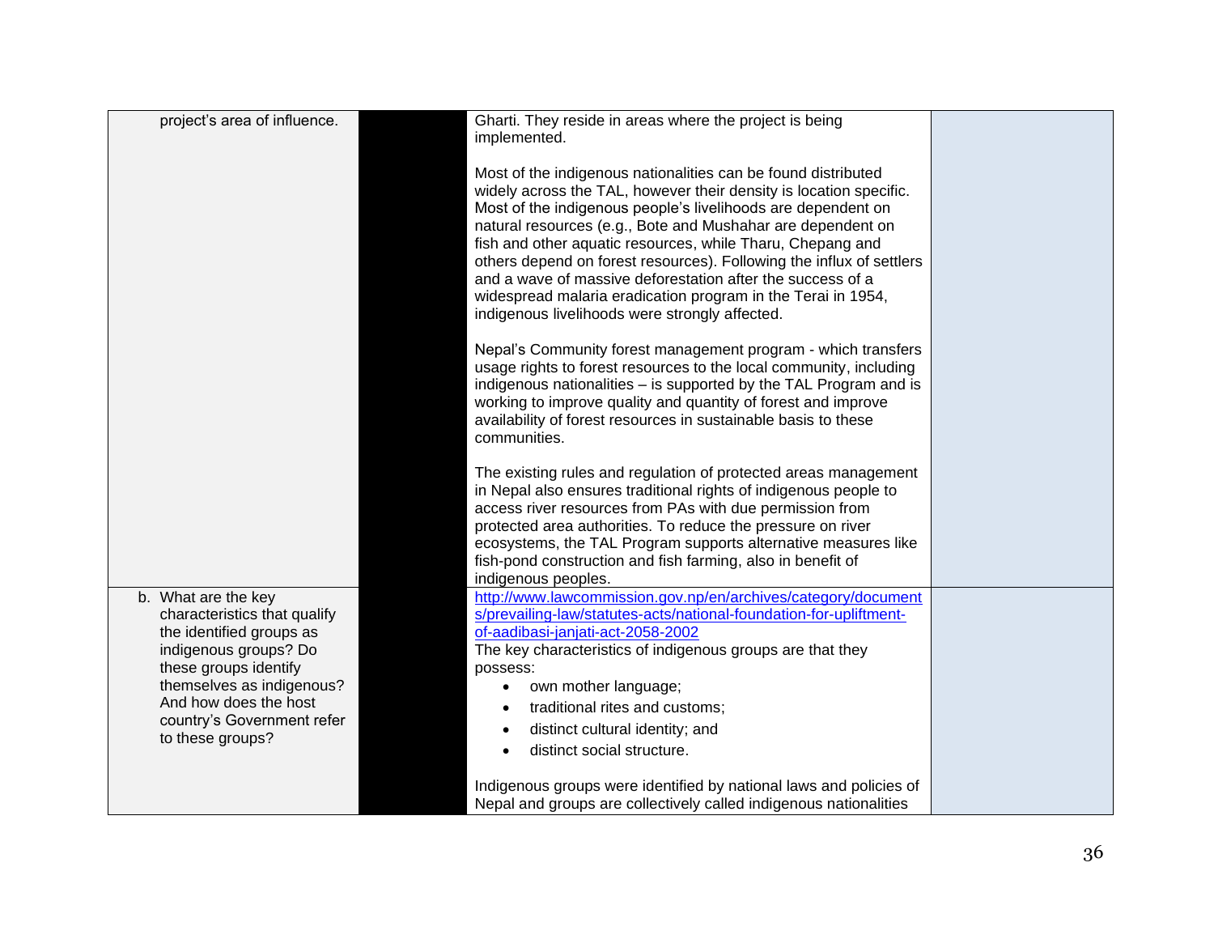| | | | |
|---|---|---|---|
| project's area of influence. | | Gharti. They reside in areas where the project is being implemented.<br><br>Most of the indigenous nationalities can be found distributed widely across the TAL, however their density is location specific. Most of the indigenous people's livelihoods are dependent on natural resources (e.g., Bote and Mushahar are dependent on fish and other aquatic resources, while Tharu, Chepang and others depend on forest resources). Following the influx of settlers and a wave of massive deforestation after the success of a widespread malaria eradication program in the Terai in 1954, indigenous livelihoods were strongly affected.<br><br>Nepal's Community forest management program - which transfers usage rights to forest resources to the local community, including indigenous nationalities – is supported by the TAL Program and is working to improve quality and quantity of forest and improve availability of forest resources in sustainable basis to these communities.<br><br>The existing rules and regulation of protected areas management in Nepal also ensures traditional rights of indigenous people to access river resources from PAs with due permission from protected area authorities. To reduce the pressure on river ecosystems, the TAL Program supports alternative measures like fish-pond construction and fish farming, also in benefit of indigenous peoples. | |
| b. What are the key characteristics that qualify the identified groups as indigenous groups? Do these groups identify themselves as indigenous? And how does the host country's Government refer to these groups? | | http://www.lawcommission.gov.np/en/archives/category/documents/prevailing-law/statutes-acts/national-foundation-for-upliftment-of-aadibasi-janjati-act-2058-2002<br>The key characteristics of indigenous groups are that they possess:<br>• own mother language;<br>• traditional rites and customs;<br>• distinct cultural identity; and<br>• distinct social structure.<br><br>Indigenous groups were identified by national laws and policies of Nepal and groups are collectively called indigenous nationalities | |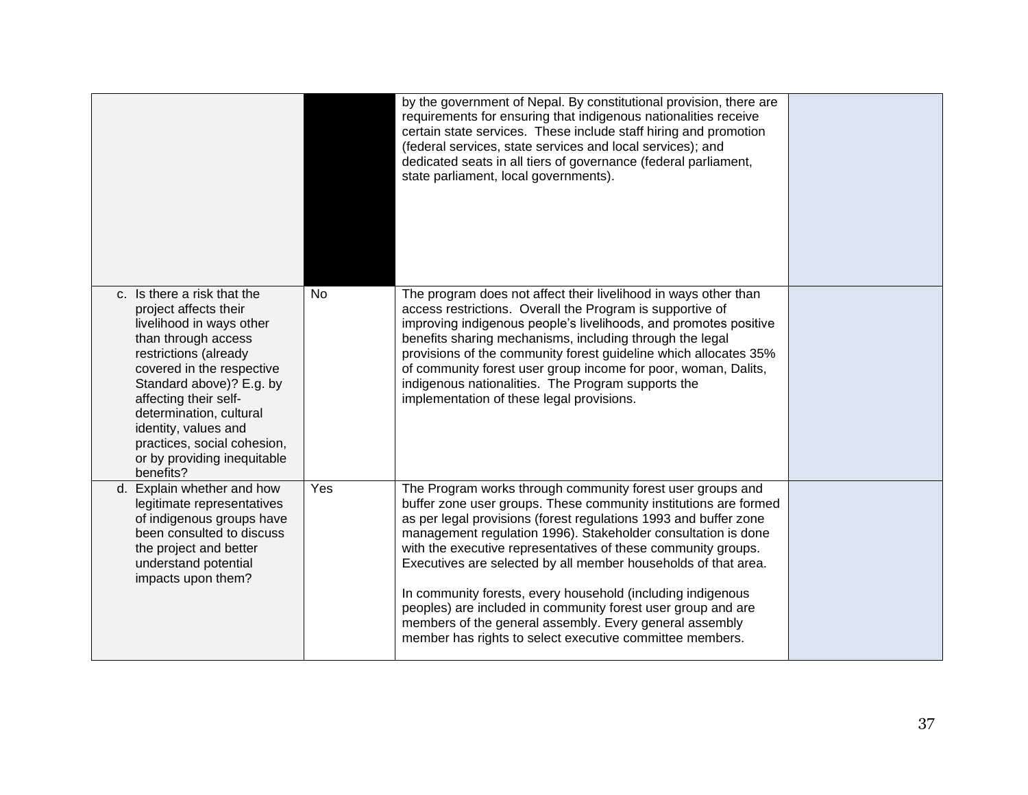|  |  |  |  |
|---|---|---|---|
|  |  | by the government of Nepal. By constitutional provision, there are requirements for ensuring that indigenous nationalities receive certain state services. These include staff hiring and promotion (federal services, state services and local services); and dedicated seats in all tiers of governance (federal parliament, state parliament, local governments). |  |
| c. Is there a risk that the project affects their livelihood in ways other than through access restrictions (already covered in the respective Standard above)? E.g. by affecting their self-determination, cultural identity, values and practices, social cohesion, or by providing inequitable benefits? | No | The program does not affect their livelihood in ways other than access restrictions. Overall the Program is supportive of improving indigenous people's livelihoods, and promotes positive benefits sharing mechanisms, including through the legal provisions of the community forest guideline which allocates 35% of community forest user group income for poor, woman, Dalits, indigenous nationalities. The Program supports the implementation of these legal provisions. |  |
| d. Explain whether and how legitimate representatives of indigenous groups have been consulted to discuss the project and better understand potential impacts upon them? | Yes | The Program works through community forest user groups and buffer zone user groups. These community institutions are formed as per legal provisions (forest regulations 1993 and buffer zone management regulation 1996). Stakeholder consultation is done with the executive representatives of these community groups. Executives are selected by all member households of that area.<br><br>In community forests, every household (including indigenous peoples) are included in community forest user group and are members of the general assembly. Every general assembly member has rights to select executive committee members. |  |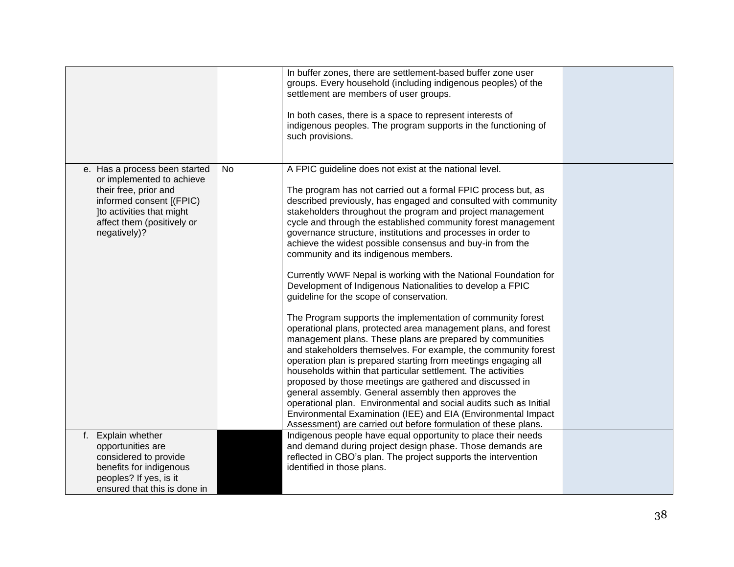| | | | |
|---|---|---|---|
| | | In buffer zones, there are settlement-based buffer zone user groups. Every household (including indigenous peoples) of the settlement are members of user groups.<br><br>In both cases, there is a space to represent interests of indigenous peoples. The program supports in the functioning of such provisions. | |
| e. Has a process been started or implemented to achieve their free, prior and informed consent [(FPIC) ]to activities that might affect them (positively or negatively)? | No | A FPIC guideline does not exist at the national level.<br><br>The program has not carried out a formal FPIC process but, as described previously, has engaged and consulted with community stakeholders throughout the program and project management cycle and through the established community forest management governance structure, institutions and processes in order to achieve the widest possible consensus and buy-in from the community and its indigenous members.<br><br>Currently WWF Nepal is working with the National Foundation for Development of Indigenous Nationalities to develop a FPIC guideline for the scope of conservation.<br><br>The Program supports the implementation of community forest operational plans, protected area management plans, and forest management plans. These plans are prepared by communities and stakeholders themselves. For example, the community forest operation plan is prepared starting from meetings engaging all households within that particular settlement. The activities proposed by those meetings are gathered and discussed in general assembly. General assembly then approves the operational plan. Environmental and social audits such as Initial Environmental Examination (IEE) and EIA (Environmental Impact Assessment) are carried out before formulation of these plans. | |
| f. Explain whether opportunities are considered to provide benefits for indigenous peoples? If yes, is it ensured that this is done in | | Indigenous people have equal opportunity to place their needs and demand during project design phase. Those demands are reflected in CBO's plan. The project supports the intervention identified in those plans. | |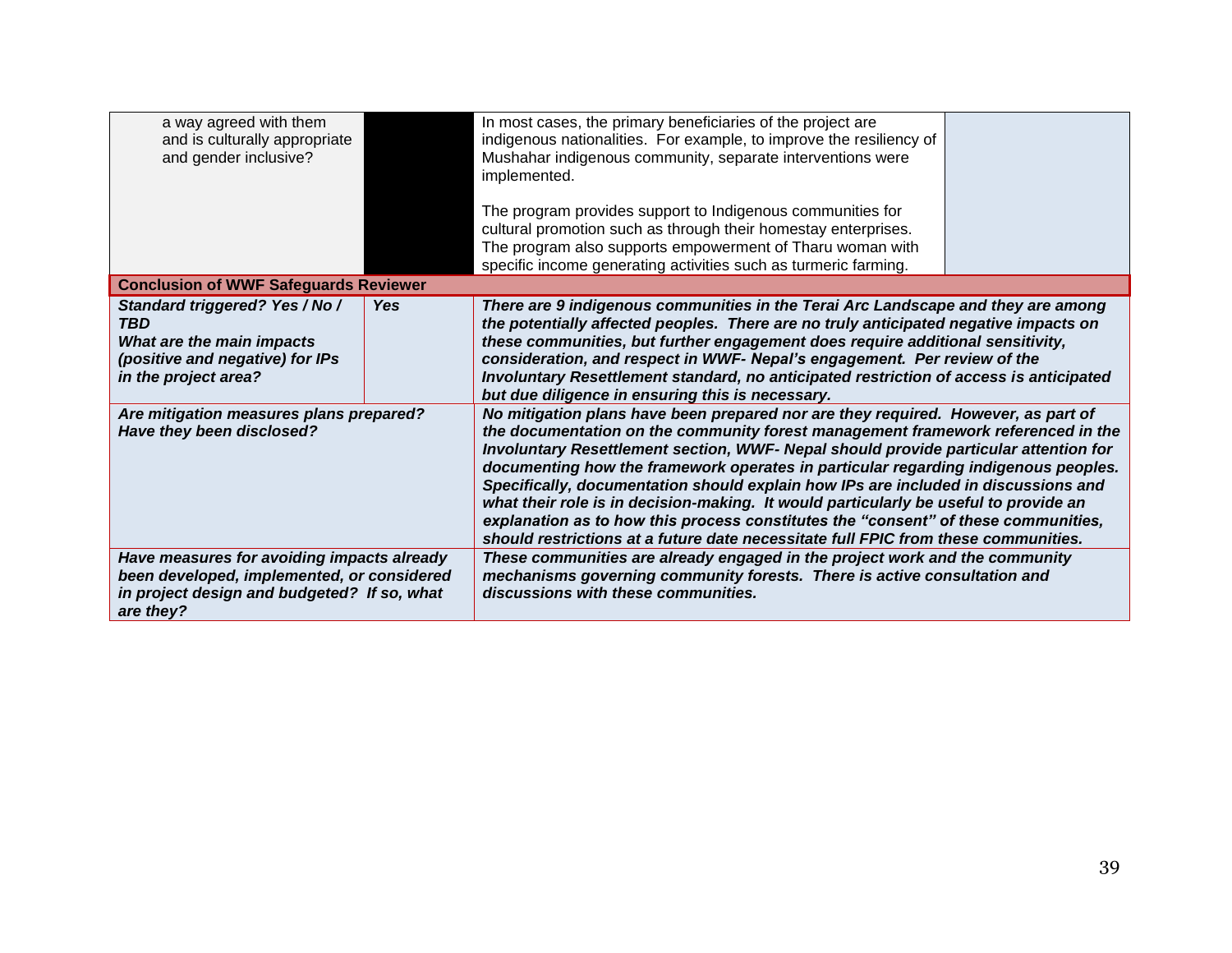| | | | |
|---|---|---|---|
| a way agreed with them and is culturally appropriate and gender inclusive? | | In most cases, the primary beneficiaries of the project are indigenous nationalities. For example, to improve the resiliency of Mushahar indigenous community, separate interventions were implemented.<br><br>The program provides support to Indigenous communities for cultural promotion such as through their homestay enterprises. The program also supports empowerment of Tharu woman with specific income generating activities such as turmeric farming. | |
| **Conclusion of WWF Safeguards Reviewer** | | | |
| ***Standard triggered? Yes / No / TBD***<br>***What are the main impacts (positive and negative) for IPs in the project area?*** | ***Yes*** | ***There are 9 indigenous communities in the Terai Arc Landscape and they are among the potentially affected peoples. There are no truly anticipated negative impacts on these communities, but further engagement does require additional sensitivity, consideration, and respect in WWF- Nepal's engagement. Per review of the Involuntary Resettlement standard, no anticipated restriction of access is anticipated but due diligence in ensuring this is necessary.*** | |
| ***Are mitigation measures plans prepared? Have they been disclosed?*** | | ***No mitigation plans have been prepared nor are they required. However, as part of the documentation on the community forest management framework referenced in the Involuntary Resettlement section, WWF- Nepal should provide particular attention for documenting how the framework operates in particular regarding indigenous peoples. Specifically, documentation should explain how IPs are included in discussions and what their role is in decision-making. It would particularly be useful to provide an explanation as to how this process constitutes the "consent" of these communities, should restrictions at a future date necessitate full FPIC from these communities.*** | |
| ***Have measures for avoiding impacts already been developed, implemented, or considered in project design and budgeted? If so, what are they?*** | | ***These communities are already engaged in the project work and the community mechanisms governing community forests. There is active consultation and discussions with these communities.*** | |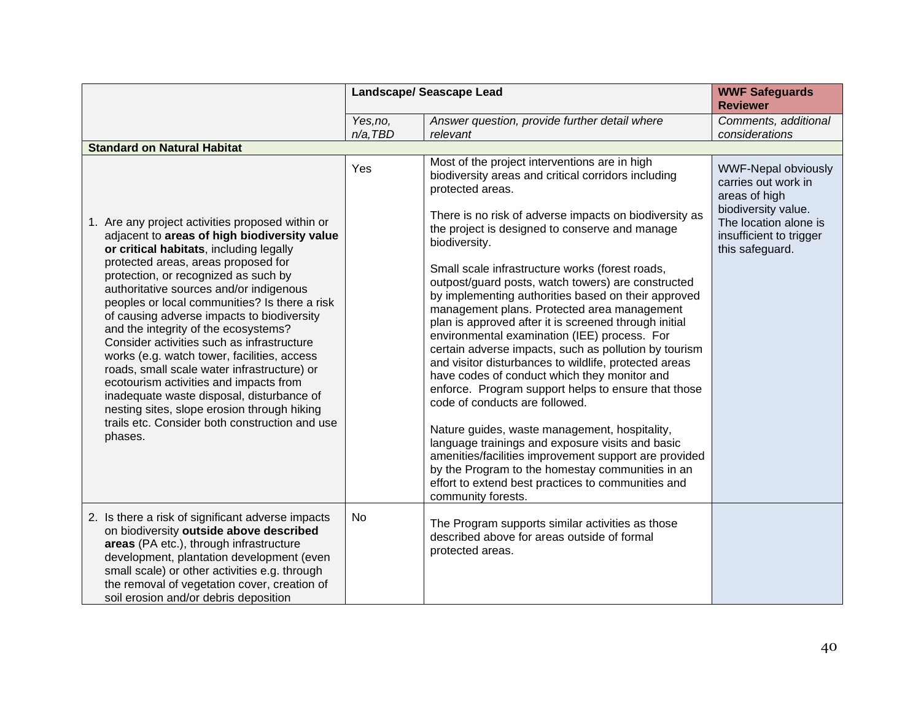| | Landscape/ Seascape Lead | | WWF Safeguards Reviewer |
|---|---|---|---|
| | *Yes,no, n/a,TBD* | *Answer question, provide further detail where relevant* | *Comments, additional considerations* |
| **Standard on Natural Habitat** | | | |
| 1. Are any project activities proposed within or adjacent to **areas of high biodiversity value or critical habitats**, including legally protected areas, areas proposed for protection, or recognized as such by authoritative sources and/or indigenous peoples or local communities? Is there a risk of causing adverse impacts to biodiversity and the integrity of the ecosystems? Consider activities such as infrastructure works (e.g. watch tower, facilities, access roads, small scale water infrastructure) or ecotourism activities and impacts from inadequate waste disposal, disturbance of nesting sites, slope erosion through hiking trails etc. Consider both construction and use phases. | Yes | Most of the project interventions are in high biodiversity areas and critical corridors including protected areas.<br><br>There is no risk of adverse impacts on biodiversity as the project is designed to conserve and manage biodiversity.<br><br>Small scale infrastructure works (forest roads, outpost/guard posts, watch towers) are constructed by implementing authorities based on their approved management plans. Protected area management plan is approved after it is screened through initial environmental examination (IEE) process. For certain adverse impacts, such as pollution by tourism and visitor disturbances to wildlife, protected areas have codes of conduct which they monitor and enforce. Program support helps to ensure that those code of conducts are followed.<br><br>Nature guides, waste management, hospitality, language trainings and exposure visits and basic amenities/facilities improvement support are provided by the Program to the homestay communities in an effort to extend best practices to communities and community forests. | WWF-Nepal obviously carries out work in areas of high biodiversity value. The location alone is insufficient to trigger this safeguard. |
| 2. Is there a risk of significant adverse impacts on biodiversity **outside above described areas** (PA etc.), through infrastructure development, plantation development (even small scale) or other activities e.g. through the removal of vegetation cover, creation of soil erosion and/or debris deposition | No | The Program supports similar activities as those described above for areas outside of formal protected areas. | |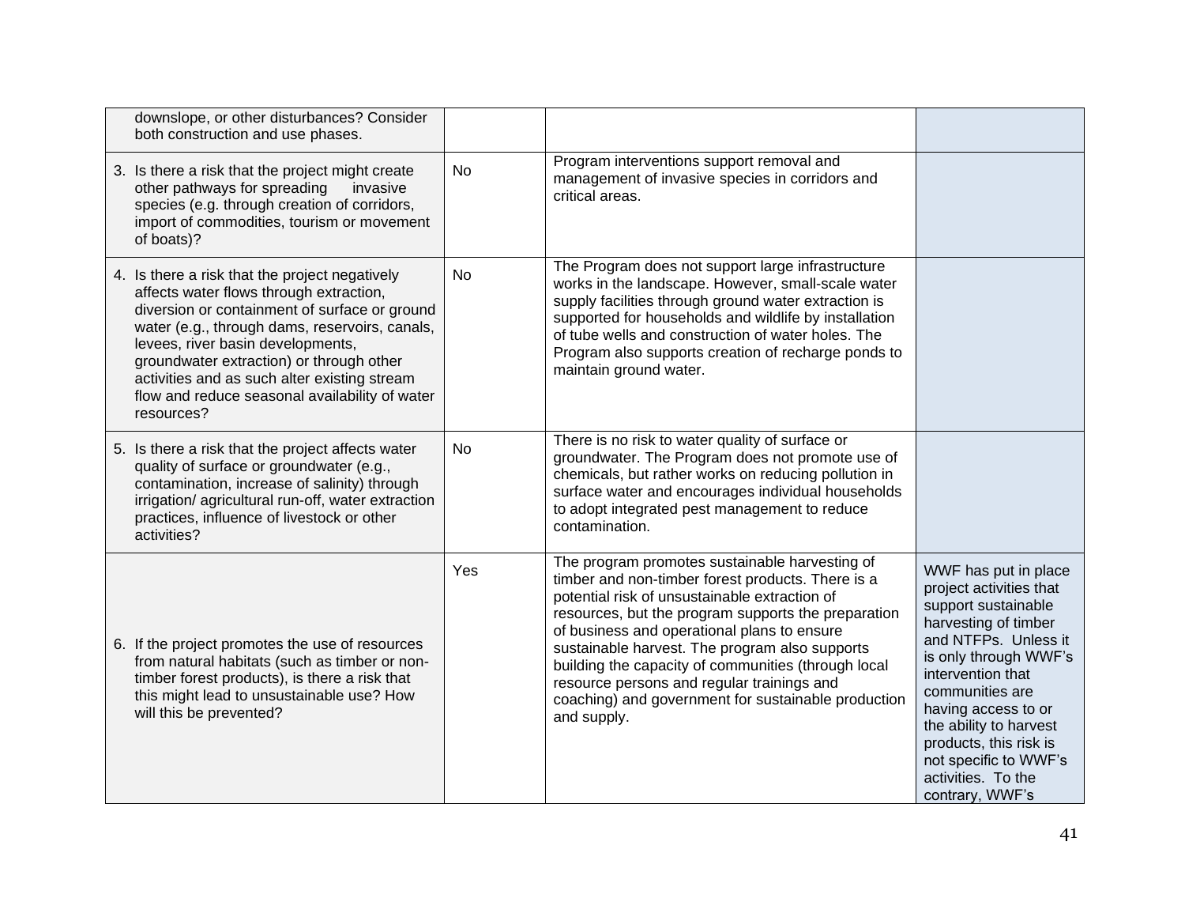| | | | |
|---|---|---|---|
| downslope, or other disturbances? Consider both construction and use phases. | | | |
| 3. Is there a risk that the project might create other pathways for spreading invasive species (e.g. through creation of corridors, import of commodities, tourism or movement of boats)? | No | Program interventions support removal and management of invasive species in corridors and critical areas. | |
| 4. Is there a risk that the project negatively affects water flows through extraction, diversion or containment of surface or ground water (e.g., through dams, reservoirs, canals, levees, river basin developments, groundwater extraction) or through other activities and as such alter existing stream flow and reduce seasonal availability of water resources? | No | The Program does not support large infrastructure works in the landscape. However, small-scale water supply facilities through ground water extraction is supported for households and wildlife by installation of tube wells and construction of water holes. The Program also supports creation of recharge ponds to maintain ground water. | |
| 5. Is there a risk that the project affects water quality of surface or groundwater (e.g., contamination, increase of salinity) through irrigation/ agricultural run-off, water extraction practices, influence of livestock or other activities? | No | There is no risk to water quality of surface or groundwater. The Program does not promote use of chemicals, but rather works on reducing pollution in surface water and encourages individual households to adopt integrated pest management to reduce contamination. | |
| 6. If the project promotes the use of resources from natural habitats (such as timber or non-timber forest products), is there a risk that this might lead to unsustainable use? How will this be prevented? | Yes | The program promotes sustainable harvesting of timber and non-timber forest products. There is a potential risk of unsustainable extraction of resources, but the program supports the preparation of business and operational plans to ensure sustainable harvest. The program also supports building the capacity of communities (through local resource persons and regular trainings and coaching) and government for sustainable production and supply. | WWF has put in place project activities that support sustainable harvesting of timber and NTFPs. Unless it is only through WWF's intervention that communities are having access to or the ability to harvest products, this risk is not specific to WWF's activities. To the contrary, WWF's |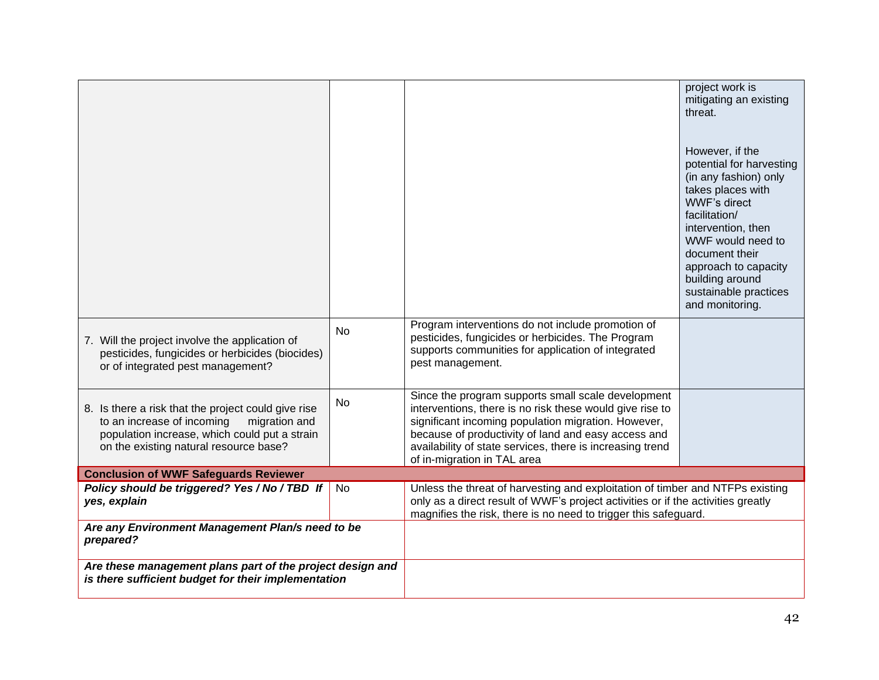| | | | |
|---|---|---|---|
| | | | project work is mitigating an existing threat.<br><br>However, if the potential for harvesting (in any fashion) only takes places with WWF's direct facilitation/ intervention, then WWF would need to document their approach to capacity building around sustainable practices and monitoring. |
| 7. Will the project involve the application of pesticides, fungicides or herbicides (biocides) or of integrated pest management? | No | Program interventions do not include promotion of pesticides, fungicides or herbicides. The Program supports communities for application of integrated pest management. | |
| 8. Is there a risk that the project could give rise to an increase of incoming migration and population increase, which could put a strain on the existing natural resource base? | No | Since the program supports small scale development interventions, there is no risk these would give rise to significant incoming population migration. However, because of productivity of land and easy access and availability of state services, there is increasing trend of in-migration in TAL area | |

| **Conclusion of WWF Safeguards Reviewer** | | |
|---|---|---|
| ***Policy should be triggered? Yes / No / TBD If yes, explain*** | No | Unless the threat of harvesting and exploitation of timber and NTFPs existing only as a direct result of WWF's project activities or if the activities greatly magnifies the risk, there is no need to trigger this safeguard. |
| ***Are any Environment Management Plan/s need to be prepared?*** | | |
| ***Are these management plans part of the project design and is there sufficient budget for their implementation*** | | |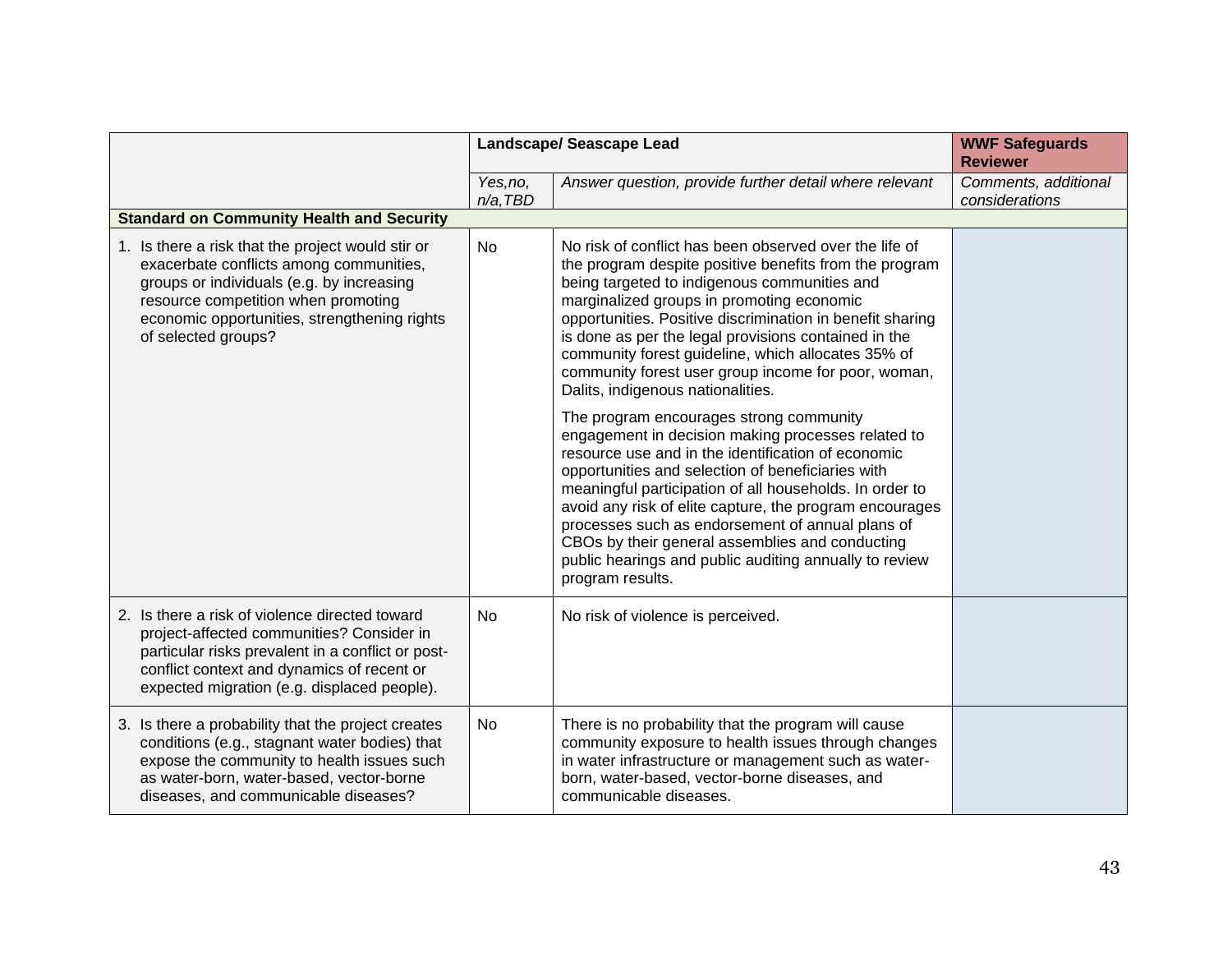| | Landscape/ Seascape Lead | | WWF Safeguards Reviewer |
|---|---|---|---|
| | *Yes,no, n/a,TBD* | *Answer question, provide further detail where relevant* | *Comments, additional considerations* |
| **Standard on Community Health and Security** | | | |
| 1. Is there a risk that the project would stir or exacerbate conflicts among communities, groups or individuals (e.g. by increasing resource competition when promoting economic opportunities, strengthening rights of selected groups? | No | No risk of conflict has been observed over the life of the program despite positive benefits from the program being targeted to indigenous communities and marginalized groups in promoting economic opportunities. Positive discrimination in benefit sharing is done as per the legal provisions contained in the community forest guideline, which allocates 35% of community forest user group income for poor, woman, Dalits, indigenous nationalities.<br><br>The program encourages strong community engagement in decision making processes related to resource use and in the identification of economic opportunities and selection of beneficiaries with meaningful participation of all households. In order to avoid any risk of elite capture, the program encourages processes such as endorsement of annual plans of CBOs by their general assemblies and conducting public hearings and public auditing annually to review program results. | |
| 2. Is there a risk of violence directed toward project-affected communities? Consider in particular risks prevalent in a conflict or post-conflict context and dynamics of recent or expected migration (e.g. displaced people). | No | No risk of violence is perceived. | |
| 3. Is there a probability that the project creates conditions (e.g., stagnant water bodies) that expose the community to health issues such as water-born, water-based, vector-borne diseases, and communicable diseases? | No | There is no probability that the program will cause community exposure to health issues through changes in water infrastructure or management such as water-born, water-based, vector-borne diseases, and communicable diseases. | |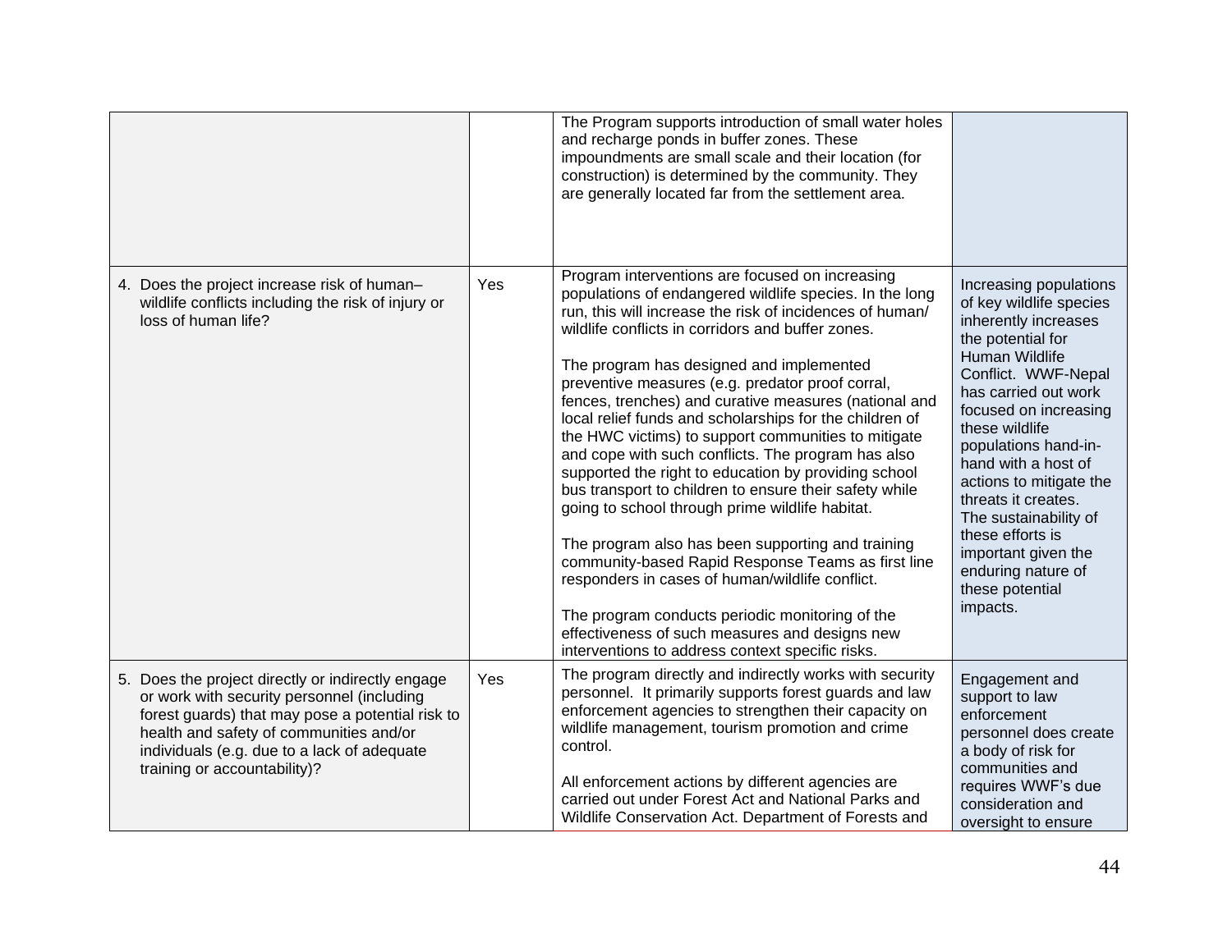| | | | |
|---|---|---|---|
| | | The Program supports introduction of small water holes and recharge ponds in buffer zones. These impoundments are small scale and their location (for construction) is determined by the community. They are generally located far from the settlement area. | |
| 4. Does the project increase risk of human–wildlife conflicts including the risk of injury or loss of human life? | Yes | Program interventions are focused on increasing populations of endangered wildlife species. In the long run, this will increase the risk of incidences of human/wildlife conflicts in corridors and buffer zones.<br><br>The program has designed and implemented preventive measures (e.g. predator proof corral, fences, trenches) and curative measures (national and local relief funds and scholarships for the children of the HWC victims) to support communities to mitigate and cope with such conflicts. The program has also supported the right to education by providing school bus transport to children to ensure their safety while going to school through prime wildlife habitat.<br><br>The program also has been supporting and training community-based Rapid Response Teams as first line responders in cases of human/wildlife conflict.<br><br>The program conducts periodic monitoring of the effectiveness of such measures and designs new interventions to address context specific risks. | Increasing populations of key wildlife species inherently increases the potential for Human Wildlife Conflict. WWF-Nepal has carried out work focused on increasing these wildlife populations hand-in-hand with a host of actions to mitigate the threats it creates. The sustainability of these efforts is important given the enduring nature of these potential impacts. |
| 5. Does the project directly or indirectly engage or work with security personnel (including forest guards) that may pose a potential risk to health and safety of communities and/or individuals (e.g. due to a lack of adequate training or accountability)? | Yes | The program directly and indirectly works with security personnel. It primarily supports forest guards and law enforcement agencies to strengthen their capacity on wildlife management, tourism promotion and crime control.<br><br>All enforcement actions by different agencies are carried out under Forest Act and National Parks and Wildlife Conservation Act. Department of Forests and | Engagement and support to law enforcement personnel does create a body of risk for communities and requires WWF's due consideration and oversight to ensure |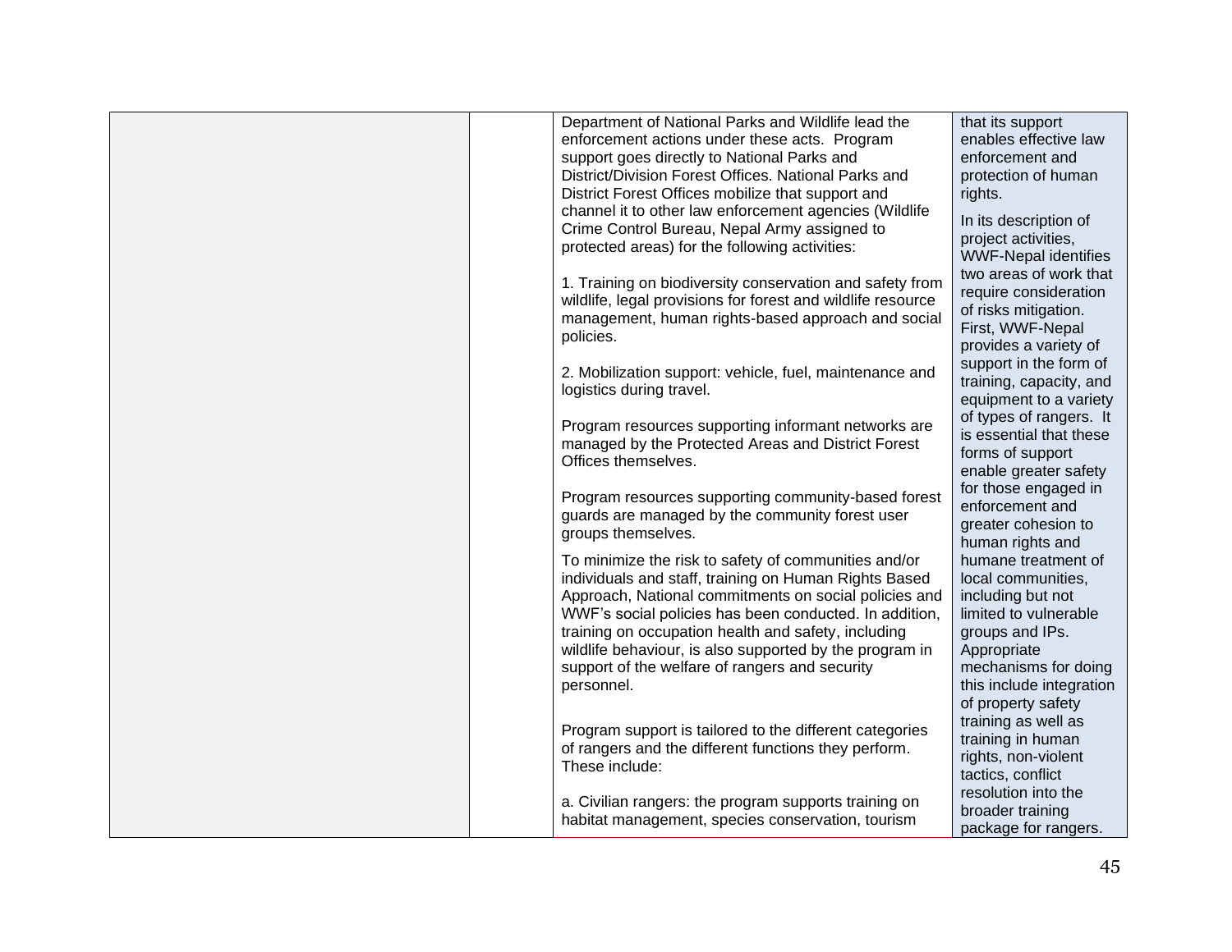| | | | |
|---|---|---|---|
| | | Department of National Parks and Wildlife lead the enforcement actions under these acts. Program support goes directly to National Parks and District/Division Forest Offices. National Parks and District Forest Offices mobilize that support and channel it to other law enforcement agencies (Wildlife Crime Control Bureau, Nepal Army assigned to protected areas) for the following activities:<br><br>1. Training on biodiversity conservation and safety from wildlife, legal provisions for forest and wildlife resource management, human rights-based approach and social policies.<br><br>2. Mobilization support: vehicle, fuel, maintenance and logistics during travel.<br><br>Program resources supporting informant networks are managed by the Protected Areas and District Forest Offices themselves.<br><br>Program resources supporting community-based forest guards are managed by the community forest user groups themselves.<br><br>To minimize the risk to safety of communities and/or individuals and staff, training on Human Rights Based Approach, National commitments on social policies and WWF's social policies has been conducted. In addition, training on occupation health and safety, including wildlife behaviour, is also supported by the program in support of the welfare of rangers and security personnel.<br><br>Program support is tailored to the different categories of rangers and the different functions they perform. These include:<br><br>a. Civilian rangers: the program supports training on habitat management, species conservation, tourism | that its support enables effective law enforcement and protection of human rights.<br><br>In its description of project activities, WWF-Nepal identifies two areas of work that require consideration of risks mitigation. First, WWF-Nepal provides a variety of support in the form of training, capacity, and equipment to a variety of types of rangers. It is essential that these forms of support enable greater safety for those engaged in enforcement and greater cohesion to human rights and humane treatment of local communities, including but not limited to vulnerable groups and IPs. Appropriate mechanisms for doing this include integration of property safety training as well as training in human rights, non-violent tactics, conflict resolution into the broader training package for rangers. |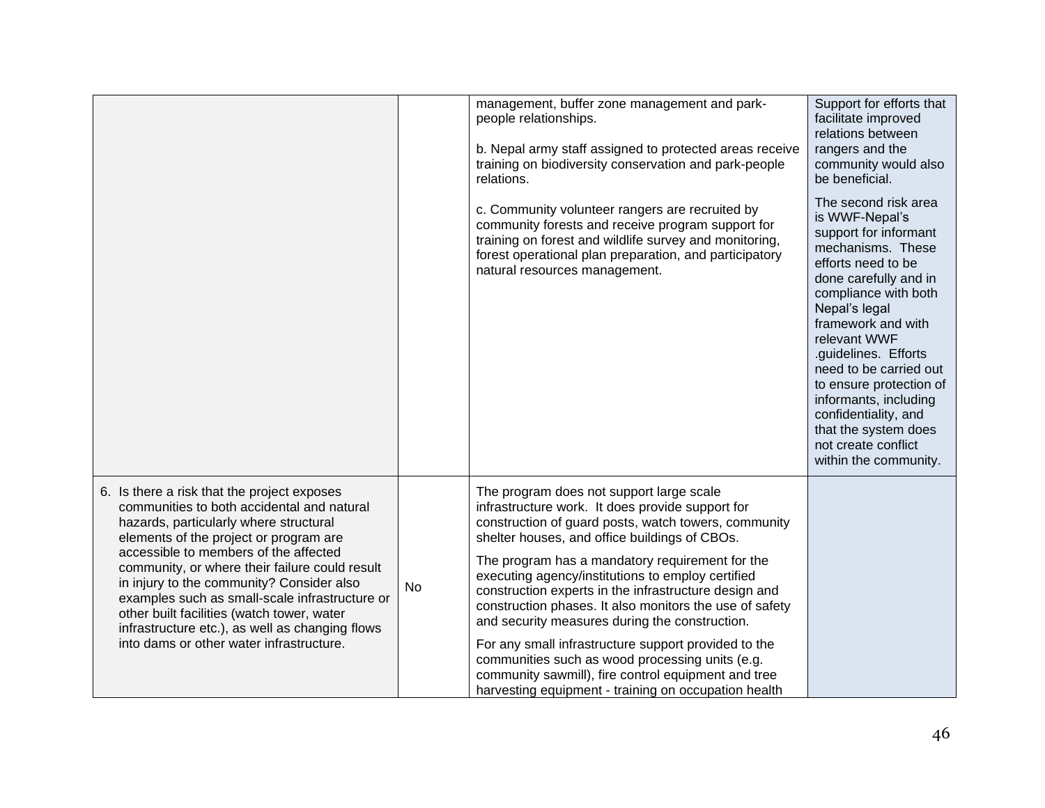| | | | |
|---|---|---|---|
| | | management, buffer zone management and park-people relationships.<br><br>b. Nepal army staff assigned to protected areas receive training on biodiversity conservation and park-people relations.<br><br>c. Community volunteer rangers are recruited by community forests and receive program support for training on forest and wildlife survey and monitoring, forest operational plan preparation, and participatory natural resources management. | Support for efforts that facilitate improved relations between rangers and the community would also be beneficial.<br><br>The second risk area is WWF-Nepal's support for informant mechanisms. These efforts need to be done carefully and in compliance with both Nepal's legal framework and with relevant WWF .guidelines. Efforts need to be carried out to ensure protection of informants, including confidentiality, and that the system does not create conflict within the community. |
| 6. Is there a risk that the project exposes communities to both accidental and natural hazards, particularly where structural elements of the project or program are accessible to members of the affected community, or where their failure could result in injury to the community? Consider also examples such as small-scale infrastructure or other built facilities (watch tower, water infrastructure etc.), as well as changing flows into dams or other water infrastructure. | No | The program does not support large scale infrastructure work. It does provide support for construction of guard posts, watch towers, community shelter houses, and office buildings of CBOs.<br><br>The program has a mandatory requirement for the executing agency/institutions to employ certified construction experts in the infrastructure design and construction phases. It also monitors the use of safety and security measures during the construction.<br><br>For any small infrastructure support provided to the communities such as wood processing units (e.g. community sawmill), fire control equipment and tree harvesting equipment - training on occupation health | |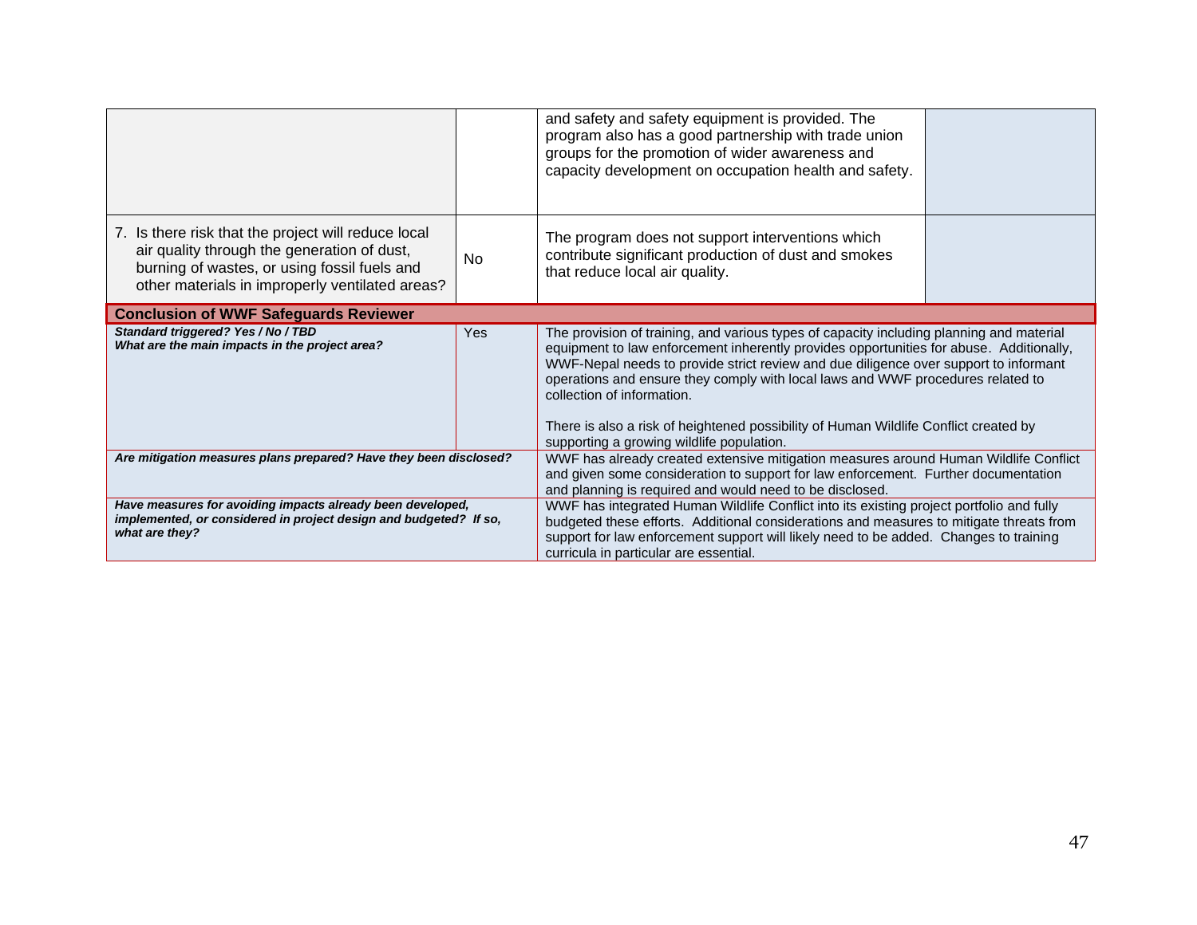| | | | |
|---|---|---|---|
| | | and safety and safety equipment is provided. The program also has a good partnership with trade union groups for the promotion of wider awareness and capacity development on occupation health and safety. | |
| 7. Is there risk that the project will reduce local air quality through the generation of dust, burning of wastes, or using fossil fuels and other materials in improperly ventilated areas? | No | The program does not support interventions which contribute significant production of dust and smokes that reduce local air quality. | |

| | | |
|---|---|---|
| **Conclusion of WWF Safeguards Reviewer** | | |
| ***Standard triggered? Yes / No / TBD*** ***What are the main impacts in the project area?*** | Yes | The provision of training, and various types of capacity including planning and material equipment to law enforcement inherently provides opportunities for abuse. Additionally, WWF-Nepal needs to provide strict review and due diligence over support to informant operations and ensure they comply with local laws and WWF procedures related to collection of information.<br><br>There is also a risk of heightened possibility of Human Wildlife Conflict created by supporting a growing wildlife population. |
| ***Are mitigation measures plans prepared? Have they been disclosed?*** | | WWF has already created extensive mitigation measures around Human Wildlife Conflict and given some consideration to support for law enforcement. Further documentation and planning is required and would need to be disclosed. |
| ***Have measures for avoiding impacts already been developed, implemented, or considered in project design and budgeted? If so, what are they?*** | | WWF has integrated Human Wildlife Conflict into its existing project portfolio and fully budgeted these efforts. Additional considerations and measures to mitigate threats from support for law enforcement support will likely need to be added. Changes to training curricula in particular are essential. |